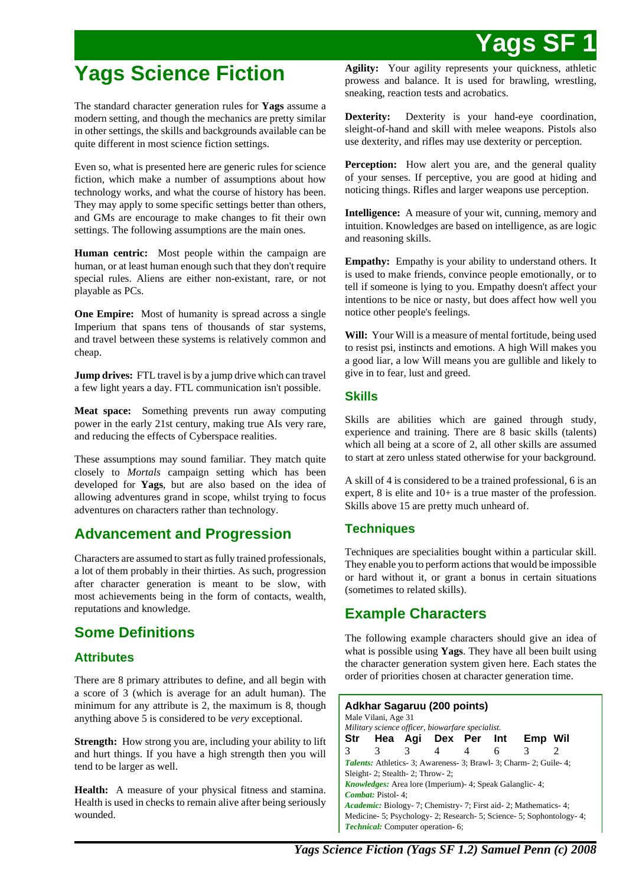# Yags Science Fiction

The standard character generation rules for **Yags** assume a modern setting, and though the mechanics are pretty similar in other settings, the skills and backgrounds available can be quite different in most science fiction settings.

Even so, what is presented here are generic rules for science fiction, which make a number of assumptions about how technology works, and what the course of history has been. They may apply to some specific settings better than others, and GMs are encourage to make changes to fit their own settings. The following assumptions are the main ones.

**Human centric:** Most people within the campaign are human, or at least human enough such that they don't require special rules. Aliens are either non-existant, rare, or not playable as PCs.

**One Empire:** Most of humanity is spread across a single Imperium that spans tens of thousands of star systems, and travel between these systems is relatively common and cheap.

**Jump drives:** FTL travel is by a jump drive which can travel a few light years a day. FTL communication isn't possible.

**Meat space:** Something prevents run away computing power in the early 21st century, making true AIs very rare, and reducing the effects of Cyberspace realities.

These assumptions may sound familiar. They match quite closely to *Mortals* campaign setting which has been developed for **Yags**, but are also based on the idea of allowing adventures grand in scope, whilst trying to focus adventures on characters rather than technology.

## Advancement and Progression

Characters are assumed to start as fully trained professionals, a lot of them probably in their thirties. As such, progression after character generation is meant to be slow, with most achievements being in the form of contacts, wealth, reputations and knowledge.

## Some Definitions

### Attributes

There are 8 primary attributes to define, and all begin with a score of 3 (which is average for an adult human). The minimum for any attribute is 2, the maximum is 8, though anything above 5 is considered to be *very* exceptional.

**Strength:** How strong you are, including your ability to lift and hurt things. If you have a high strength then you will tend to be larger as well.

**Health:** A measure of your physical fitness and stamina. Health is used in checks to remain alive after being seriously wounded.

**Agility:** Your agility represents your quickness, athletic prowess and balance. It is used for brawling, wrestling, sneaking, reaction tests and acrobatics.

**Dexterity:** Dexterity is your hand-eye coordination, sleight-of-hand and skill with melee weapons. Pistols also use dexterity, and rifles may use dexterity or perception.

**Perception:** How alert you are, and the general quality of your senses. If perceptive, you are good at hiding and noticing things. Rifles and larger weapons use perception.

**Intelligence:** A measure of your wit, cunning, memory and intuition. Knowledges are based on intelligence, as are logic and reasoning skills.

**Empathy:** Empathy is your ability to understand others. It is used to make friends, convince people emotionally, or to tell if someone is lying to you. Empathy doesn't affect your intentions to be nice or nasty, but does affect how well you notice other people's feelings.

**Will:** Your Will is a measure of mental fortitude, being used to resist psi, instincts and emotions. A high Will makes you a good liar, a low Will means you are gullible and likely to give in to fear, lust and greed.

### Skills

Skills are abilities which are gained through study, experience and training. There are 8 basic skills (talents) which all being at a score of 2, all other skills are assumed to start at zero unless stated otherwise for your background.

A skill of 4 is considered to be a trained professional, 6 is an expert, 8 is elite and 10+ is a true master of the profession. Skills above 15 are pretty much unheard of.

### Techniques

Techniques are specialities bought within a particular skill. They enable you to perform actions that would be impossible or hard without it, or grant a bonus in certain situations (sometimes to related skills).

## Example Characters

The following example characters should give an idea of what is possible using **Yags**. They have all been built using the character generation system given here. Each states the order of priorities chosen at character generation time.

**Adkhar Sagaruu (200 points)**
Male Vilani, Age 31
*Military science officer, biowarfare specialist.*

| Str | Hea | Agi | Dex | Per | Int | Emp | Wil |
|---|---|---|---|---|---|---|---|
| 3 | 3 | 3 | 4 | 4 | 6 | 3 | 2 |

***Talents:*** Athletics- 3; Awareness- 3; Brawl- 3; Charm- 2; Guile- 4; Sleight- 2; Stealth- 2; Throw- 2;
***Knowledges:*** Area lore (Imperium)- 4; Speak Galanglic- 4;
***Combat:*** Pistol- 4;
***Academic:*** Biology- 7; Chemistry- 7; First aid- 2; Mathematics- 4; Medicine- 5; Psychology- 2; Research- 5; Science- 5; Sophontology- 4;
***Technical:*** Computer operation- 6;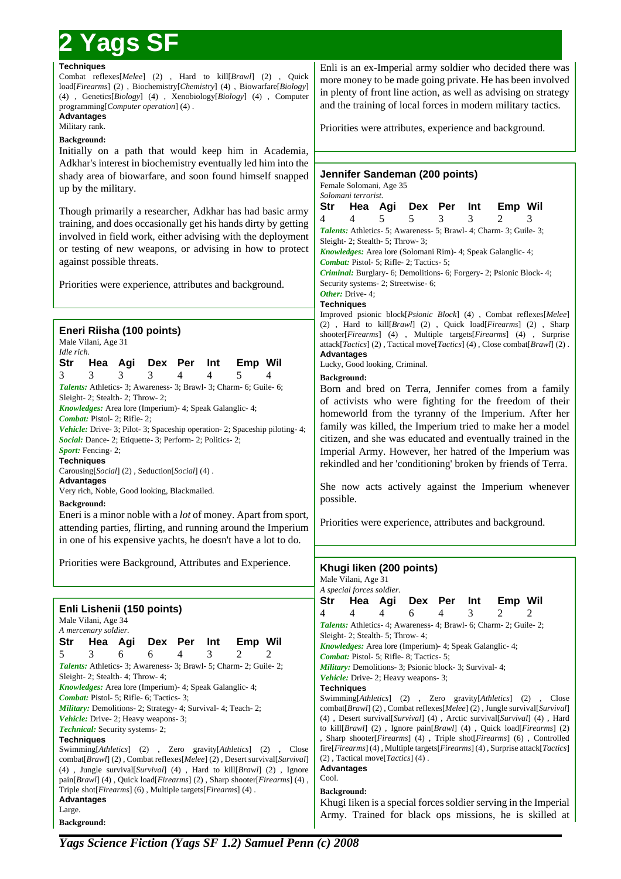**Techniques**

Combat reflexes[*Melee*] (2) , Hard to kill[*Brawl*] (2) , Quick load[*Firearms*] (2) , Biochemistry[*Chemistry*] (4) , Biowarfare[*Biology*] (4) , Genetics[*Biology*] (4) , Xenobiology[*Biology*] (4) , Computer programming[*Computer operation*] (4) .

**Advantages**

Military rank.

**Background:**

Initially on a path that would keep him in Academia, Adkhar's interest in biochemistry eventually led him into the shady area of biowarfare, and soon found himself snapped up by the military.

Though primarily a researcher, Adkhar has had basic army training, and does occasionally get his hands dirty by getting involved in field work, either advising with the deployment or testing of new weapons, or advising in how to protect against possible threats.

Priorities were experience, attributes and background.

### Eneri Riisha (100 points)

Male Vilani, Age 31
*Idle rich.*

| Str | Hea | Agi | Dex | Per | Int | Emp | Wil |
|---|---|---|---|---|---|---|---|
| 3 | 3 | 3 | 3 | 4 | 4 | 5 | 4 |

***Talents:*** Athletics- 3; Awareness- 3; Brawl- 3; Charm- 6; Guile- 6; Sleight- 2; Stealth- 2; Throw- 2;
***Knowledges:*** Area lore (Imperium)- 4; Speak Galanglic- 4;
***Combat:*** Pistol- 2; Rifle- 2;
***Vehicle:*** Drive- 3; Pilot- 3; Spaceship operation- 2; Spaceship piloting- 4;
***Social:*** Dance- 2; Etiquette- 3; Perform- 2; Politics- 2;
***Sport:*** Fencing- 2;

**Techniques**

Carousing[*Social*] (2) , Seduction[*Social*] (4) .

**Advantages**

Very rich, Noble, Good looking, Blackmailed.

**Background:**

Eneri is a minor noble with a *lot* of money. Apart from sport, attending parties, flirting, and running around the Imperium in one of his expensive yachts, he doesn't have a lot to do.

Priorities were Background, Attributes and Experience.

### Enli Lishenii (150 points)

Male Vilani, Age 34
*A mercenary soldier.*

| Str | Hea | Agi | Dex | Per | Int | Emp | Wil |
|---|---|---|---|---|---|---|---|
| 5 | 3 | 6 | 6 | 4 | 3 | 2 | 2 |

***Talents:*** Athletics- 3; Awareness- 3; Brawl- 5; Charm- 2; Guile- 2; Sleight- 2; Stealth- 4; Throw- 4;
***Knowledges:*** Area lore (Imperium)- 4; Speak Galanglic- 4;
***Combat:*** Pistol- 5; Rifle- 6; Tactics- 3;
***Military:*** Demolitions- 2; Strategy- 4; Survival- 4; Teach- 2;
***Vehicle:*** Drive- 2; Heavy weapons- 3;
***Technical:*** Security systems- 2;

**Techniques**

Swimming[*Athletics*] (2) , Zero gravity[*Athletics*] (2) , Close combat[*Brawl*] (2) , Combat reflexes[*Melee*] (2) , Desert survival[*Survival*] (4) , Jungle survival[*Survival*] (4) , Hard to kill[*Brawl*] (2) , Ignore pain[*Brawl*] (4) , Quick load[*Firearms*] (2) , Sharp shooter[*Firearms*] (4) , Triple shot[*Firearms*] (6) , Multiple targets[*Firearms*] (4) .

**Advantages**

Large.

**Background:**

Enli is an ex-Imperial army soldier who decided there was more money to be made going private. He has been involved in plenty of front line action, as well as advising on strategy and the training of local forces in modern military tactics.

Priorities were attributes, experience and background.

### Jennifer Sandeman (200 points)

Female Solomani, Age 35
*Solomani terrorist.*

| Str | Hea | Agi | Dex | Per | Int | Emp | Wil |
|---|---|---|---|---|---|---|---|
| 4 | 4 | 5 | 5 | 3 | 3 | 2 | 3 |

***Talents:*** Athletics- 5; Awareness- 5; Brawl- 4; Charm- 3; Guile- 3; Sleight- 2; Stealth- 5; Throw- 3;
***Knowledges:*** Area lore (Solomani Rim)- 4; Speak Galanglic- 4;
***Combat:*** Pistol- 5; Rifle- 2; Tactics- 5;
***Criminal:*** Burglary- 6; Demolitions- 6; Forgery- 2; Psionic Block- 4; Security systems- 2; Streetwise- 6;
***Other:*** Drive- 4;

**Techniques**

Improved psionic block[*Psionic Block*] (4) , Combat reflexes[*Melee*] (2) , Hard to kill[*Brawl*] (2) , Quick load[*Firearms*] (2) , Sharp shooter[*Firearms*] (4) , Multiple targets[*Firearms*] (4) , Surprise attack[*Tactics*] (2) , Tactical move[*Tactics*] (4) , Close combat[*Brawl*] (2) .

**Advantages**

Lucky, Good looking, Criminal.

**Background:**

Born and bred on Terra, Jennifer comes from a family of activists who were fighting for the freedom of their homeworld from the tyranny of the Imperium. After her family was killed, the Imperium tried to make her a model citizen, and she was educated and eventually trained in the Imperial Army. However, her hatred of the Imperium was rekindled and her 'conditioning' broken by friends of Terra.

She now acts actively against the Imperium whenever possible.

Priorities were experience, attributes and background.

### Khugi Iiken (200 points)

Male Vilani, Age 31
*A special forces soldier.*

| Str | Hea | Agi | Dex | Per | Int | Emp | Wil |
|---|---|---|---|---|---|---|---|
| 4 | 4 | 4 | 6 | 4 | 3 | 2 | 2 |

***Talents:*** Athletics- 4; Awareness- 4; Brawl- 6; Charm- 2; Guile- 2; Sleight- 2; Stealth- 5; Throw- 4;
***Knowledges:*** Area lore (Imperium)- 4; Speak Galanglic- 4;
***Combat:*** Pistol- 5; Rifle- 8; Tactics- 5;
***Military:*** Demolitions- 3; Psionic block- 3; Survival- 4;
***Vehicle:*** Drive- 2; Heavy weapons- 3;

**Techniques**

Swimming[*Athletics*] (2) , Zero gravity[*Athletics*] (2) , Close combat[*Brawl*] (2) , Combat reflexes[*Melee*] (2) , Jungle survival[*Survival*] (4) , Desert survival[*Survival*] (4) , Arctic survival[*Survival*] (4) , Hard to kill[*Brawl*] (2) , Ignore pain[*Brawl*] (4) , Quick load[*Firearms*] (2) , Sharp shooter[*Firearms*] (4) , Triple shot[*Firearms*] (6) , Controlled fire[*Firearms*] (4) , Multiple targets[*Firearms*] (4) , Surprise attack[*Tactics*] (2) , Tactical move[*Tactics*] (4) .

**Advantages**

Cool.

**Background:**

Khugi Iiken is a special forces soldier serving in the Imperial Army. Trained for black ops missions, he is skilled at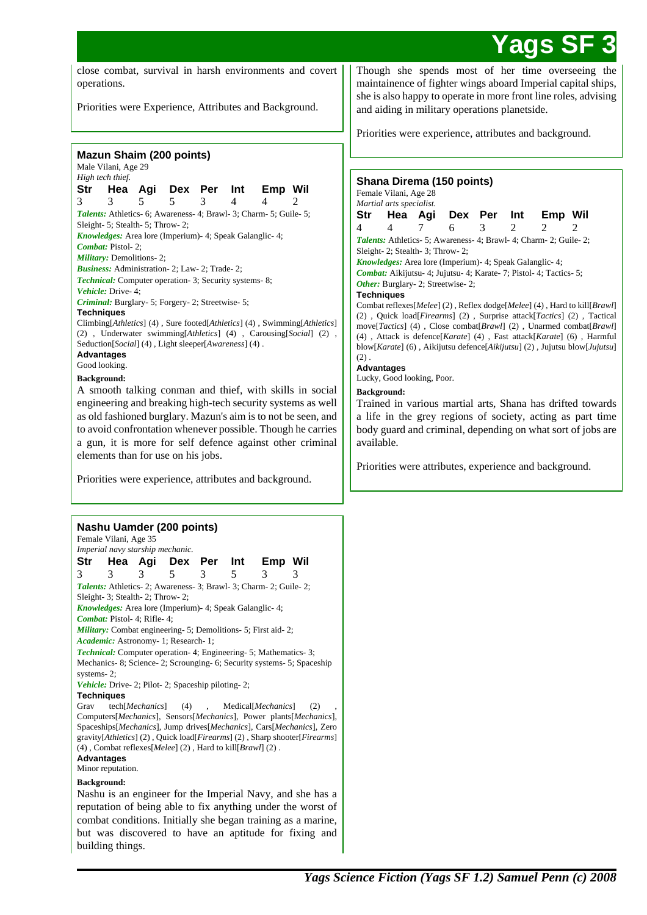close combat, survival in harsh environments and covert operations.

Priorities were Experience, Attributes and Background.

### Mazun Shaim (200 points)

Male Vilani, Age 29

*High tech thief.*

| Str | Hea | Agi | Dex | Per | Int | Emp | Wil |
|---|---|---|---|---|---|---|---|
| 3 | 3 | 5 | 5 | 3 | 4 | 4 | 2 |

***Talents:*** Athletics- 6; Awareness- 4; Brawl- 3; Charm- 5; Guile- 5; Sleight- 5; Stealth- 5; Throw- 2;

***Knowledges:*** Area lore (Imperium)- 4; Speak Galanglic- 4;

***Combat:*** Pistol- 2;

***Military:*** Demolitions- 2;

***Business:*** Administration- 2; Law- 2; Trade- 2;

***Technical:*** Computer operation- 3; Security systems- 8;

***Vehicle:*** Drive- 4;

***Criminal:*** Burglary- 5; Forgery- 2; Streetwise- 5;

**Techniques**

Climbing[*Athletics*] (4) , Sure footed[*Athletics*] (4) , Swimming[*Athletics*] (2) , Underwater swimming[*Athletics*] (4) , Carousing[*Social*] (2) , Seduction[*Social*] (4) , Light sleeper[*Awareness*] (4) .

**Advantages**

Good looking.

**Background:**

A smooth talking conman and thief, with skills in social engineering and breaking high-tech security systems as well as old fashioned burglary. Mazun's aim is to not be seen, and to avoid confrontation whenever possible. Though he carries a gun, it is more for self defence against other criminal elements than for use on his jobs.

Priorities were experience, attributes and background.

### Nashu Uamder (200 points)

Female Vilani, Age 35

*Imperial navy starship mechanic.*

| Str | Hea | Agi | Dex | Per | Int | Emp | Wil |
|---|---|---|---|---|---|---|---|
| 3 | 3 | 3 | 5 | 3 | 5 | 3 | 3 |

***Talents:*** Athletics- 2; Awareness- 3; Brawl- 3; Charm- 2; Guile- 2; Sleight- 3; Stealth- 2; Throw- 2;

***Knowledges:*** Area lore (Imperium)- 4; Speak Galanglic- 4;

***Combat:*** Pistol- 4; Rifle- 4;

***Military:*** Combat engineering- 5; Demolitions- 5; First aid- 2;

***Academic:*** Astronomy- 1; Research- 1;

***Technical:*** Computer operation- 4; Engineering- 5; Mathematics- 3; Mechanics- 8; Science- 2; Scrounging- 6; Security systems- 5; Spaceship systems- 2;

***Vehicle:*** Drive- 2; Pilot- 2; Spaceship piloting- 2;

**Techniques**

Grav tech[*Mechanics*] (4) , Medical[*Mechanics*] (2) , Computers[*Mechanics*], Sensors[*Mechanics*], Power plants[*Mechanics*], Spaceships[*Mechanics*], Jump drives[*Mechanics*], Cars[*Mechanics*], Zero gravity[*Athletics*] (2) , Quick load[*Firearms*] (2) , Sharp shooter[*Firearms*] (4) , Combat reflexes[*Melee*] (2) , Hard to kill[*Brawl*] (2) .

**Advantages**

Minor reputation.

**Background:**

Nashu is an engineer for the Imperial Navy, and she has a reputation of being able to fix anything under the worst of combat conditions. Initially she began training as a marine, but was discovered to have an aptitude for fixing and building things.

Though she spends most of her time overseeing the maintainence of fighter wings aboard Imperial capital ships, she is also happy to operate in more front line roles, advising and aiding in military operations planetside.

Priorities were experience, attributes and background.

### Shana Direma (150 points)

Female Vilani, Age 28

*Martial arts specialist.*

| Str | Hea | Agi | Dex | Per | Int | Emp | Wil |
|---|---|---|---|---|---|---|---|
| 4 | 4 | 7 | 6 | 3 | 2 | 2 | 2 |

***Talents:*** Athletics- 5; Awareness- 4; Brawl- 4; Charm- 2; Guile- 2; Sleight- 2; Stealth- 3; Throw- 2;

***Knowledges:*** Area lore (Imperium)- 4; Speak Galanglic- 4;

***Combat:*** Aikijutsu- 4; Jujutsu- 4; Karate- 7; Pistol- 4; Tactics- 5;

***Other:*** Burglary- 2; Streetwise- 2;

**Techniques**

Combat reflexes[*Melee*] (2) , Reflex dodge[*Melee*] (4) , Hard to kill[*Brawl*] (2) , Quick load[*Firearms*] (2) , Surprise attack[*Tactics*] (2) , Tactical move[*Tactics*] (4) , Close combat[*Brawl*] (2) , Unarmed combat[*Brawl*] (4) , Attack is defence[*Karate*] (4) , Fast attack[*Karate*] (6) , Harmful blow[*Karate*] (6) , Aikijutsu defence[*Aikijutsu*] (2) , Jujutsu blow[*Jujutsu*] (2) .

**Advantages**

Lucky, Good looking, Poor.

**Background:**

Trained in various martial arts, Shana has drifted towards a life in the grey regions of society, acting as part time body guard and criminal, depending on what sort of jobs are available.

Priorities were attributes, experience and background.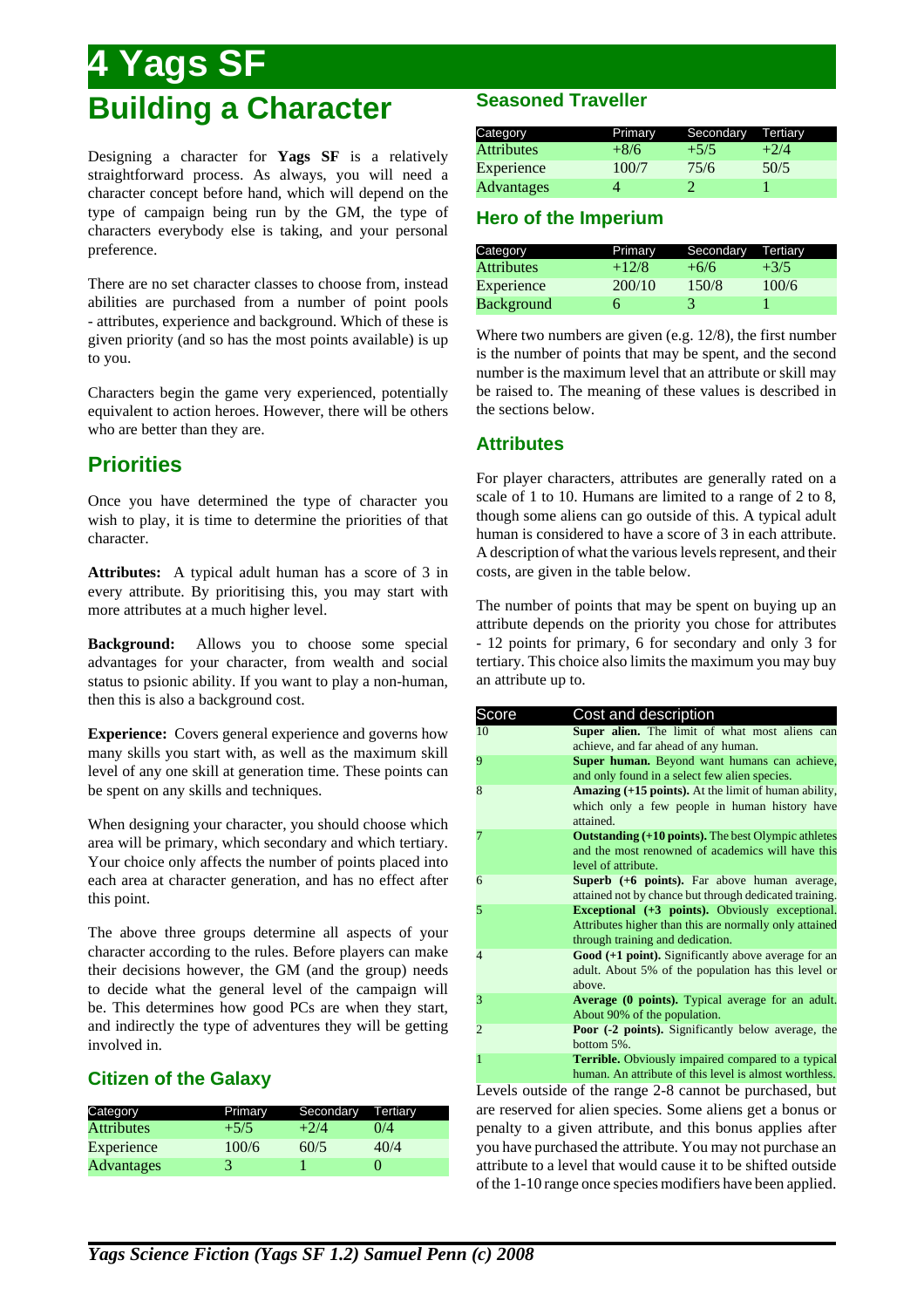# 4 Yags SF

# Building a Character

Designing a character for **Yags SF** is a relatively straightforward process. As always, you will need a character concept before hand, which will depend on the type of campaign being run by the GM, the type of characters everybody else is taking, and your personal preference.

There are no set character classes to choose from, instead abilities are purchased from a number of point pools - attributes, experience and background. Which of these is given priority (and so has the most points available) is up to you.

Characters begin the game very experienced, potentially equivalent to action heroes. However, there will be others who are better than they are.

## Priorities

Once you have determined the type of character you wish to play, it is time to determine the priorities of that character.

**Attributes:** A typical adult human has a score of 3 in every attribute. By prioritising this, you may start with more attributes at a much higher level.

**Background:** Allows you to choose some special advantages for your character, from wealth and social status to psionic ability. If you want to play a non-human, then this is also a background cost.

**Experience:** Covers general experience and governs how many skills you start with, as well as the maximum skill level of any one skill at generation time. These points can be spent on any skills and techniques.

When designing your character, you should choose which area will be primary, which secondary and which tertiary. Your choice only affects the number of points placed into each area at character generation, and has no effect after this point.

The above three groups determine all aspects of your character according to the rules. Before players can make their decisions however, the GM (and the group) needs to decide what the general level of the campaign will be. This determines how good PCs are when they start, and indirectly the type of adventures they will be getting involved in.

### Citizen of the Galaxy

| Category | Primary | Secondary | Tertiary |
|---|---|---|---|
| Attributes | +5/5 | +2/4 | 0/4 |
| Experience | 100/6 | 60/5 | 40/4 |
| Advantages | 3 | 1 | 0 |

### Seasoned Traveller

| Category | Primary | Secondary | Tertiary |
|---|---|---|---|
| Attributes | +8/6 | +5/5 | +2/4 |
| Experience | 100/7 | 75/6 | 50/5 |
| Advantages | 4 | 2 | 1 |

### Hero of the Imperium

| Category | Primary | Secondary | Tertiary |
|---|---|---|---|
| Attributes | +12/8 | +6/6 | +3/5 |
| Experience | 200/10 | 150/8 | 100/6 |
| Background | 6 | 3 | 1 |

Where two numbers are given (e.g. 12/8), the first number is the number of points that may be spent, and the second number is the maximum level that an attribute or skill may be raised to. The meaning of these values is described in the sections below.

## Attributes

For player characters, attributes are generally rated on a scale of 1 to 10. Humans are limited to a range of 2 to 8, though some aliens can go outside of this. A typical adult human is considered to have a score of 3 in each attribute. A description of what the various levels represent, and their costs, are given in the table below.

The number of points that may be spent on buying up an attribute depends on the priority you chose for attributes - 12 points for primary, 6 for secondary and only 3 for tertiary. This choice also limits the maximum you may buy an attribute up to.

| Score | Cost and description |
|---|---|
| 10 | **Super alien.** The limit of what most aliens can achieve, and far ahead of any human. |
| 9 | **Super human.** Beyond want humans can achieve, and only found in a select few alien species. |
| 8 | **Amazing (+15 points).** At the limit of human ability, which only a few people in human history have attained. |
| 7 | **Outstanding (+10 points).** The best Olympic athletes and the most renowned of academics will have this level of attribute. |
| 6 | **Superb (+6 points).** Far above human average, attained not by chance but through dedicated training. |
| 5 | **Exceptional (+3 points).** Obviously exceptional. Attributes higher than this are normally only attained through training and dedication. |
| 4 | **Good (+1 point).** Significantly above average for an adult. About 5% of the population has this level or above. |
| 3 | **Average (0 points).** Typical average for an adult. About 90% of the population. |
| 2 | **Poor (-2 points).** Significantly below average, the bottom 5%. |
| 1 | **Terrible.** Obviously impaired compared to a typical human. An attribute of this level is almost worthless. |

Levels outside of the range 2-8 cannot be purchased, but are reserved for alien species. Some aliens get a bonus or penalty to a given attribute, and this bonus applies after you have purchased the attribute. You may not purchase an attribute to a level that would cause it to be shifted outside of the 1-10 range once species modifiers have been applied.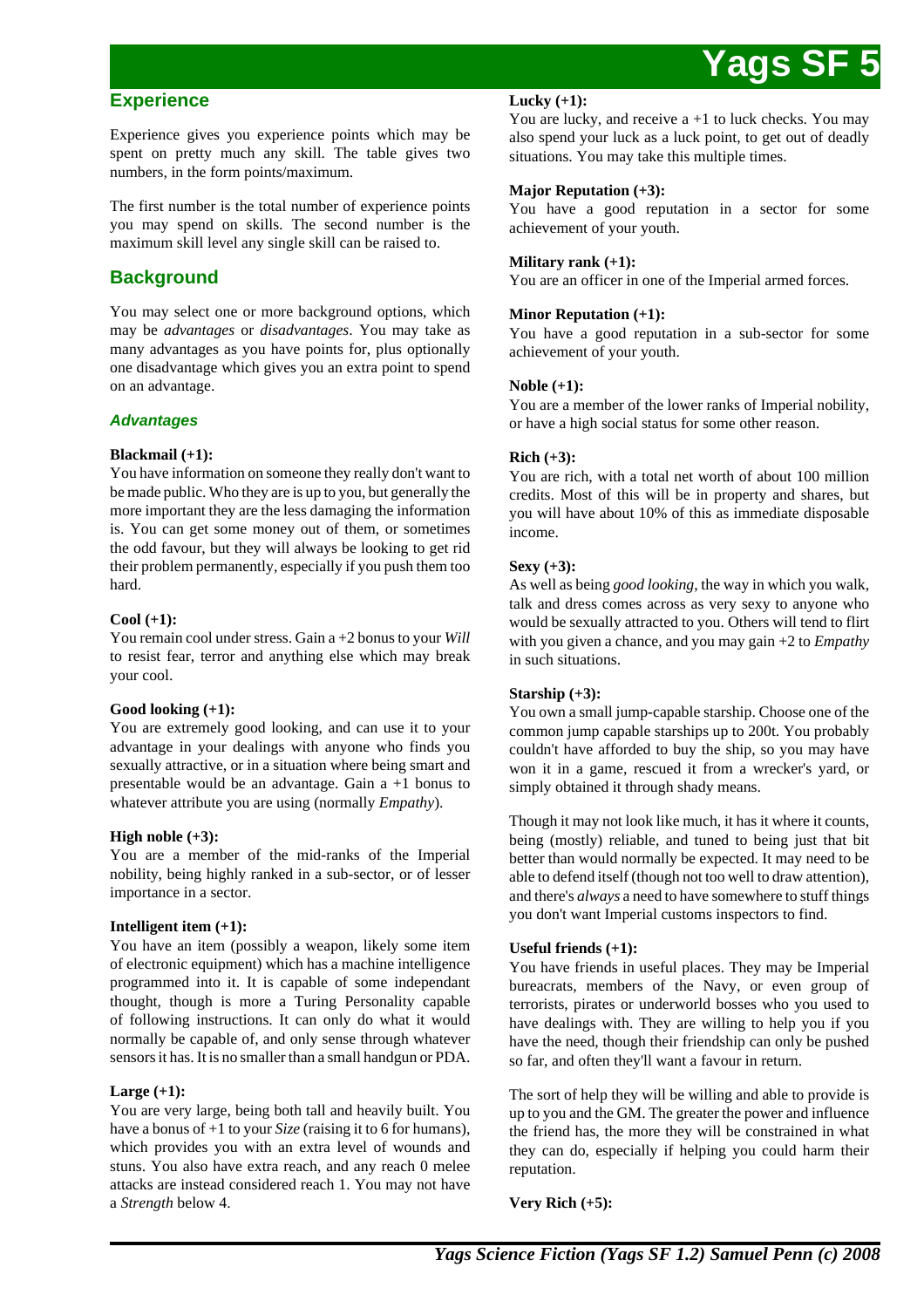## Experience

Experience gives you experience points which may be spent on pretty much any skill. The table gives two numbers, in the form points/maximum.

The first number is the total number of experience points you may spend on skills. The second number is the maximum skill level any single skill can be raised to.

## Background

You may select one or more background options, which may be *advantages* or *disadvantages*. You may take as many advantages as you have points for, plus optionally one disadvantage which gives you an extra point to spend on an advantage.

### *Advantages*

**Blackmail (+1):**
You have information on someone they really don't want to be made public. Who they are is up to you, but generally the more important they are the less damaging the information is. You can get some money out of them, or sometimes the odd favour, but they will always be looking to get rid their problem permanently, especially if you push them too hard.

**Cool (+1):**
You remain cool under stress. Gain a +2 bonus to your *Will* to resist fear, terror and anything else which may break your cool.

**Good looking (+1):**
You are extremely good looking, and can use it to your advantage in your dealings with anyone who finds you sexually attractive, or in a situation where being smart and presentable would be an advantage. Gain a +1 bonus to whatever attribute you are using (normally *Empathy*).

**High noble (+3):**
You are a member of the mid-ranks of the Imperial nobility, being highly ranked in a sub-sector, or of lesser importance in a sector.

**Intelligent item (+1):**
You have an item (possibly a weapon, likely some item of electronic equipment) which has a machine intelligence programmed into it. It is capable of some independant thought, though is more a Turing Personality capable of following instructions. It can only do what it would normally be capable of, and only sense through whatever sensors it has. It is no smaller than a small handgun or PDA.

**Large (+1):**
You are very large, being both tall and heavily built. You have a bonus of +1 to your *Size* (raising it to 6 for humans), which provides you with an extra level of wounds and stuns. You also have extra reach, and any reach 0 melee attacks are instead considered reach 1. You may not have a *Strength* below 4.

**Lucky (+1):**
You are lucky, and receive a +1 to luck checks. You may also spend your luck as a luck point, to get out of deadly situations. You may take this multiple times.

**Major Reputation (+3):**
You have a good reputation in a sector for some achievement of your youth.

**Military rank (+1):**
You are an officer in one of the Imperial armed forces.

**Minor Reputation (+1):**
You have a good reputation in a sub-sector for some achievement of your youth.

**Noble (+1):**
You are a member of the lower ranks of Imperial nobility, or have a high social status for some other reason.

**Rich (+3):**
You are rich, with a total net worth of about 100 million credits. Most of this will be in property and shares, but you will have about 10% of this as immediate disposable income.

**Sexy (+3):**
As well as being *good looking*, the way in which you walk, talk and dress comes across as very sexy to anyone who would be sexually attracted to you. Others will tend to flirt with you given a chance, and you may gain +2 to *Empathy* in such situations.

**Starship (+3):**
You own a small jump-capable starship. Choose one of the common jump capable starships up to 200t. You probably couldn't have afforded to buy the ship, so you may have won it in a game, rescued it from a wrecker's yard, or simply obtained it through shady means.

Though it may not look like much, it has it where it counts, being (mostly) reliable, and tuned to being just that bit better than would normally be expected. It may need to be able to defend itself (though not too well to draw attention), and there's *always* a need to have somewhere to stuff things you don't want Imperial customs inspectors to find.

**Useful friends (+1):**
You have friends in useful places. They may be Imperial bureacrats, members of the Navy, or even group of terrorists, pirates or underworld bosses who you used to have dealings with. They are willing to help you if you have the need, though their friendship can only be pushed so far, and often they'll want a favour in return.

The sort of help they will be willing and able to provide is up to you and the GM. The greater the power and influence the friend has, the more they will be constrained in what they can do, especially if helping you could harm their reputation.

**Very Rich (+5):**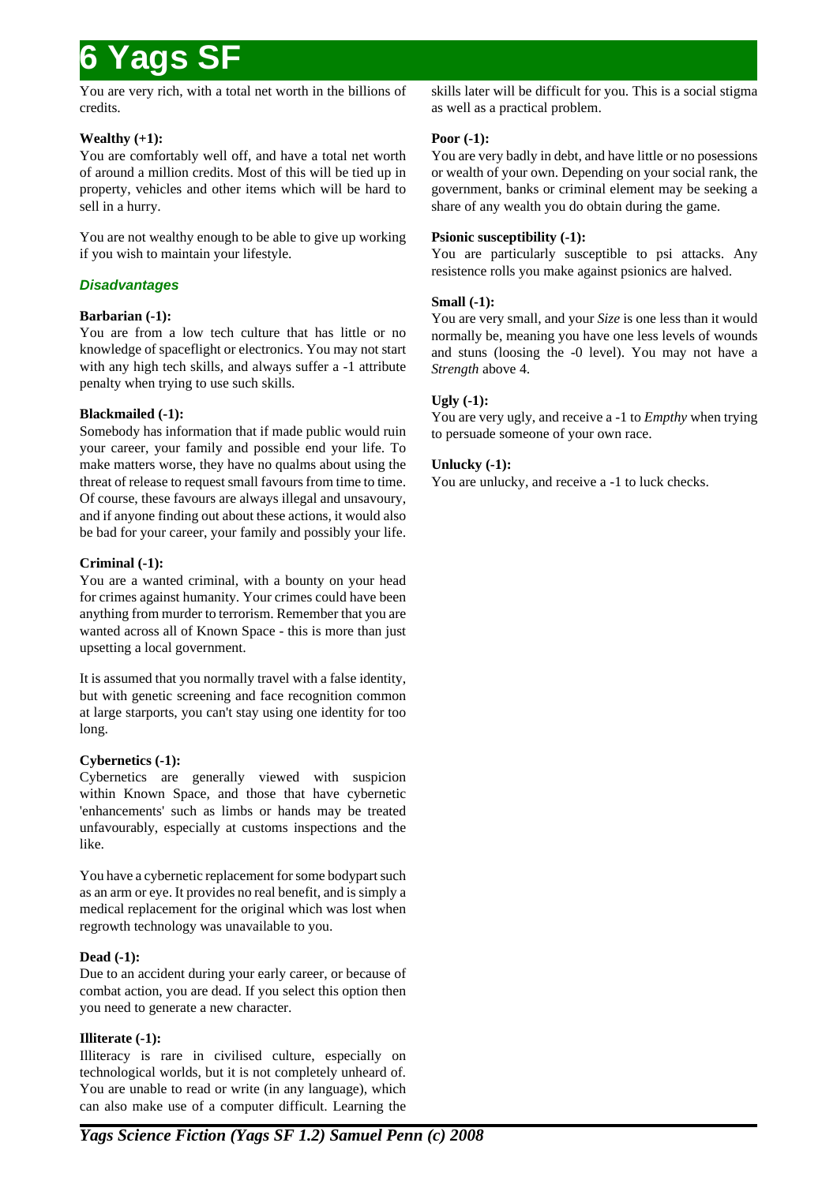You are very rich, with a total net worth in the billions of credits.

**Wealthy (+1):**
You are comfortably well off, and have a total net worth of around a million credits. Most of this will be tied up in property, vehicles and other items which will be hard to sell in a hurry.

You are not wealthy enough to be able to give up working if you wish to maintain your lifestyle.

### *Disadvantages*

**Barbarian (-1):**
You are from a low tech culture that has little or no knowledge of spaceflight or electronics. You may not start with any high tech skills, and always suffer a -1 attribute penalty when trying to use such skills.

**Blackmailed (-1):**
Somebody has information that if made public would ruin your career, your family and possible end your life. To make matters worse, they have no qualms about using the threat of release to request small favours from time to time. Of course, these favours are always illegal and unsavoury, and if anyone finding out about these actions, it would also be bad for your career, your family and possibly your life.

**Criminal (-1):**
You are a wanted criminal, with a bounty on your head for crimes against humanity. Your crimes could have been anything from murder to terrorism. Remember that you are wanted across all of Known Space - this is more than just upsetting a local government.

It is assumed that you normally travel with a false identity, but with genetic screening and face recognition common at large starports, you can't stay using one identity for too long.

**Cybernetics (-1):**
Cybernetics are generally viewed with suspicion within Known Space, and those that have cybernetic 'enhancements' such as limbs or hands may be treated unfavourably, especially at customs inspections and the like.

You have a cybernetic replacement for some bodypart such as an arm or eye. It provides no real benefit, and is simply a medical replacement for the original which was lost when regrowth technology was unavailable to you.

**Dead (-1):**
Due to an accident during your early career, or because of combat action, you are dead. If you select this option then you need to generate a new character.

**Illiterate (-1):**
Illiteracy is rare in civilised culture, especially on technological worlds, but it is not completely unheard of. You are unable to read or write (in any language), which can also make use of a computer difficult. Learning the skills later will be difficult for you. This is a social stigma as well as a practical problem.

**Poor (-1):**
You are very badly in debt, and have little or no posessions or wealth of your own. Depending on your social rank, the government, banks or criminal element may be seeking a share of any wealth you do obtain during the game.

**Psionic susceptibility (-1):**
You are particularly susceptible to psi attacks. Any resistence rolls you make against psionics are halved.

**Small (-1):**
You are very small, and your *Size* is one less than it would normally be, meaning you have one less levels of wounds and stuns (loosing the -0 level). You may not have a *Strength* above 4.

**Ugly (-1):**
You are very ugly, and receive a -1 to *Empthy* when trying to persuade someone of your own race.

**Unlucky (-1):**
You are unlucky, and receive a -1 to luck checks.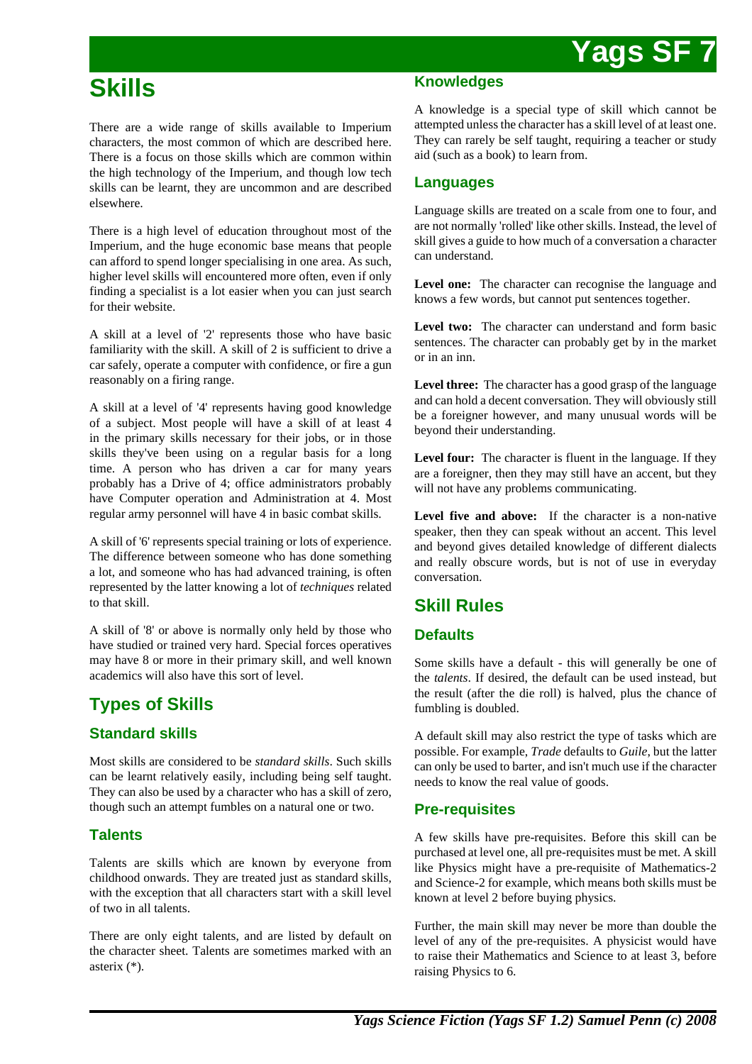# Skills

There are a wide range of skills available to Imperium characters, the most common of which are described here. There is a focus on those skills which are common within the high technology of the Imperium, and though low tech skills can be learnt, they are uncommon and are described elsewhere.

There is a high level of education throughout most of the Imperium, and the huge economic base means that people can afford to spend longer specialising in one area. As such, higher level skills will encountered more often, even if only finding a specialist is a lot easier when you can just search for their website.

A skill at a level of '2' represents those who have basic familiarity with the skill. A skill of 2 is sufficient to drive a car safely, operate a computer with confidence, or fire a gun reasonably on a firing range.

A skill at a level of '4' represents having good knowledge of a subject. Most people will have a skill of at least 4 in the primary skills necessary for their jobs, or in those skills they've been using on a regular basis for a long time. A person who has driven a car for many years probably has a Drive of 4; office administrators probably have Computer operation and Administration at 4. Most regular army personnel will have 4 in basic combat skills.

A skill of '6' represents special training or lots of experience. The difference between someone who has done something a lot, and someone who has had advanced training, is often represented by the latter knowing a lot of *techniques* related to that skill.

A skill of '8' or above is normally only held by those who have studied or trained very hard. Special forces operatives may have 8 or more in their primary skill, and well known academics will also have this sort of level.

## Types of Skills

### Standard skills

Most skills are considered to be *standard skills*. Such skills can be learnt relatively easily, including being self taught. They can also be used by a character who has a skill of zero, though such an attempt fumbles on a natural one or two.

### Talents

Talents are skills which are known by everyone from childhood onwards. They are treated just as standard skills, with the exception that all characters start with a skill level of two in all talents.

There are only eight talents, and are listed by default on the character sheet. Talents are sometimes marked with an asterix (*).

### Knowledges

A knowledge is a special type of skill which cannot be attempted unless the character has a skill level of at least one. They can rarely be self taught, requiring a teacher or study aid (such as a book) to learn from.

### Languages

Language skills are treated on a scale from one to four, and are not normally 'rolled' like other skills. Instead, the level of skill gives a guide to how much of a conversation a character can understand.

**Level one:** The character can recognise the language and knows a few words, but cannot put sentences together.

**Level two:** The character can understand and form basic sentences. The character can probably get by in the market or in an inn.

**Level three:** The character has a good grasp of the language and can hold a decent conversation. They will obviously still be a foreigner however, and many unusual words will be beyond their understanding.

**Level four:** The character is fluent in the language. If they are a foreigner, then they may still have an accent, but they will not have any problems communicating.

**Level five and above:** If the character is a non-native speaker, then they can speak without an accent. This level and beyond gives detailed knowledge of different dialects and really obscure words, but is not of use in everyday conversation.

## Skill Rules

### Defaults

Some skills have a default - this will generally be one of the *talents*. If desired, the default can be used instead, but the result (after the die roll) is halved, plus the chance of fumbling is doubled.

A default skill may also restrict the type of tasks which are possible. For example, *Trade* defaults to *Guile*, but the latter can only be used to barter, and isn't much use if the character needs to know the real value of goods.

### Pre-requisites

A few skills have pre-requisites. Before this skill can be purchased at level one, all pre-requisites must be met. A skill like Physics might have a pre-requisite of Mathematics-2 and Science-2 for example, which means both skills must be known at level 2 before buying physics.

Further, the main skill may never be more than double the level of any of the pre-requisites. A physicist would have to raise their Mathematics and Science to at least 3, before raising Physics to 6.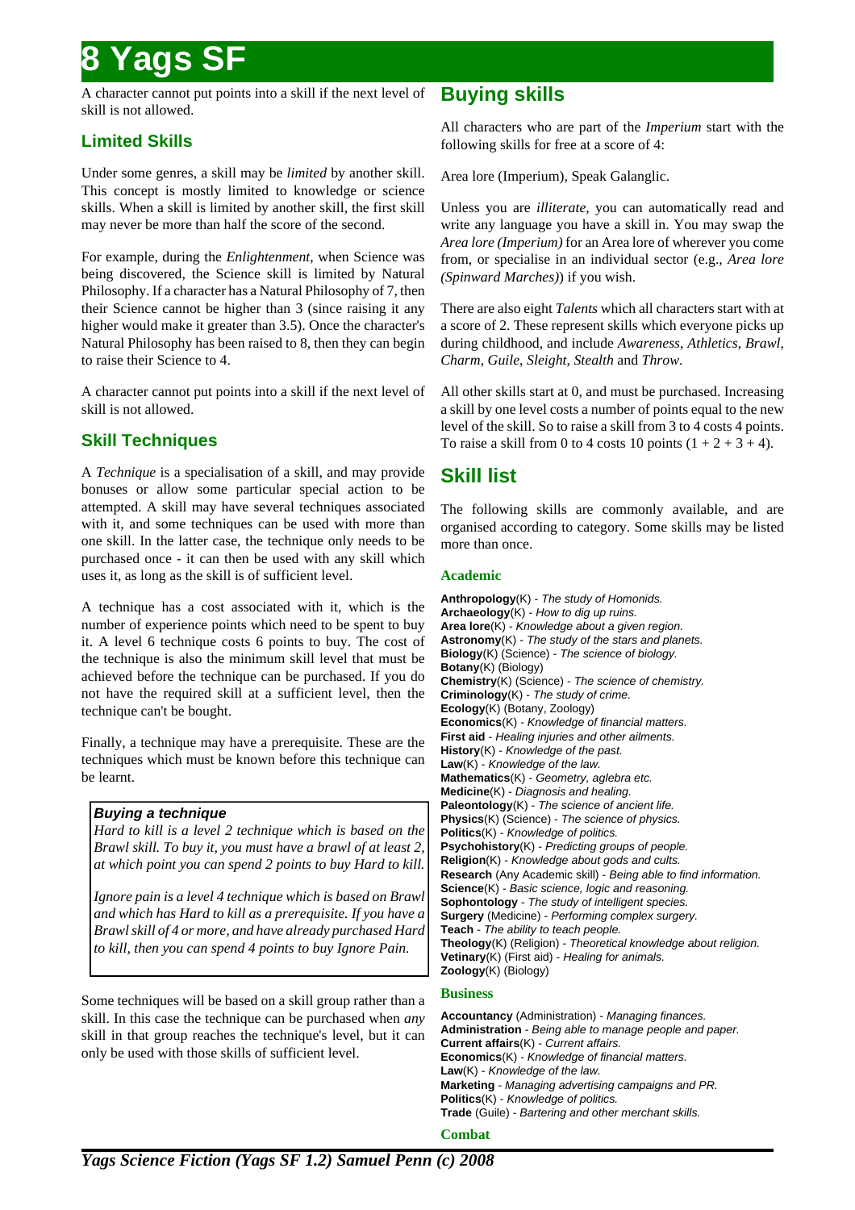# 8 Yags SF

A character cannot put points into a skill if the next level of skill is not allowed.

## Limited Skills

Under some genres, a skill may be *limited* by another skill. This concept is mostly limited to knowledge or science skills. When a skill is limited by another skill, the first skill may never be more than half the score of the second.

For example, during the *Enlightenment*, when Science was being discovered, the Science skill is limited by Natural Philosophy. If a character has a Natural Philosophy of 7, then their Science cannot be higher than 3 (since raising it any higher would make it greater than 3.5). Once the character's Natural Philosophy has been raised to 8, then they can begin to raise their Science to 4.

A character cannot put points into a skill if the next level of skill is not allowed.

## Skill Techniques

A *Technique* is a specialisation of a skill, and may provide bonuses or allow some particular special action to be attempted. A skill may have several techniques associated with it, and some techniques can be used with more than one skill. In the latter case, the technique only needs to be purchased once - it can then be used with any skill which uses it, as long as the skill is of sufficient level.

A technique has a cost associated with it, which is the number of experience points which need to be spent to buy it. A level 6 technique costs 6 points to buy. The cost of the technique is also the minimum skill level that must be achieved before the technique can be purchased. If you do not have the required skill at a sufficient level, then the technique can't be bought.

Finally, a technique may have a prerequisite. These are the techniques which must be known before this technique can be learnt.

> ***Buying a technique***
>
> *Hard to kill is a level 2 technique which is based on the Brawl skill. To buy it, you must have a brawl of at least 2, at which point you can spend 2 points to buy Hard to kill.*
>
> *Ignore pain is a level 4 technique which is based on Brawl and which has Hard to kill as a prerequisite. If you have a Brawl skill of 4 or more, and have already purchased Hard to kill, then you can spend 4 points to buy Ignore Pain.*

Some techniques will be based on a skill group rather than a skill. In this case the technique can be purchased when *any* skill in that group reaches the technique's level, but it can only be used with those skills of sufficient level.

## Buying skills

All characters who are part of the *Imperium* start with the following skills for free at a score of 4:

Area lore (Imperium), Speak Galanglic.

Unless you are *illiterate*, you can automatically read and write any language you have a skill in. You may swap the *Area lore (Imperium)* for an Area lore of wherever you come from, or specialise in an individual sector (e.g., *Area lore (Spinward Marches)*) if you wish.

There are also eight *Talents* which all characters start with at a score of 2. These represent skills which everyone picks up during childhood, and include *Awareness*, *Athletics*, *Brawl*, *Charm*, *Guile*, *Sleight*, *Stealth* and *Throw*.

All other skills start at 0, and must be purchased. Increasing a skill by one level costs a number of points equal to the new level of the skill. So to raise a skill from 3 to 4 costs 4 points. To raise a skill from 0 to 4 costs 10 points (1 + 2 + 3 + 4).

## Skill list

The following skills are commonly available, and are organised according to category. Some skills may be listed more than once.

### Academic

**Anthropology**(K) - *The study of Homonids.*
**Archaeology**(K) - *How to dig up ruins.*
**Area lore**(K) - *Knowledge about a given region.*
**Astronomy**(K) - *The study of the stars and planets.*
**Biology**(K) (Science) - *The science of biology.*
**Botany**(K) (Biology)
**Chemistry**(K) (Science) - *The science of chemistry.*
**Criminology**(K) - *The study of crime.*
**Ecology**(K) (Botany, Zoology)
**Economics**(K) - *Knowledge of financial matters.*
**First aid** - *Healing injuries and other ailments.*
**History**(K) - *Knowledge of the past.*
**Law**(K) - *Knowledge of the law.*
**Mathematics**(K) - *Geometry, aglebra etc.*
**Medicine**(K) - *Diagnosis and healing.*
**Paleontology**(K) - *The science of ancient life.*
**Physics**(K) (Science) - *The science of physics.*
**Politics**(K) - *Knowledge of politics.*
**Psychohistory**(K) - *Predicting groups of people.*
**Religion**(K) - *Knowledge about gods and cults.*
**Research** (Any Academic skill) - *Being able to find information.*
**Science**(K) - *Basic science, logic and reasoning.*
**Sophontology** - *The study of intelligent species.*
**Surgery** (Medicine) - *Performing complex surgery.*
**Teach** - *The ability to teach people.*
**Theology**(K) (Religion) - *Theoretical knowledge about religion.*
**Vetinary**(K) (First aid) - *Healing for animals.*
**Zoology**(K) (Biology)

### Business

**Accountancy** (Administration) - *Managing finances.*
**Administration** - *Being able to manage people and paper.*
**Current affairs**(K) - *Current affairs.*
**Economics**(K) - *Knowledge of financial matters.*
**Law**(K) - *Knowledge of the law.*
**Marketing** - *Managing advertising campaigns and PR.*
**Politics**(K) - *Knowledge of politics.*
**Trade** (Guile) - *Bartering and other merchant skills.*

### Combat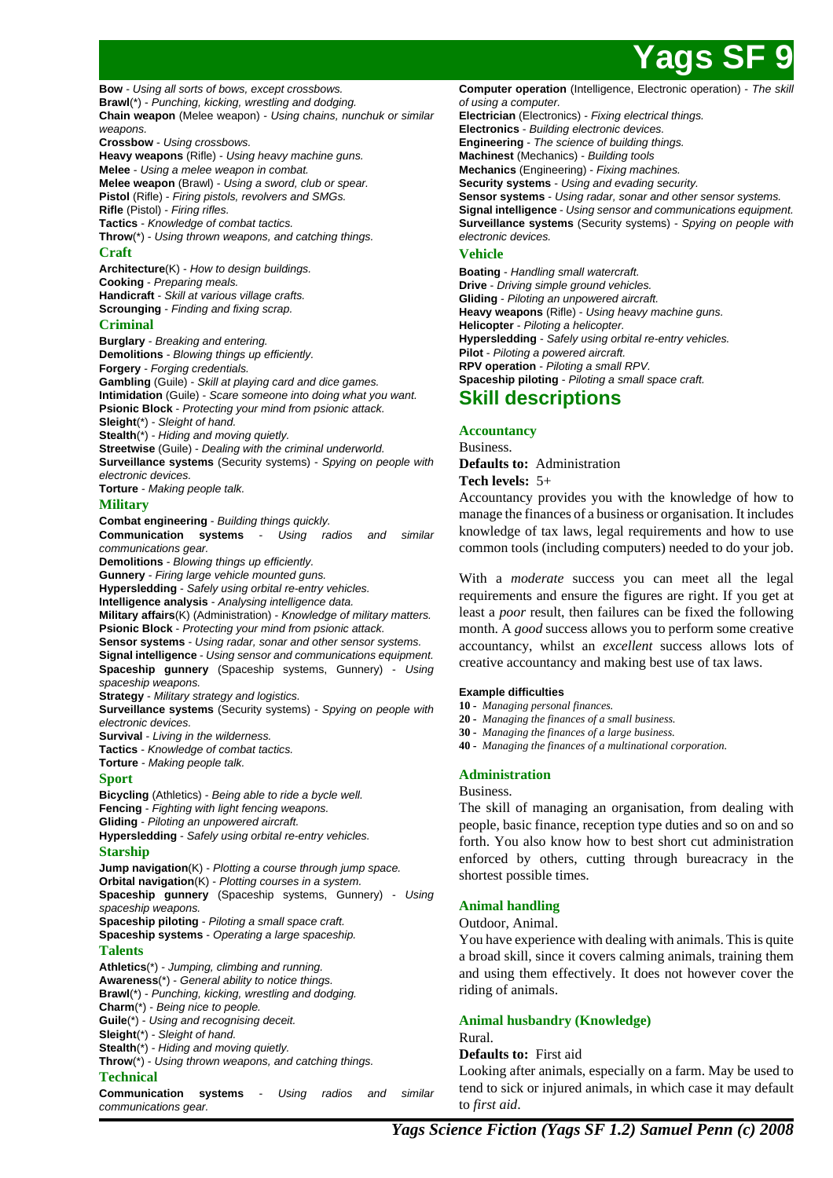**Bow** - *Using all sorts of bows, except crossbows.*
**Brawl**(*) - *Punching, kicking, wrestling and dodging.*
**Chain weapon** (Melee weapon) - *Using chains, nunchuk or similar weapons.*
**Crossbow** - *Using crossbows.*
**Heavy weapons** (Rifle) - *Using heavy machine guns.*
**Melee** - *Using a melee weapon in combat.*
**Melee weapon** (Brawl) - *Using a sword, club or spear.*
**Pistol** (Rifle) - *Firing pistols, revolvers and SMGs.*
**Rifle** (Pistol) - *Firing rifles.*
**Tactics** - *Knowledge of combat tactics.*
**Throw**(*) - *Using thrown weapons, and catching things.*

### Craft

**Architecture**(K) - *How to design buildings.*
**Cooking** - *Preparing meals.*
**Handicraft** - *Skill at various village crafts.*
**Scrounging** - *Finding and fixing scrap.*

### Criminal

**Burglary** - *Breaking and entering.*
**Demolitions** - *Blowing things up efficiently.*
**Forgery** - *Forging credentials.*
**Gambling** (Guile) - *Skill at playing card and dice games.*
**Intimidation** (Guile) - *Scare someone into doing what you want.*
**Psionic Block** - *Protecting your mind from psionic attack.*
**Sleight**(*) - *Sleight of hand.*
**Stealth**(*) - *Hiding and moving quietly.*
**Streetwise** (Guile) - *Dealing with the criminal underworld.*
**Surveillance systems** (Security systems) - *Spying on people with electronic devices.*
**Torture** - *Making people talk.*

### Military

**Combat engineering** - *Building things quickly.*
**Communication systems** - *Using radios and similar communications gear.*
**Demolitions** - *Blowing things up efficiently.*
**Gunnery** - *Firing large vehicle mounted guns.*
**Hypersledding** - *Safely using orbital re-entry vehicles.*
**Intelligence analysis** - *Analysing intelligence data.*
**Military affairs**(K) (Administration) - *Knowledge of military matters.*
**Psionic Block** - *Protecting your mind from psionic attack.*
**Sensor systems** - *Using radar, sonar and other sensor systems.*
**Signal intelligence** - *Using sensor and communications equipment.*
**Spaceship gunnery** (Spaceship systems, Gunnery) - *Using spaceship weapons.*
**Strategy** - *Military strategy and logistics.*
**Surveillance systems** (Security systems) - *Spying on people with electronic devices.*
**Survival** - *Living in the wilderness.*
**Tactics** - *Knowledge of combat tactics.*
**Torture** - *Making people talk.*

### Sport

**Bicycling** (Athletics) - *Being able to ride a bycle well.*
**Fencing** - *Fighting with light fencing weapons.*
**Gliding** - *Piloting an unpowered aircraft.*
**Hypersledding** - *Safely using orbital re-entry vehicles.*

### Starship

**Jump navigation**(K) - *Plotting a course through jump space.*
**Orbital navigation**(K) - *Plotting courses in a system.*
**Spaceship gunnery** (Spaceship systems, Gunnery) - *Using spaceship weapons.*
**Spaceship piloting** - *Piloting a small space craft.*
**Spaceship systems** - *Operating a large spaceship.*

### Talents

**Athletics**(*) - *Jumping, climbing and running.*
**Awareness**(*) - *General ability to notice things.*
**Brawl**(*) - *Punching, kicking, wrestling and dodging.*
**Charm**(*) - *Being nice to people.*
**Guile**(*) - *Using and recognising deceit.*
**Sleight**(*) - *Sleight of hand.*
**Stealth**(*) - *Hiding and moving quietly.*
**Throw**(*) - *Using thrown weapons, and catching things.*

### Technical

**Communication systems** - *Using radios and similar communications gear.*
**Computer operation** (Intelligence, Electronic operation) - *The skill of using a computer.*
**Electrician** (Electronics) - *Fixing electrical things.*
**Electronics** - *Building electronic devices.*
**Engineering** - *The science of building things.*
**Machinest** (Mechanics) - *Building tools*
**Mechanics** (Engineering) - *Fixing machines.*
**Security systems** - *Using and evading security.*
**Sensor systems** - *Using radar, sonar and other sensor systems.*
**Signal intelligence** - *Using sensor and communications equipment.*
**Surveillance systems** (Security systems) - *Spying on people with electronic devices.*

### Vehicle

**Boating** - *Handling small watercraft.*
**Drive** - *Driving simple ground vehicles.*
**Gliding** - *Piloting an unpowered aircraft.*
**Heavy weapons** (Rifle) - *Using heavy machine guns.*
**Helicopter** - *Piloting a helicopter.*
**Hypersledding** - *Safely using orbital re-entry vehicles.*
**Pilot** - *Piloting a powered aircraft.*
**RPV operation** - *Piloting a small RPV.*
**Spaceship piloting** - *Piloting a small space craft.*

## Skill descriptions

### Accountancy

Business.

**Defaults to:** Administration

**Tech levels:** 5+

Accountancy provides you with the knowledge of how to manage the finances of a business or organisation. It includes knowledge of tax laws, legal requirements and how to use common tools (including computers) needed to do your job.

With a *moderate* success you can meet all the legal requirements and ensure the figures are right. If you get at least a *poor* result, then failures can be fixed the following month. A *good* success allows you to perform some creative accountancy, whilst an *excellent* success allows lots of creative accountancy and making best use of tax laws.

**Example difficulties**

- **10 -** *Managing personal finances.*
- **20 -** *Managing the finances of a small business.*
- **30 -** *Managing the finances of a large business.*
- **40 -** *Managing the finances of a multinational corporation.*

### Administration

Business.

The skill of managing an organisation, from dealing with people, basic finance, reception type duties and so on and so forth. You also know how to best short cut administration enforced by others, cutting through bureacracy in the shortest possible times.

### Animal handling

Outdoor, Animal.

You have experience with dealing with animals. This is quite a broad skill, since it covers calming animals, training them and using them effectively. It does not however cover the riding of animals.

### Animal husbandry (Knowledge)

Rural.

**Defaults to:** First aid

Looking after animals, especially on a farm. May be used to tend to sick or injured animals, in which case it may default to *first aid*.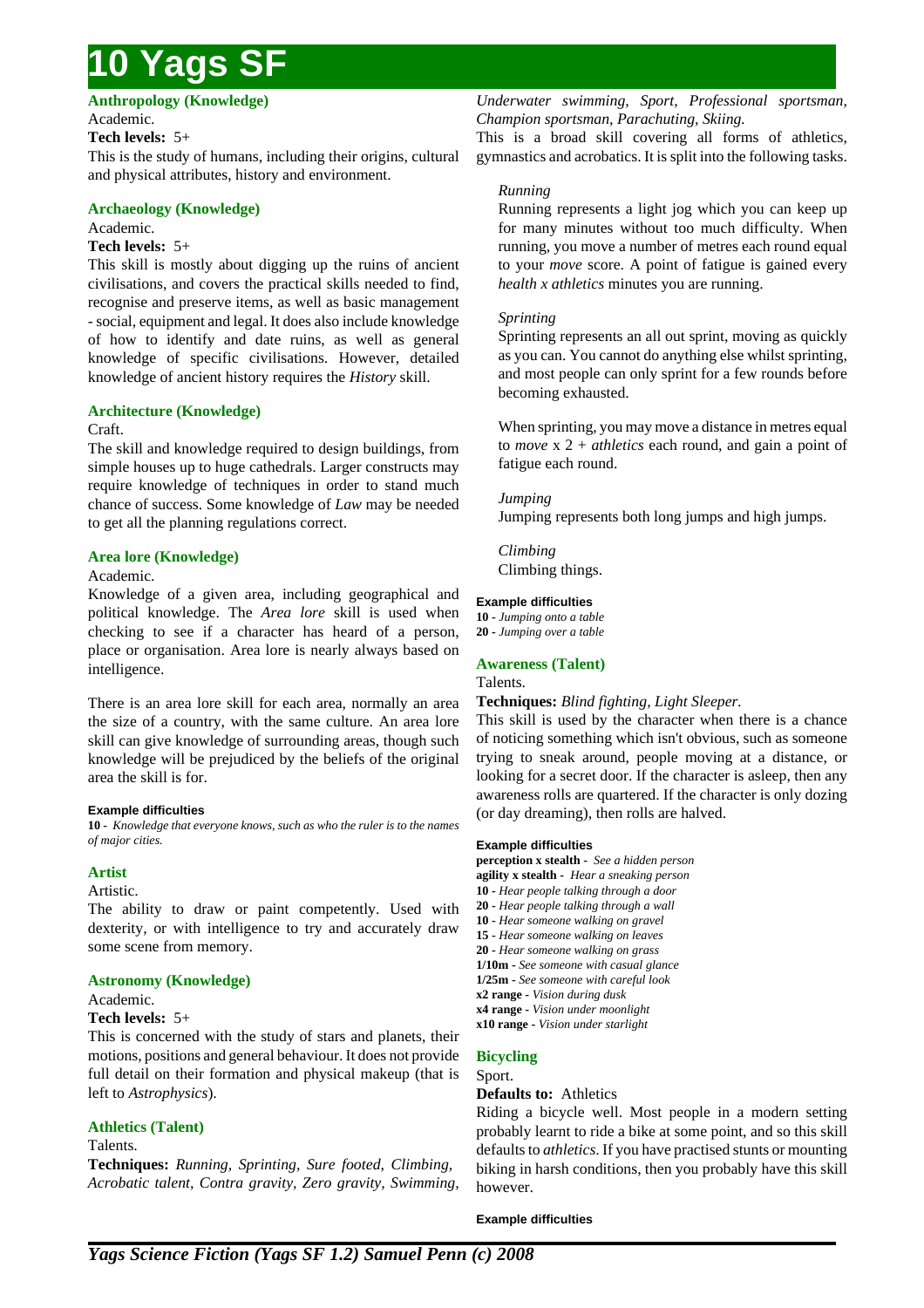# 10 Yags SF

### Anthropology (Knowledge)

Academic.

**Tech levels:** 5+

This is the study of humans, including their origins, cultural and physical attributes, history and environment.

### Archaeology (Knowledge)

Academic.

**Tech levels:** 5+

This skill is mostly about digging up the ruins of ancient civilisations, and covers the practical skills needed to find, recognise and preserve items, as well as basic management - social, equipment and legal. It does also include knowledge of how to identify and date ruins, as well as general knowledge of specific civilisations. However, detailed knowledge of ancient history requires the *History* skill.

### Architecture (Knowledge)

Craft.

The skill and knowledge required to design buildings, from simple houses up to huge cathedrals. Larger constructs may require knowledge of techniques in order to stand much chance of success. Some knowledge of *Law* may be needed to get all the planning regulations correct.

### Area lore (Knowledge)

Academic.

Knowledge of a given area, including geographical and political knowledge. The *Area lore* skill is used when checking to see if a character has heard of a person, place or organisation. Area lore is nearly always based on intelligence.

There is an area lore skill for each area, normally an area the size of a country, with the same culture. An area lore skill can give knowledge of surrounding areas, though such knowledge will be prejudiced by the beliefs of the original area the skill is for.

**Example difficulties**

**10** - *Knowledge that everyone knows, such as who the ruler is to the names of major cities.*

### Artist

Artistic.

The ability to draw or paint competently. Used with dexterity, or with intelligence to try and accurately draw some scene from memory.

### Astronomy (Knowledge)

Academic.

**Tech levels:** 5+

This is concerned with the study of stars and planets, their motions, positions and general behaviour. It does not provide full detail on their formation and physical makeup (that is left to *Astrophysics*).

### Athletics (Talent)

Talents.

**Techniques:** *Running, Sprinting, Sure footed, Climbing, Acrobatic talent, Contra gravity, Zero gravity, Swimming, Underwater swimming, Sport, Professional sportsman, Champion sportsman, Parachuting, Skiing.*

This is a broad skill covering all forms of athletics, gymnastics and acrobatics. It is split into the following tasks.

*Running*

Running represents a light jog which you can keep up for many minutes without too much difficulty. When running, you move a number of metres each round equal to your *move* score. A point of fatigue is gained every *health x athletics* minutes you are running.

*Sprinting*

Sprinting represents an all out sprint, moving as quickly as you can. You cannot do anything else whilst sprinting, and most people can only sprint for a few rounds before becoming exhausted.

When sprinting, you may move a distance in metres equal to *move* x 2 + *athletics* each round, and gain a point of fatigue each round.

*Jumping*

Jumping represents both long jumps and high jumps.

*Climbing*

Climbing things.

**Example difficulties**

**10** - *Jumping onto a table*
**20** - *Jumping over a table*

### Awareness (Talent)

Talents.

**Techniques:** *Blind fighting, Light Sleeper.*

This skill is used by the character when there is a chance of noticing something which isn't obvious, such as someone trying to sneak around, people moving at a distance, or looking for a secret door. If the character is asleep, then any awareness rolls are quartered. If the character is only dozing (or day dreaming), then rolls are halved.

**Example difficulties**

**perception x stealth** - *See a hidden person*
**agility x stealth** - *Hear a sneaking person*
**10** - *Hear people talking through a door*
**20** - *Hear people talking through a wall*
**10** - *Hear someone walking on gravel*
**15** - *Hear someone walking on leaves*
**20** - *Hear someone walking on grass*
**1/10m** - *See someone with casual glance*
**1/25m** - *See someone with careful look*
**x2 range** - *Vision during dusk*
**x4 range** - *Vision under moonlight*
**x10 range** - *Vision under starlight*

### Bicycling

Sport.

**Defaults to:** Athletics

Riding a bicycle well. Most people in a modern setting probably learnt to ride a bike at some point, and so this skill defaults to *athletics*. If you have practised stunts or mounting biking in harsh conditions, then you probably have this skill however.

**Example difficulties**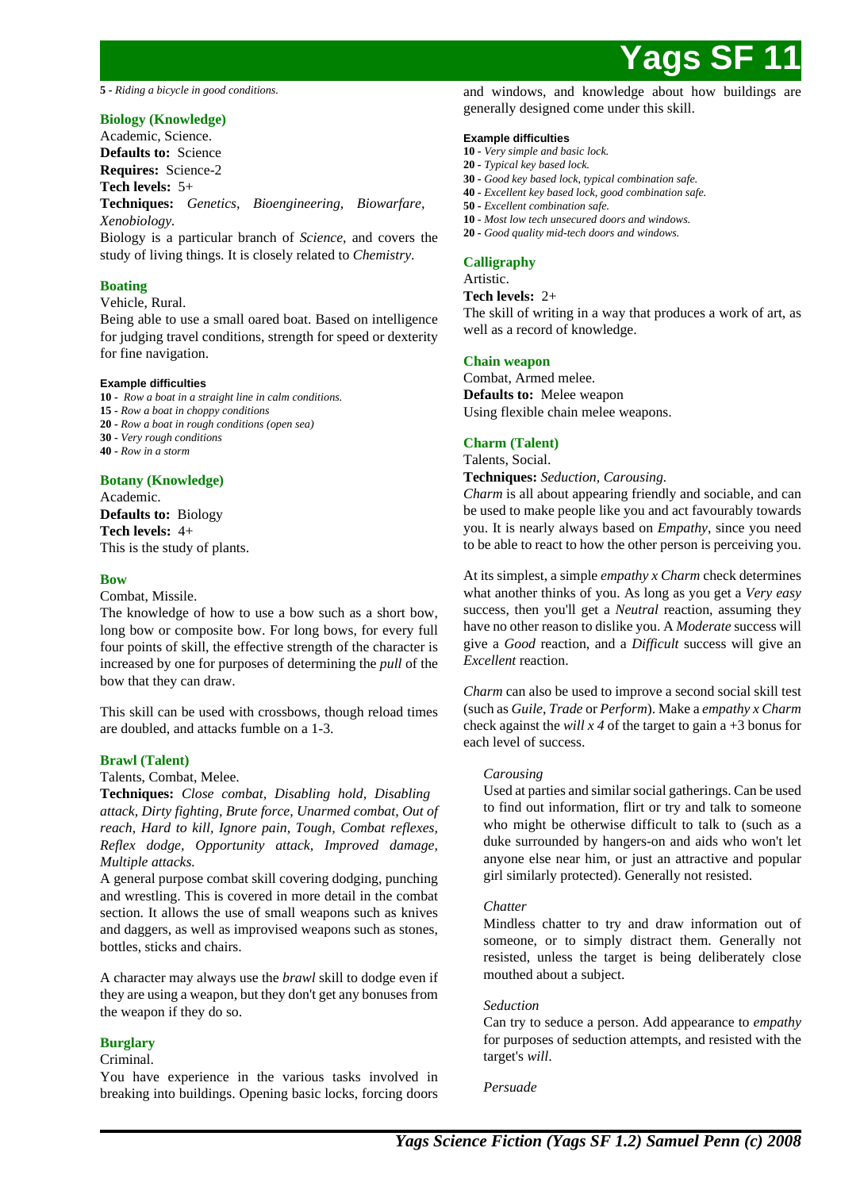**5** - *Riding a bicycle in good conditions.*

### Biology (Knowledge)

Academic, Science.

**Defaults to:** Science

**Requires:** Science-2

**Tech levels:** 5+

**Techniques:** *Genetics, Bioengineering, Biowarfare, Xenobiology.*

Biology is a particular branch of *Science*, and covers the study of living things. It is closely related to *Chemistry*.

### Boating

Vehicle, Rural.

Being able to use a small oared boat. Based on intelligence for judging travel conditions, strength for speed or dexterity for fine navigation.

#### Example difficulties

**10** - *Row a boat in a straight line in calm conditions.*
**15** - *Row a boat in choppy conditions*
**20** - *Row a boat in rough conditions (open sea)*
**30** - *Very rough conditions*
**40** - *Row in a storm*

### Botany (Knowledge)

Academic.

**Defaults to:** Biology

**Tech levels:** 4+

This is the study of plants.

### Bow

Combat, Missile.

The knowledge of how to use a bow such as a short bow, long bow or composite bow. For long bows, for every full four points of skill, the effective strength of the character is increased by one for purposes of determining the *pull* of the bow that they can draw.

This skill can be used with crossbows, though reload times are doubled, and attacks fumble on a 1-3.

### Brawl (Talent)

Talents, Combat, Melee.

**Techniques:** *Close combat, Disabling hold, Disabling attack, Dirty fighting, Brute force, Unarmed combat, Out of reach, Hard to kill, Ignore pain, Tough, Combat reflexes, Reflex dodge, Opportunity attack, Improved damage, Multiple attacks.*

A general purpose combat skill covering dodging, punching and wrestling. This is covered in more detail in the combat section. It allows the use of small weapons such as knives and daggers, as well as improvised weapons such as stones, bottles, sticks and chairs.

A character may always use the *brawl* skill to dodge even if they are using a weapon, but they don't get any bonuses from the weapon if they do so.

### Burglary

Criminal.

You have experience in the various tasks involved in breaking into buildings. Opening basic locks, forcing doors and windows, and knowledge about how buildings are generally designed come under this skill.

#### Example difficulties

**10** - *Very simple and basic lock.*
**20** - *Typical key based lock.*
**30** - *Good key based lock, typical combination safe.*
**40** - *Excellent key based lock, good combination safe.*
**50** - *Excellent combination safe.*
**10** - *Most low tech unsecured doors and windows.*
**20** - *Good quality mid-tech doors and windows.*

### Calligraphy

Artistic.

**Tech levels:** 2+

The skill of writing in a way that produces a work of art, as well as a record of knowledge.

### Chain weapon

Combat, Armed melee.

**Defaults to:** Melee weapon

Using flexible chain melee weapons.

### Charm (Talent)

Talents, Social.

**Techniques:** *Seduction, Carousing.*

*Charm* is all about appearing friendly and sociable, and can be used to make people like you and act favourably towards you. It is nearly always based on *Empathy*, since you need to be able to react to how the other person is perceiving you.

At its simplest, a simple *empathy x Charm* check determines what another thinks of you. As long as you get a *Very easy* success, then you'll get a *Neutral* reaction, assuming they have no other reason to dislike you. A *Moderate* success will give a *Good* reaction, and a *Difficult* success will give an *Excellent* reaction.

*Charm* can also be used to improve a second social skill test (such as *Guile*, *Trade* or *Perform*). Make a *empathy x Charm* check against the *will x 4* of the target to gain a +3 bonus for each level of success.

> *Carousing*
>
> Used at parties and similar social gatherings. Can be used to find out information, flirt or try and talk to someone who might be otherwise difficult to talk to (such as a duke surrounded by hangers-on and aids who won't let anyone else near him, or just an attractive and popular girl similarly protected). Generally not resisted.
>
> *Chatter*
>
> Mindless chatter to try and draw information out of someone, or to simply distract them. Generally not resisted, unless the target is being deliberately close mouthed about a subject.
>
> *Seduction*
>
> Can try to seduce a person. Add appearance to *empathy* for purposes of seduction attempts, and resisted with the target's *will*.
>
> *Persuade*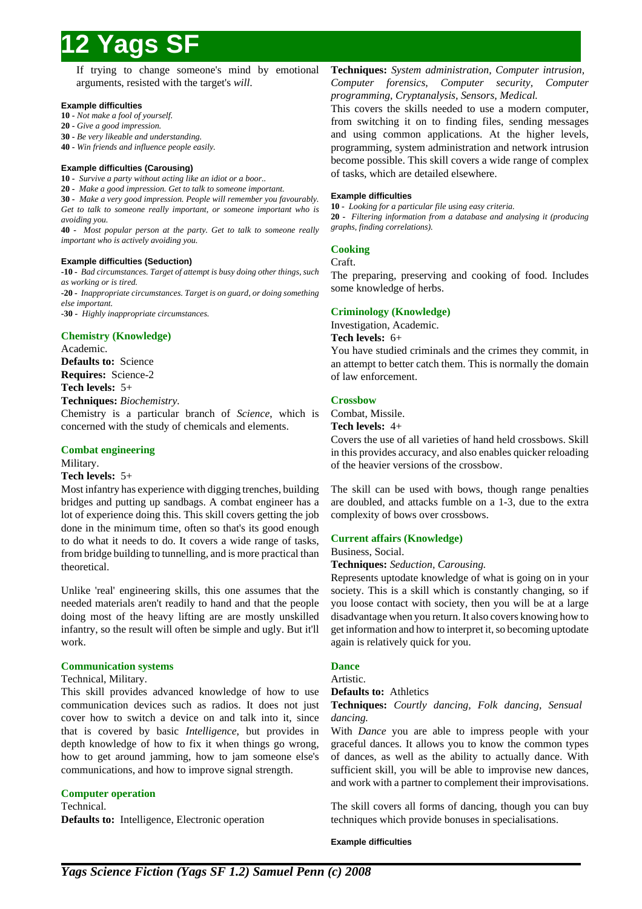If trying to change someone's mind by emotional arguments, resisted with the target's *will*.

#### Example difficulties

**10** - *Not make a fool of yourself.*
**20** - *Give a good impression.*
**30** - *Be very likeable and understanding.*
**40** - *Win friends and influence people easily.*

#### Example difficulties (Carousing)

**10** - *Survive a party without acting like an idiot or a boor..*
**20** - *Make a good impression. Get to talk to someone important.*
**30** - *Make a very good impression. People will remember you favourably. Get to talk to someone really important, or someone important who is avoiding you.*
**40** - *Most popular person at the party. Get to talk to someone really important who is actively avoiding you.*

#### Example difficulties (Seduction)

**-10** - *Bad circumstances. Target of attempt is busy doing other things, such as working or is tired.*
**-20** - *Inappropriate circumstances. Target is on guard, or doing something else important.*
**-30** - *Highly inappropriate circumstances.*

### Chemistry (Knowledge)

Academic.
**Defaults to:** Science
**Requires:** Science-2
**Tech levels:** 5+
**Techniques:** *Biochemistry.*

Chemistry is a particular branch of *Science*, which is concerned with the study of chemicals and elements.

### Combat engineering

Military.
**Tech levels:** 5+

Most infantry has experience with digging trenches, building bridges and putting up sandbags. A combat engineer has a lot of experience doing this. This skill covers getting the job done in the minimum time, often so that's its good enough to do what it needs to do. It covers a wide range of tasks, from bridge building to tunnelling, and is more practical than theoretical.

Unlike 'real' engineering skills, this one assumes that the needed materials aren't readily to hand and that the people doing most of the heavy lifting are are mostly unskilled infantry, so the result will often be simple and ugly. But it'll work.

### Communication systems

Technical, Military.

This skill provides advanced knowledge of how to use communication devices such as radios. It does not just cover how to switch a device on and talk into it, since that is covered by basic *Intelligence*, but provides in depth knowledge of how to fix it when things go wrong, how to get around jamming, how to jam someone else's communications, and how to improve signal strength.

### Computer operation

Technical.
**Defaults to:** Intelligence, Electronic operation
**Techniques:** *System administration, Computer intrusion, Computer forensics, Computer security, Computer programming, Cryptanalysis, Sensors, Medical.*

This covers the skills needed to use a modern computer, from switching it on to finding files, sending messages and using common applications. At the higher levels, programming, system administration and network intrusion become possible. This skill covers a wide range of complex of tasks, which are detailed elsewhere.

#### Example difficulties

**10** - *Looking for a particular file using easy criteria.*
**20** - *Filtering information from a database and analysing it (producing graphs, finding correlations).*

### Cooking

Craft.

The preparing, preserving and cooking of food. Includes some knowledge of herbs.

### Criminology (Knowledge)

Investigation, Academic.
**Tech levels:** 6+

You have studied criminals and the crimes they commit, in an attempt to better catch them. This is normally the domain of law enforcement.

### Crossbow

Combat, Missile.
**Tech levels:** 4+

Covers the use of all varieties of hand held crossbows. Skill in this provides accuracy, and also enables quicker reloading of the heavier versions of the crossbow.

The skill can be used with bows, though range penalties are doubled, and attacks fumble on a 1-3, due to the extra complexity of bows over crossbows.

### Current affairs (Knowledge)

Business, Social.
**Techniques:** *Seduction, Carousing.*

Represents uptodate knowledge of what is going on in your society. This is a skill which is constantly changing, so if you loose contact with society, then you will be at a large disadvantage when you return. It also covers knowing how to get information and how to interpret it, so becoming uptodate again is relatively quick for you.

### Dance

Artistic.
**Defaults to:** Athletics
**Techniques:** *Courtly dancing, Folk dancing, Sensual dancing.*

With *Dance* you are able to impress people with your graceful dances. It allows you to know the common types of dances, as well as the ability to actually dance. With sufficient skill, you will be able to improvise new dances, and work with a partner to complement their improvisations.

The skill covers all forms of dancing, though you can buy techniques which provide bonuses in specialisations.

#### Example difficulties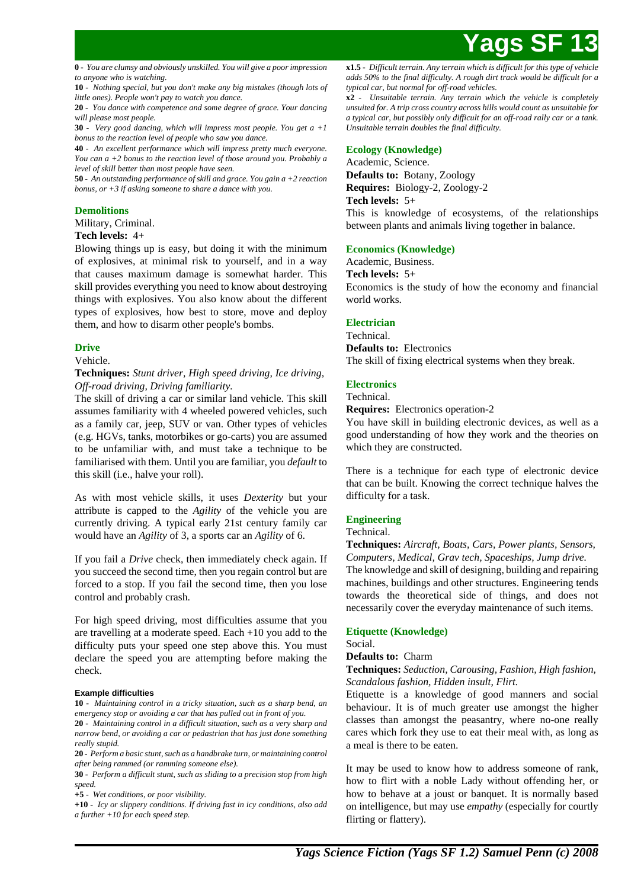**0 -** *You are clumsy and obviously unskilled. You will give a poor impression to anyone who is watching.*

**10 -** *Nothing special, but you don't make any big mistakes (though lots of little ones). People won't pay to watch you dance.*

**20 -** *You dance with competence and some degree of grace. Your dancing will please most people.*

**30 -** *Very good dancing, which will impress most people. You get a +1 bonus to the reaction level of people who saw you dance.*

**40 -** *An excellent performance which will impress pretty much everyone. You can a +2 bonus to the reaction level of those around you. Probably a level of skill better than most people have seen.*

**50 -** *An outstanding performance of skill and grace. You gain a +2 reaction bonus, or +3 if asking someone to share a dance with you.*

### Demolitions

Military, Criminal.

**Tech levels:** 4+

Blowing things up is easy, but doing it with the minimum of explosives, at minimal risk to yourself, and in a way that causes maximum damage is somewhat harder. This skill provides everything you need to know about destroying things with explosives. You also know about the different types of explosives, how best to store, move and deploy them, and how to disarm other people's bombs.

### Drive

Vehicle.

**Techniques:** *Stunt driver, High speed driving, Ice driving, Off-road driving, Driving familiarity.*

The skill of driving a car or similar land vehicle. This skill assumes familiarity with 4 wheeled powered vehicles, such as a family car, jeep, SUV or van. Other types of vehicles (e.g. HGVs, tanks, motorbikes or go-carts) you are assumed to be unfamiliar with, and must take a technique to be familiarised with them. Until you are familiar, you *default* to this skill (i.e., halve your roll).

As with most vehicle skills, it uses *Dexterity* but your attribute is capped to the *Agility* of the vehicle you are currently driving. A typical early 21st century family car would have an *Agility* of 3, a sports car an *Agility* of 6.

If you fail a *Drive* check, then immediately check again. If you succeed the second time, then you regain control but are forced to a stop. If you fail the second time, then you lose control and probably crash.

For high speed driving, most difficulties assume that you are travelling at a moderate speed. Each +10 you add to the difficulty puts your speed one step above this. You must declare the speed you are attempting before making the check.

#### Example difficulties

**10 -** *Maintaining control in a tricky situation, such as a sharp bend, an emergency stop or avoiding a car that has pulled out in front of you.*

**20 -** *Maintaining control in a difficult situation, such as a very sharp and narrow bend, or avoiding a car or pedestrian that has just done something really stupid.*

**20 -** *Perform a basic stunt, such as a handbrake turn, or maintaining control after being rammed (or ramming someone else).*

**30 -** *Perform a difficult stunt, such as sliding to a precision stop from high speed.*

**+5 -** *Wet conditions, or poor visibility.*

**+10 -** *Icy or slippery conditions. If driving fast in icy conditions, also add a further +10 for each speed step.*

**x1.5 -** *Difficult terrain. Any terrain which is difficult for this type of vehicle adds 50% to the final difficulty. A rough dirt track would be difficult for a typical car, but normal for off-road vehicles.*

**x2 -** *Unsuitable terrain. Any terrain which the vehicle is completely unsuited for. A trip cross country across hills would count as unsuitable for a typical car, but possibly only difficult for an off-road rally car or a tank. Unsuitable terrain doubles the final difficulty.*

### Ecology (Knowledge)

Academic, Science.

**Defaults to:** Botany, Zoology

**Requires:** Biology-2, Zoology-2

**Tech levels:** 5+

This is knowledge of ecosystems, of the relationships between plants and animals living together in balance.

### Economics (Knowledge)

Academic, Business.

**Tech levels:** 5+

Economics is the study of how the economy and financial world works.

### Electrician

Technical.

**Defaults to:** Electronics

The skill of fixing electrical systems when they break.

### Electronics

Technical.

**Requires:** Electronics operation-2

You have skill in building electronic devices, as well as a good understanding of how they work and the theories on which they are constructed.

There is a technique for each type of electronic device that can be built. Knowing the correct technique halves the difficulty for a task.

### Engineering

Technical.

**Techniques:** *Aircraft, Boats, Cars, Power plants, Sensors, Computers, Medical, Grav tech, Spaceships, Jump drive.*

The knowledge and skill of designing, building and repairing machines, buildings and other structures. Engineering tends towards the theoretical side of things, and does not necessarily cover the everyday maintenance of such items.

### Etiquette (Knowledge)

Social.

**Defaults to:** Charm

**Techniques:** *Seduction, Carousing, Fashion, High fashion, Scandalous fashion, Hidden insult, Flirt.*

Etiquette is a knowledge of good manners and social behaviour. It is of much greater use amongst the higher classes than amongst the peasantry, where no-one really cares which fork they use to eat their meal with, as long as a meal is there to be eaten.

It may be used to know how to address someone of rank, how to flirt with a noble Lady without offending her, or how to behave at a joust or banquet. It is normally based on intelligence, but may use *empathy* (especially for courtly flirting or flattery).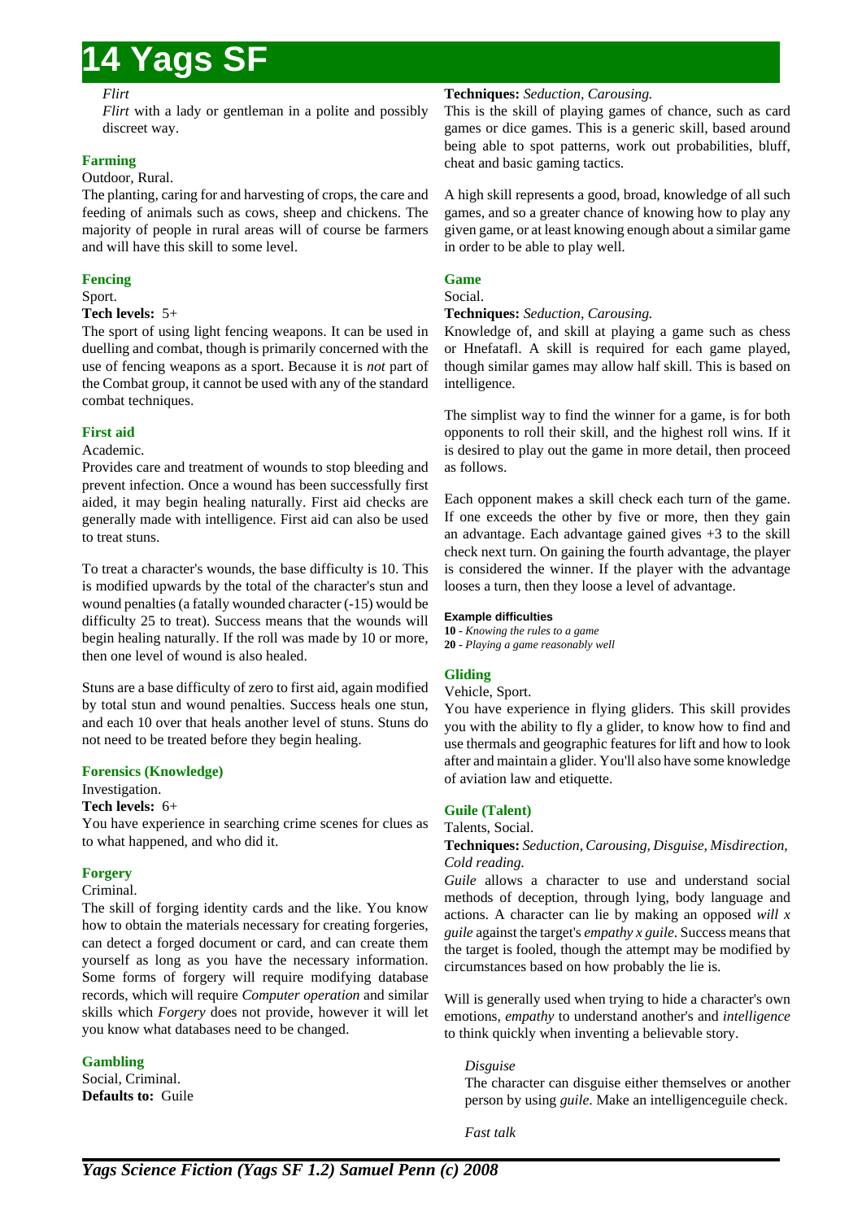*Flirt*

*Flirt* with a lady or gentleman in a polite and possibly discreet way.

### Farming

Outdoor, Rural.

The planting, caring for and harvesting of crops, the care and feeding of animals such as cows, sheep and chickens. The majority of people in rural areas will of course be farmers and will have this skill to some level.

### Fencing

Sport.

**Tech levels:** 5+

The sport of using light fencing weapons. It can be used in duelling and combat, though is primarily concerned with the use of fencing weapons as a sport. Because it is *not* part of the Combat group, it cannot be used with any of the standard combat techniques.

### First aid

Academic.

Provides care and treatment of wounds to stop bleeding and prevent infection. Once a wound has been successfully first aided, it may begin healing naturally. First aid checks are generally made with intelligence. First aid can also be used to treat stuns.

To treat a character's wounds, the base difficulty is 10. This is modified upwards by the total of the character's stun and wound penalties (a fatally wounded character (-15) would be difficulty 25 to treat). Success means that the wounds will begin healing naturally. If the roll was made by 10 or more, then one level of wound is also healed.

Stuns are a base difficulty of zero to first aid, again modified by total stun and wound penalties. Success heals one stun, and each 10 over that heals another level of stuns. Stuns do not need to be treated before they begin healing.

### Forensics (Knowledge)

Investigation.

**Tech levels:** 6+

You have experience in searching crime scenes for clues as to what happened, and who did it.

### Forgery

Criminal.

The skill of forging identity cards and the like. You know how to obtain the materials necessary for creating forgeries, can detect a forged document or card, and can create them yourself as long as you have the necessary information. Some forms of forgery will require modifying database records, which will require *Computer operation* and similar skills which *Forgery* does not provide, however it will let you know what databases need to be changed.

### Gambling

Social, Criminal.

**Defaults to:** Guile

**Techniques:** *Seduction, Carousing.*

This is the skill of playing games of chance, such as card games or dice games. This is a generic skill, based around being able to spot patterns, work out probabilities, bluff, cheat and basic gaming tactics.

A high skill represents a good, broad, knowledge of all such games, and so a greater chance of knowing how to play any given game, or at least knowing enough about a similar game in order to be able to play well.

### Game

Social.

**Techniques:** *Seduction, Carousing.*

Knowledge of, and skill at playing a game such as chess or Hnefatafl. A skill is required for each game played, though similar games may allow half skill. This is based on intelligence.

The simplist way to find the winner for a game, is for both opponents to roll their skill, and the highest roll wins. If it is desired to play out the game in more detail, then proceed as follows.

Each opponent makes a skill check each turn of the game. If one exceeds the other by five or more, then they gain an advantage. Each advantage gained gives +3 to the skill check next turn. On gaining the fourth advantage, the player is considered the winner. If the player with the advantage looses a turn, then they loose a level of advantage.

**Example difficulties**

**10** - *Knowing the rules to a game*
**20** - *Playing a game reasonably well*

### Gliding

Vehicle, Sport.

You have experience in flying gliders. This skill provides you with the ability to fly a glider, to know how to find and use thermals and geographic features for lift and how to look after and maintain a glider. You'll also have some knowledge of aviation law and etiquette.

### Guile (Talent)

Talents, Social.

**Techniques:** *Seduction, Carousing, Disguise, Misdirection, Cold reading.*

*Guile* allows a character to use and understand social methods of deception, through lying, body language and actions. A character can lie by making an opposed *will x guile* against the target's *empathy x guile*. Success means that the target is fooled, though the attempt may be modified by circumstances based on how probably the lie is.

Will is generally used when trying to hide a character's own emotions, *empathy* to understand another's and *intelligence* to think quickly when inventing a believable story.

*Disguise*

The character can disguise either themselves or another person by using *guile*. Make an intelligenceguile check.

*Fast talk*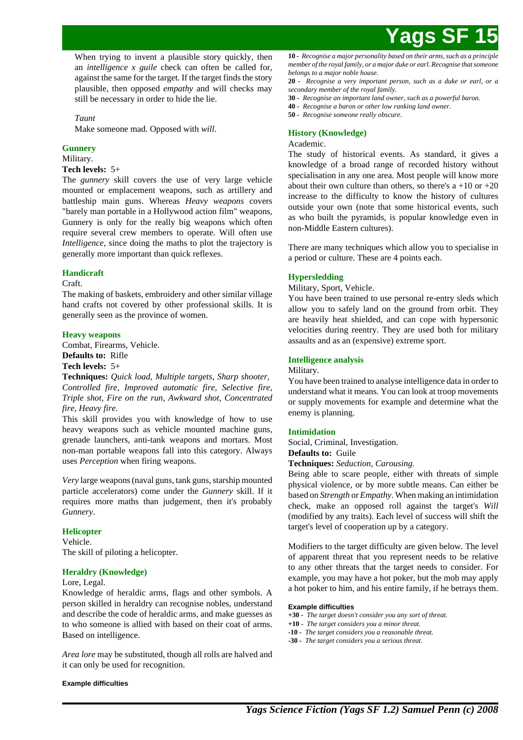When trying to invent a plausible story quickly, then an *intelligence x guile* check can often be called for, against the same for the target. If the target finds the story plausible, then opposed *empathy* and will checks may still be necessary in order to hide the lie.

*Taunt*

Make someone mad. Opposed with *will*.

### Gunnery

Military.

**Tech levels:** 5+

The *gunnery* skill covers the use of very large vehicle mounted or emplacement weapons, such as artillery and battleship main guns. Whereas *Heavy weapons* covers "barely man portable in a Hollywood action film" weapons, Gunnery is only for the really big weapons which often require several crew members to operate. Will often use *Intelligence*, since doing the maths to plot the trajectory is generally more important than quick reflexes.

### Handicraft

Craft.

The making of baskets, embroidery and other similar village hand crafts not covered by other professional skills. It is generally seen as the province of women.

### Heavy weapons

Combat, Firearms, Vehicle.

**Defaults to:** Rifle

**Tech levels:** 5+

**Techniques:** *Quick load, Multiple targets, Sharp shooter, Controlled fire, Improved automatic fire, Selective fire, Triple shot, Fire on the run, Awkward shot, Concentrated fire, Heavy fire.*

This skill provides you with knowledge of how to use heavy weapons such as vehicle mounted machine guns, grenade launchers, anti-tank weapons and mortars. Most non-man portable weapons fall into this category. Always uses *Perception* when firing weapons.

*Very* large weapons (naval guns, tank guns, starship mounted particle accelerators) come under the *Gunnery* skill. If it requires more maths than judgement, then it's probably *Gunnery*.

### Helicopter

Vehicle.

The skill of piloting a helicopter.

### Heraldry (Knowledge)

Lore, Legal.

Knowledge of heraldic arms, flags and other symbols. A person skilled in heraldry can recognise nobles, understand and describe the code of heraldic arms, and make guesses as to who someone is allied with based on their coat of arms. Based on intelligence.

*Area lore* may be substituted, though all rolls are halved and it can only be used for recognition.

#### Example difficulties

**10 -** *Recognise a major personality based on their arms, such as a principle member of the royal family, or a major duke or earl. Recognise that someone belongs to a major noble house.*

**20 -** *Recognise a very important person, such as a duke or earl, or a secondary member of the royal family.*

**30 -** *Recognise an important land owner, such as a powerful baron.*

**40 -** *Recognise a baron or other low ranking land owner.*

**50 -** *Recognise someone really obscure.*

### History (Knowledge)

Academic.

The study of historical events. As standard, it gives a knowledge of a broad range of recorded history without specialisation in any one area. Most people will know more about their own culture than others, so there's a +10 or +20 increase to the difficulty to know the history of cultures outside your own (note that some historical events, such as who built the pyramids, is popular knowledge even in non-Middle Eastern cultures).

There are many techniques which allow you to specialise in a period or culture. These are 4 points each.

### Hypersledding

Military, Sport, Vehicle.

You have been trained to use personal re-entry sleds which allow you to safely land on the ground from orbit. They are heavily heat shielded, and can cope with hypersonic velocities during reentry. They are used both for military assaults and as an (expensive) extreme sport.

### Intelligence analysis

Military.

You have been trained to analyse intelligence data in order to understand what it means. You can look at troop movements or supply movements for example and determine what the enemy is planning.

### Intimidation

Social, Criminal, Investigation.

**Defaults to:** Guile

**Techniques:** *Seduction, Carousing.*

Being able to scare people, either with threats of simple physical violence, or by more subtle means. Can either be based on *Strength* or *Empathy*. When making an intimidation check, make an opposed roll against the target's *Will* (modified by any traits). Each level of success will shift the target's level of cooperation up by a category.

Modifiers to the target difficulty are given below. The level of apparent threat that you represent needs to be relative to any other threats that the target needs to consider. For example, you may have a hot poker, but the mob may apply a hot poker to him, and his entire family, if he betrays them.

#### Example difficulties

**+30 -** *The target doesn't consider you any sort of threat.*

**+10 -** *The target considers you a minor threat.*

**-10 -** *The target considers you a reasonable threat.*

**-30 -** *The target considers you a serious threat.*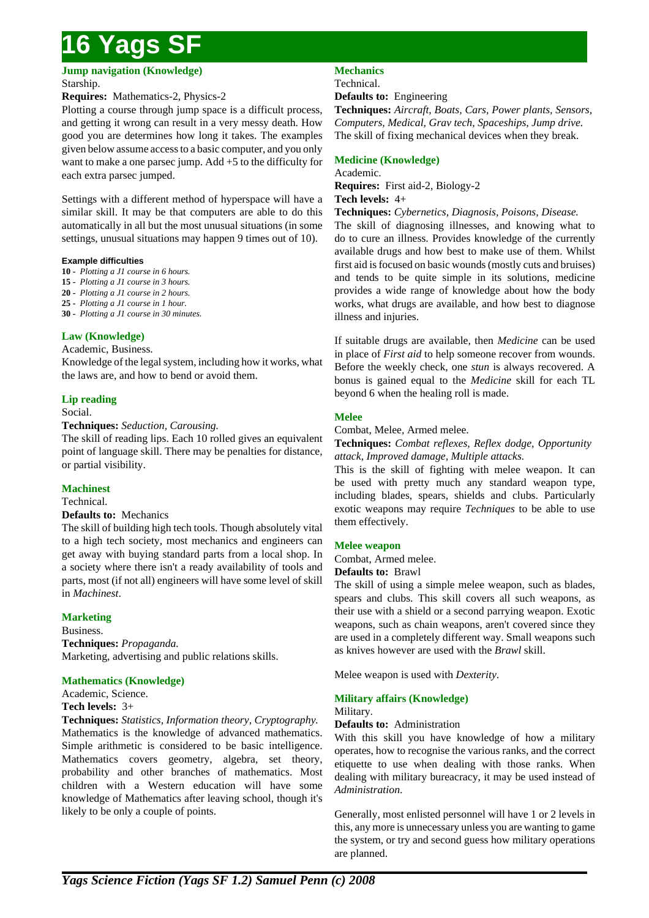# 16 Yags SF

### Jump navigation (Knowledge)

Starship.

**Requires:** Mathematics-2, Physics-2

Plotting a course through jump space is a difficult process, and getting it wrong can result in a very messy death. How good you are determines how long it takes. The examples given below assume access to a basic computer, and you only want to make a one parsec jump. Add +5 to the difficulty for each extra parsec jumped.

Settings with a different method of hyperspace will have a similar skill. It may be that computers are able to do this automatically in all but the most unusual situations (in some settings, unusual situations may happen 9 times out of 10).

**Example difficulties**

- **10** - *Plotting a J1 course in 6 hours.*
- **15** - *Plotting a J1 course in 3 hours.*
- **20** - *Plotting a J1 course in 2 hours.*
- **25** - *Plotting a J1 course in 1 hour.*
- **30** - *Plotting a J1 course in 30 minutes.*

### Law (Knowledge)

Academic, Business.

Knowledge of the legal system, including how it works, what the laws are, and how to bend or avoid them.

### Lip reading

Social.

**Techniques:** *Seduction, Carousing.*

The skill of reading lips. Each 10 rolled gives an equivalent point of language skill. There may be penalties for distance, or partial visibility.

### Machinest

Technical.

**Defaults to:** Mechanics

The skill of building high tech tools. Though absolutely vital to a high tech society, most mechanics and engineers can get away with buying standard parts from a local shop. In a society where there isn't a ready availability of tools and parts, most (if not all) engineers will have some level of skill in *Machinest*.

### Marketing

Business.

**Techniques:** *Propaganda.*

Marketing, advertising and public relations skills.

### Mathematics (Knowledge)

Academic, Science.

**Tech levels:** 3+

**Techniques:** *Statistics, Information theory, Cryptography.*

Mathematics is the knowledge of advanced mathematics. Simple arithmetic is considered to be basic intelligence. Mathematics covers geometry, algebra, set theory, probability and other branches of mathematics. Most children with a Western education will have some knowledge of Mathematics after leaving school, though it's likely to be only a couple of points.

### Mechanics

Technical.

**Defaults to:** Engineering

**Techniques:** *Aircraft, Boats, Cars, Power plants, Sensors, Computers, Medical, Grav tech, Spaceships, Jump drive.*

The skill of fixing mechanical devices when they break.

### Medicine (Knowledge)

Academic.

**Requires:** First aid-2, Biology-2

**Tech levels:** 4+

**Techniques:** *Cybernetics, Diagnosis, Poisons, Disease.*

The skill of diagnosing illnesses, and knowing what to do to cure an illness. Provides knowledge of the currently available drugs and how best to make use of them. Whilst first aid is focused on basic wounds (mostly cuts and bruises) and tends to be quite simple in its solutions, medicine provides a wide range of knowledge about how the body works, what drugs are available, and how best to diagnose illness and injuries.

If suitable drugs are available, then *Medicine* can be used in place of *First aid* to help someone recover from wounds. Before the weekly check, one *stun* is always recovered. A bonus is gained equal to the *Medicine* skill for each TL beyond 6 when the healing roll is made.

### Melee

Combat, Melee, Armed melee.

**Techniques:** *Combat reflexes, Reflex dodge, Opportunity attack, Improved damage, Multiple attacks.*

This is the skill of fighting with melee weapon. It can be used with pretty much any standard weapon type, including blades, spears, shields and clubs. Particularly exotic weapons may require *Techniques* to be able to use them effectively.

### Melee weapon

Combat, Armed melee.

**Defaults to:** Brawl

The skill of using a simple melee weapon, such as blades, spears and clubs. This skill covers all such weapons, as their use with a shield or a second parrying weapon. Exotic weapons, such as chain weapons, aren't covered since they are used in a completely different way. Small weapons such as knives however are used with the *Brawl* skill.

Melee weapon is used with *Dexterity*.

### Military affairs (Knowledge)

Military.

**Defaults to:** Administration

With this skill you have knowledge of how a military operates, how to recognise the various ranks, and the correct etiquette to use when dealing with those ranks. When dealing with military bureacracy, it may be used instead of *Administration*.

Generally, most enlisted personnel will have 1 or 2 levels in this, any more is unnecessary unless you are wanting to game the system, or try and second guess how military operations are planned.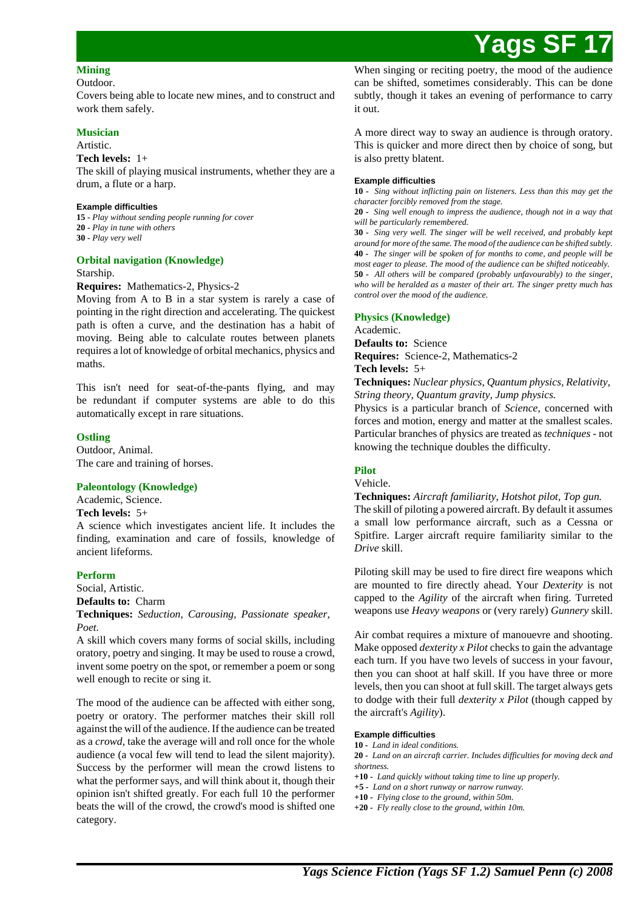### Mining

Outdoor.

Covers being able to locate new mines, and to construct and work them safely.

### Musician

Artistic.

**Tech levels:** 1+

The skill of playing musical instruments, whether they are a drum, a flute or a harp.

**Example difficulties**

**15 -** *Play without sending people running for cover*
**20 -** *Play in tune with others*
**30 -** *Play very well*

### Orbital navigation (Knowledge)

Starship.

**Requires:** Mathematics-2, Physics-2

Moving from A to B in a star system is rarely a case of pointing in the right direction and accelerating. The quickest path is often a curve, and the destination has a habit of moving. Being able to calculate routes between planets requires a lot of knowledge of orbital mechanics, physics and maths.

This isn't need for seat-of-the-pants flying, and may be redundant if computer systems are able to do this automatically except in rare situations.

### Ostling

Outdoor, Animal.

The care and training of horses.

### Paleontology (Knowledge)

Academic, Science.

**Tech levels:** 5+

A science which investigates ancient life. It includes the finding, examination and care of fossils, knowledge of ancient lifeforms.

### Perform

Social, Artistic.

**Defaults to:** Charm

**Techniques:** *Seduction, Carousing, Passionate speaker, Poet.*

A skill which covers many forms of social skills, including oratory, poetry and singing. It may be used to rouse a crowd, invent some poetry on the spot, or remember a poem or song well enough to recite or sing it.

The mood of the audience can be affected with either song, poetry or oratory. The performer matches their skill roll against the will of the audience. If the audience can be treated as a *crowd*, take the average will and roll once for the whole audience (a vocal few will tend to lead the silent majority). Success by the performer will mean the crowd listens to what the performer says, and will think about it, though their opinion isn't shifted greatly. For each full 10 the performer beats the will of the crowd, the crowd's mood is shifted one category.

When singing or reciting poetry, the mood of the audience can be shifted, sometimes considerably. This can be done subtly, though it takes an evening of performance to carry it out.

A more direct way to sway an audience is through oratory. This is quicker and more direct then by choice of song, but is also pretty blatent.

**Example difficulties**

**10 -** *Sing without inflicting pain on listeners. Less than this may get the character forcibly removed from the stage.*
**20 -** *Sing well enough to impress the audience, though not in a way that will be particularly remembered.*
**30 -** *Sing very well. The singer will be well received, and probably kept around for more of the same. The mood of the audience can be shifted subtly.*
**40 -** *The singer will be spoken of for months to come, and people will be most eager to please. The mood of the audience can be shifted noticeably.*
**50 -** *All others will be compared (probably unfavourably) to the singer, who will be heralded as a master of their art. The singer pretty much has control over the mood of the audience.*

### Physics (Knowledge)

Academic.

**Defaults to:** Science

**Requires:** Science-2, Mathematics-2

**Tech levels:** 5+

**Techniques:** *Nuclear physics, Quantum physics, Relativity, String theory, Quantum gravity, Jump physics.*

Physics is a particular branch of *Science*, concerned with forces and motion, energy and matter at the smallest scales. Particular branches of physics are treated as *techniques* - not knowing the technique doubles the difficulty.

### Pilot

Vehicle.

**Techniques:** *Aircraft familiarity, Hotshot pilot, Top gun.*

The skill of piloting a powered aircraft. By default it assumes a small low performance aircraft, such as a Cessna or Spitfire. Larger aircraft require familiarity similar to the *Drive* skill.

Piloting skill may be used to fire direct fire weapons which are mounted to fire directly ahead. Your *Dexterity* is not capped to the *Agility* of the aircraft when firing. Turreted weapons use *Heavy weapons* or (very rarely) *Gunnery* skill.

Air combat requires a mixture of manouevre and shooting. Make opposed *dexterity x Pilot* checks to gain the advantage each turn. If you have two levels of success in your favour, then you can shoot at half skill. If you have three or more levels, then you can shoot at full skill. The target always gets to dodge with their full *dexterity x Pilot* (though capped by the aircraft's *Agility*).

**Example difficulties**

**10 -** *Land in ideal conditions.*
**20 -** *Land on an aircraft carrier. Includes difficulties for moving deck and shortness.*
**+10 -** *Land quickly without taking time to line up properly.*
**+5 -** *Land on a short runway or narrow runway.*
**+10 -** *Flying close to the ground, within 50m.*
**+20 -** *Fly really close to the ground, within 10m.*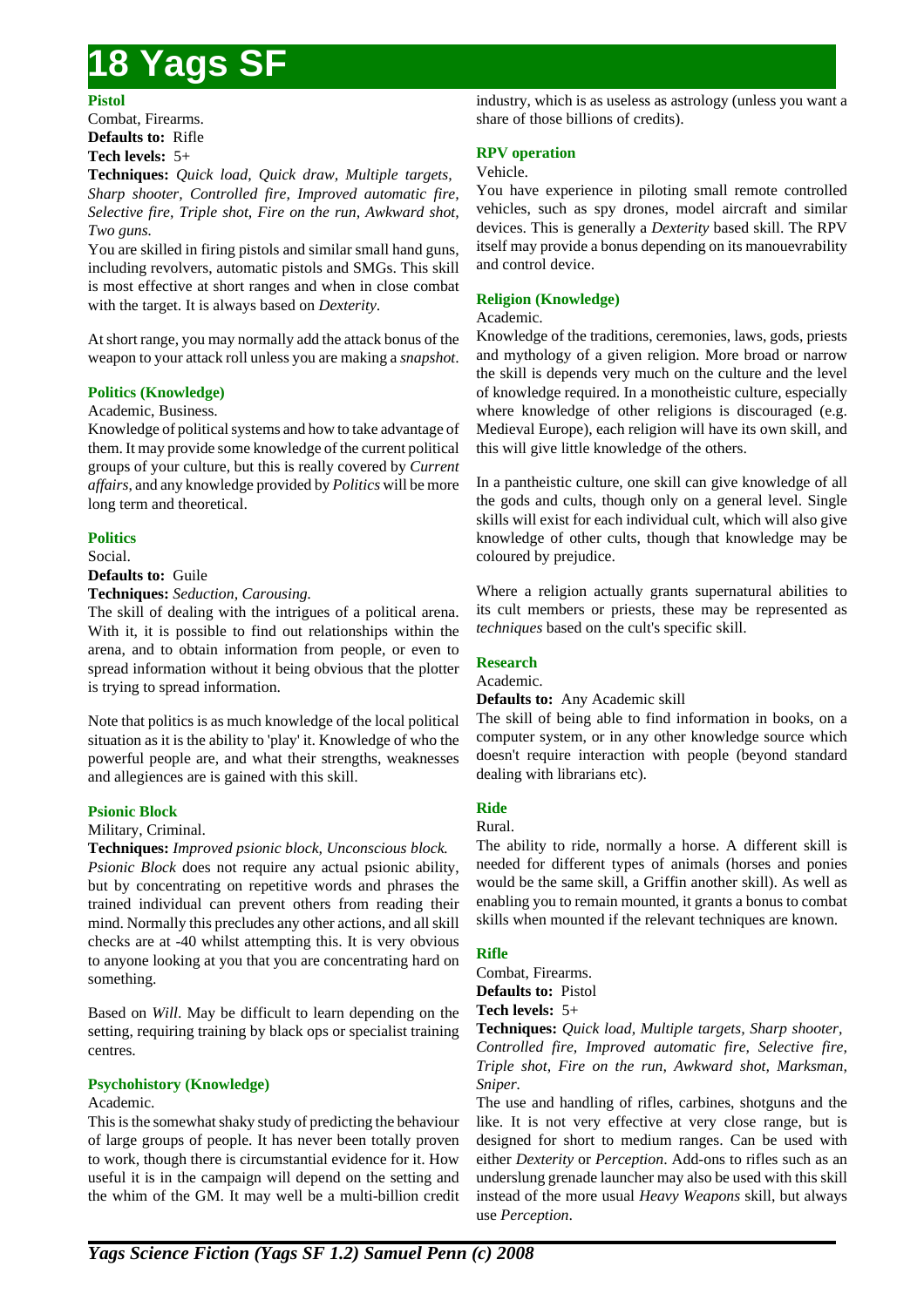### Pistol

Combat, Firearms.
**Defaults to:** Rifle
**Tech levels:** 5+
**Techniques:** *Quick load, Quick draw, Multiple targets, Sharp shooter, Controlled fire, Improved automatic fire, Selective fire, Triple shot, Fire on the run, Awkward shot, Two guns.*
You are skilled in firing pistols and similar small hand guns, including revolvers, automatic pistols and SMGs. This skill is most effective at short ranges and when in close combat with the target. It is always based on *Dexterity*.

At short range, you may normally add the attack bonus of the weapon to your attack roll unless you are making a *snapshot*.

### Politics (Knowledge)

Academic, Business.
Knowledge of political systems and how to take advantage of them. It may provide some knowledge of the current political groups of your culture, but this is really covered by *Current affairs*, and any knowledge provided by *Politics* will be more long term and theoretical.

### Politics

Social.
**Defaults to:** Guile
**Techniques:** *Seduction, Carousing.*
The skill of dealing with the intrigues of a political arena. With it, it is possible to find out relationships within the arena, and to obtain information from people, or even to spread information without it being obvious that the plotter is trying to spread information.

Note that politics is as much knowledge of the local political situation as it is the ability to 'play' it. Knowledge of who the powerful people are, and what their strengths, weaknesses and allegiences are is gained with this skill.

### Psionic Block

Military, Criminal.
**Techniques:** *Improved psionic block, Unconscious block.*
*Psionic Block* does not require any actual psionic ability, but by concentrating on repetitive words and phrases the trained individual can prevent others from reading their mind. Normally this precludes any other actions, and all skill checks are at -40 whilst attempting this. It is very obvious to anyone looking at you that you are concentrating hard on something.

Based on *Will*. May be difficult to learn depending on the setting, requiring training by black ops or specialist training centres.

### Psychohistory (Knowledge)

Academic.
This is the somewhat shaky study of predicting the behaviour of large groups of people. It has never been totally proven to work, though there is circumstantial evidence for it. How useful it is in the campaign will depend on the setting and the whim of the GM. It may well be a multi-billion credit industry, which is as useless as astrology (unless you want a share of those billions of credits).

### RPV operation

Vehicle.
You have experience in piloting small remote controlled vehicles, such as spy drones, model aircraft and similar devices. This is generally a *Dexterity* based skill. The RPV itself may provide a bonus depending on its manouevrability and control device.

### Religion (Knowledge)

Academic.
Knowledge of the traditions, ceremonies, laws, gods, priests and mythology of a given religion. More broad or narrow the skill is depends very much on the culture and the level of knowledge required. In a monotheistic culture, especially where knowledge of other religions is discouraged (e.g. Medieval Europe), each religion will have its own skill, and this will give little knowledge of the others.

In a pantheistic culture, one skill can give knowledge of all the gods and cults, though only on a general level. Single skills will exist for each individual cult, which will also give knowledge of other cults, though that knowledge may be coloured by prejudice.

Where a religion actually grants supernatural abilities to its cult members or priests, these may be represented as *techniques* based on the cult's specific skill.

### Research

Academic.
**Defaults to:** Any Academic skill
The skill of being able to find information in books, on a computer system, or in any other knowledge source which doesn't require interaction with people (beyond standard dealing with librarians etc).

### Ride

Rural.
The ability to ride, normally a horse. A different skill is needed for different types of animals (horses and ponies would be the same skill, a Griffin another skill). As well as enabling you to remain mounted, it grants a bonus to combat skills when mounted if the relevant techniques are known.

### Rifle

Combat, Firearms.
**Defaults to:** Pistol
**Tech levels:** 5+
**Techniques:** *Quick load, Multiple targets, Sharp shooter, Controlled fire, Improved automatic fire, Selective fire, Triple shot, Fire on the run, Awkward shot, Marksman, Sniper.*
The use and handling of rifles, carbines, shotguns and the like. It is not very effective at very close range, but is designed for short to medium ranges. Can be used with either *Dexterity* or *Perception*. Add-ons to rifles such as an underslung grenade launcher may also be used with this skill instead of the more usual *Heavy Weapons* skill, but always use *Perception*.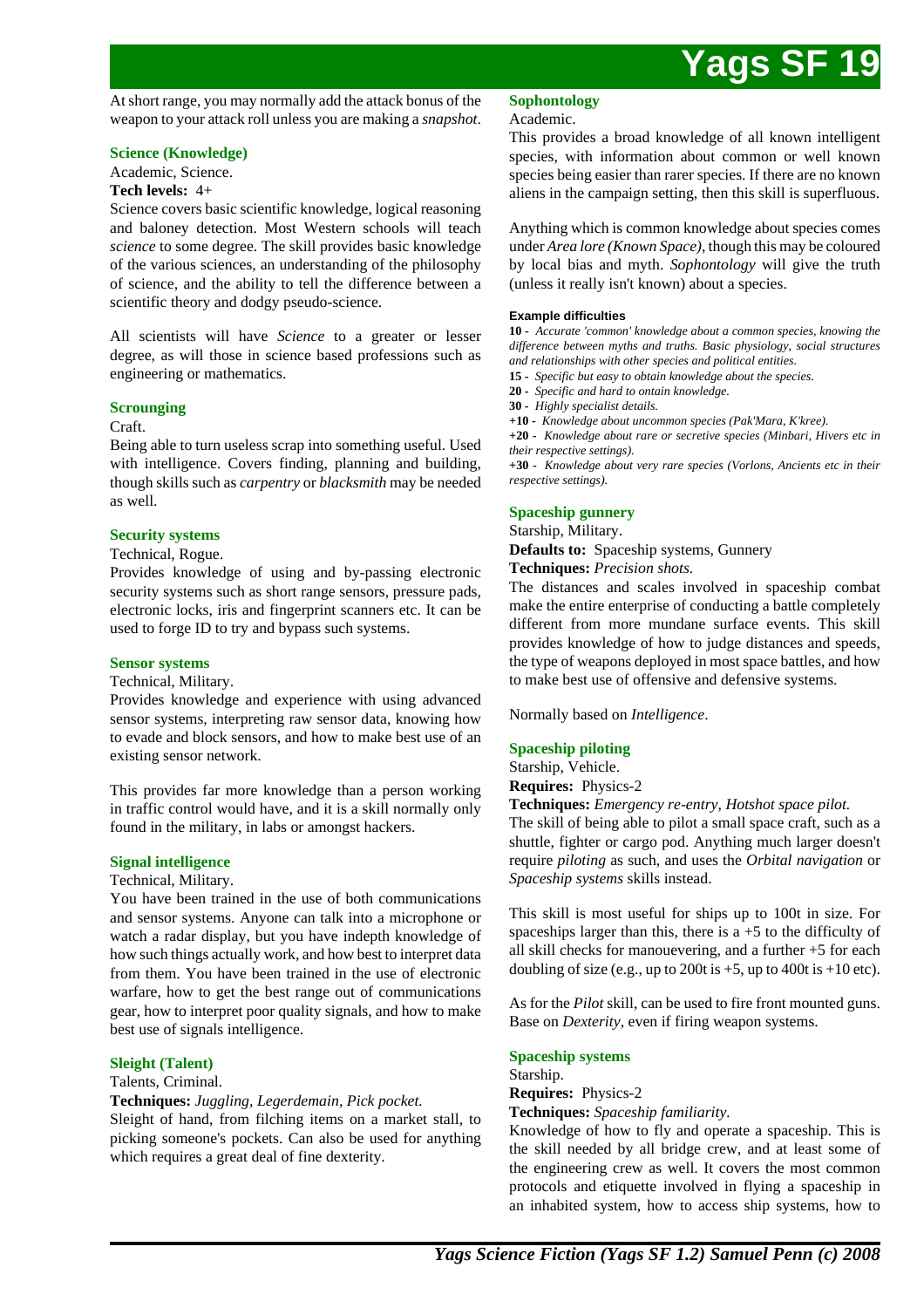At short range, you may normally add the attack bonus of the weapon to your attack roll unless you are making a *snapshot*.

### Science (Knowledge)

Academic, Science.

**Tech levels:** 4+

Science covers basic scientific knowledge, logical reasoning and baloney detection. Most Western schools will teach *science* to some degree. The skill provides basic knowledge of the various sciences, an understanding of the philosophy of science, and the ability to tell the difference between a scientific theory and dodgy pseudo-science.

All scientists will have *Science* to a greater or lesser degree, as will those in science based professions such as engineering or mathematics.

### Scrounging

Craft.

Being able to turn useless scrap into something useful. Used with intelligence. Covers finding, planning and building, though skills such as *carpentry* or *blacksmith* may be needed as well.

### Security systems

Technical, Rogue.

Provides knowledge of using and by-passing electronic security systems such as short range sensors, pressure pads, electronic locks, iris and fingerprint scanners etc. It can be used to forge ID to try and bypass such systems.

### Sensor systems

Technical, Military.

Provides knowledge and experience with using advanced sensor systems, interpreting raw sensor data, knowing how to evade and block sensors, and how to make best use of an existing sensor network.

This provides far more knowledge than a person working in traffic control would have, and it is a skill normally only found in the military, in labs or amongst hackers.

### Signal intelligence

Technical, Military.

You have been trained in the use of both communications and sensor systems. Anyone can talk into a microphone or watch a radar display, but you have indepth knowledge of how such things actually work, and how best to interpret data from them. You have been trained in the use of electronic warfare, how to get the best range out of communications gear, how to interpret poor quality signals, and how to make best use of signals intelligence.

### Sleight (Talent)

Talents, Criminal.

**Techniques:** *Juggling, Legerdemain, Pick pocket.*

Sleight of hand, from filching items on a market stall, to picking someone's pockets. Can also be used for anything which requires a great deal of fine dexterity.

### Sophontology

Academic.

This provides a broad knowledge of all known intelligent species, with information about common or well known species being easier than rarer species. If there are no known aliens in the campaign setting, then this skill is superfluous.

Anything which is common knowledge about species comes under *Area lore (Known Space)*, though this may be coloured by local bias and myth. *Sophontology* will give the truth (unless it really isn't known) about a species.

#### Example difficulties

**10** - *Accurate 'common' knowledge about a common species, knowing the difference between myths and truths. Basic physiology, social structures and relationships with other species and political entities.*

**15** - *Specific but easy to obtain knowledge about the species.*

**20** - *Specific and hard to ontain knowledge.*

**30** - *Highly specialist details.*

**+10** - *Knowledge about uncommon species (Pak'Mara, K'kree).*

**+20** - *Knowledge about rare or secretive species (Minbari, Hivers etc in their respective settings).*

**+30** - *Knowledge about very rare species (Vorlons, Ancients etc in their respective settings).*

### Spaceship gunnery

Starship, Military.

**Defaults to:** Spaceship systems, Gunnery

**Techniques:** *Precision shots.*

The distances and scales involved in spaceship combat make the entire enterprise of conducting a battle completely different from more mundane surface events. This skill provides knowledge of how to judge distances and speeds, the type of weapons deployed in most space battles, and how to make best use of offensive and defensive systems.

Normally based on *Intelligence*.

### Spaceship piloting

Starship, Vehicle.

**Requires:** Physics-2

**Techniques:** *Emergency re-entry, Hotshot space pilot.*

The skill of being able to pilot a small space craft, such as a shuttle, fighter or cargo pod. Anything much larger doesn't require *piloting* as such, and uses the *Orbital navigation* or *Spaceship systems* skills instead.

This skill is most useful for ships up to 100t in size. For spaceships larger than this, there is a +5 to the difficulty of all skill checks for manouevering, and a further +5 for each doubling of size (e.g., up to 200t is +5, up to 400t is +10 etc).

As for the *Pilot* skill, can be used to fire front mounted guns. Base on *Dexterity*, even if firing weapon systems.

### Spaceship systems

Starship.

**Requires:** Physics-2

**Techniques:** *Spaceship familiarity.*

Knowledge of how to fly and operate a spaceship. This is the skill needed by all bridge crew, and at least some of the engineering crew as well. It covers the most common protocols and etiquette involved in flying a spaceship in an inhabited system, how to access ship systems, how to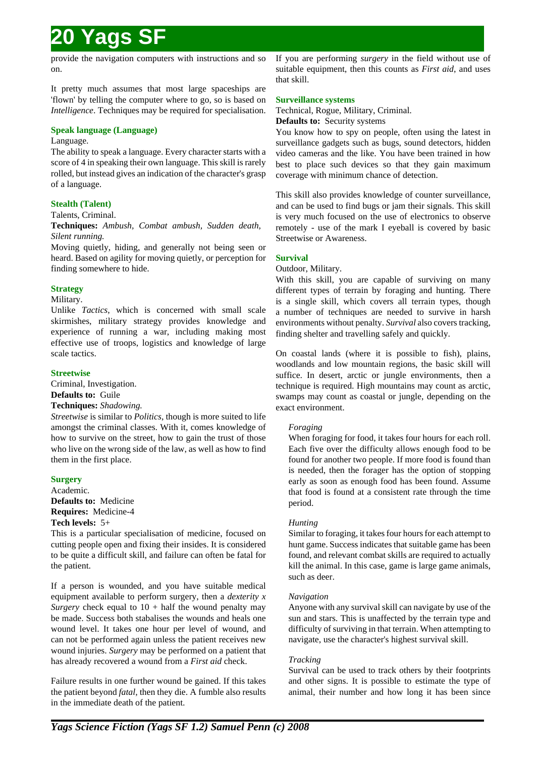provide the navigation computers with instructions and so on.

It pretty much assumes that most large spaceships are 'flown' by telling the computer where to go, so is based on *Intelligence*. Techniques may be required for specialisation.

### Speak language (Language)

Language.

The ability to speak a language. Every character starts with a score of 4 in speaking their own language. This skill is rarely rolled, but instead gives an indication of the character's grasp of a language.

### Stealth (Talent)

Talents, Criminal.

**Techniques:** *Ambush, Combat ambush, Sudden death, Silent running.*

Moving quietly, hiding, and generally not being seen or heard. Based on agility for moving quietly, or perception for finding somewhere to hide.

### Strategy

Military.

Unlike *Tactics*, which is concerned with small scale skirmishes, military strategy provides knowledge and experience of running a war, including making most effective use of troops, logistics and knowledge of large scale tactics.

### Streetwise

Criminal, Investigation.

**Defaults to:** Guile

**Techniques:** *Shadowing.*

*Streetwise* is similar to *Politics*, though is more suited to life amongst the criminal classes. With it, comes knowledge of how to survive on the street, how to gain the trust of those who live on the wrong side of the law, as well as how to find them in the first place.

### Surgery

Academic.

**Defaults to:** Medicine

**Requires:** Medicine-4

**Tech levels:** 5+

This is a particular specialisation of medicine, focused on cutting people open and fixing their insides. It is considered to be quite a difficult skill, and failure can often be fatal for the patient.

If a person is wounded, and you have suitable medical equipment available to perform surgery, then a *dexterity x Surgery* check equal to 10 + half the wound penalty may be made. Success both stabalises the wounds and heals one wound level. It takes one hour per level of wound, and can not be performed again unless the patient receives new wound injuries. *Surgery* may be performed on a patient that has already recovered a wound from a *First aid* check.

Failure results in one further wound be gained. If this takes the patient beyond *fatal*, then they die. A fumble also results in the immediate death of the patient.

If you are performing *surgery* in the field without use of suitable equipment, then this counts as *First aid*, and uses that skill.

### Surveillance systems

Technical, Rogue, Military, Criminal.

**Defaults to:** Security systems

You know how to spy on people, often using the latest in surveillance gadgets such as bugs, sound detectors, hidden video cameras and the like. You have been trained in how best to place such devices so that they gain maximum coverage with minimum chance of detection.

This skill also provides knowledge of counter surveillance, and can be used to find bugs or jam their signals. This skill is very much focused on the use of electronics to observe remotely - use of the mark I eyeball is covered by basic Streetwise or Awareness.

### Survival

Outdoor, Military.

With this skill, you are capable of surviving on many different types of terrain by foraging and hunting. There is a single skill, which covers all terrain types, though a number of techniques are needed to survive in harsh environments without penalty. *Survival* also covers tracking, finding shelter and travelling safely and quickly.

On coastal lands (where it is possible to fish), plains, woodlands and low mountain regions, the basic skill will suffice. In desert, arctic or jungle environments, then a technique is required. High mountains may count as arctic, swamps may count as coastal or jungle, depending on the exact environment.

*Foraging*

When foraging for food, it takes four hours for each roll. Each five over the difficulty allows enough food to be found for another two people. If more food is found than is needed, then the forager has the option of stopping early as soon as enough food has been found. Assume that food is found at a consistent rate through the time period.

*Hunting*

Similar to foraging, it takes four hours for each attempt to hunt game. Success indicates that suitable game has been found, and relevant combat skills are required to actually kill the animal. In this case, game is large game animals, such as deer.

*Navigation*

Anyone with any survival skill can navigate by use of the sun and stars. This is unaffected by the terrain type and difficulty of surviving in that terrain. When attempting to navigate, use the character's highest survival skill.

*Tracking*

Survival can be used to track others by their footprints and other signs. It is possible to estimate the type of animal, their number and how long it has been since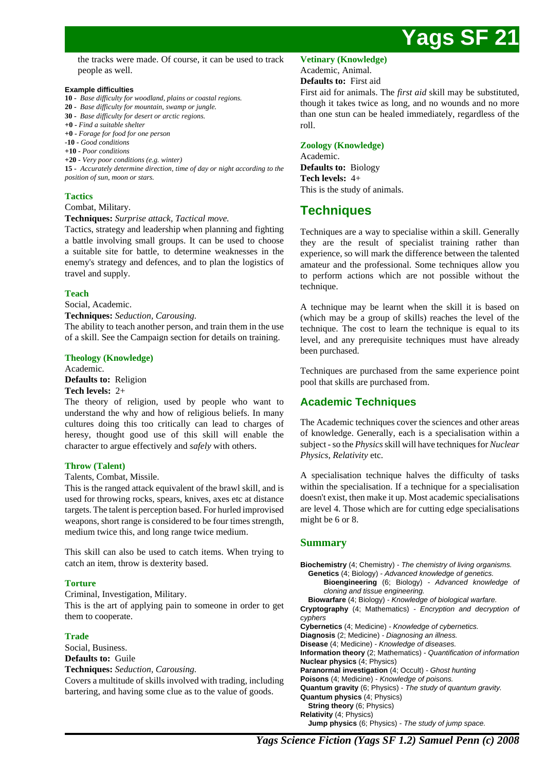the tracks were made. Of course, it can be used to track people as well.

**Example difficulties**

**10** - *Base difficulty for woodland, plains or coastal regions.*
**20** - *Base difficulty for mountain, swamp or jungle.*
**30** - *Base difficulty for desert or arctic regions.*
**+0** - *Find a suitable shelter*
**+0** - *Forage for food for one person*
**-10** - *Good conditions*
**+10** - *Poor conditions*
**+20** - *Very poor conditions (e.g. winter)*
**15** - *Accurately determine direction, time of day or night according to the position of sun, moon or stars.*

### Tactics

Combat, Military.

**Techniques:** *Surprise attack, Tactical move.*

Tactics, strategy and leadership when planning and fighting a battle involving small groups. It can be used to choose a suitable site for battle, to determine weaknesses in the enemy's strategy and defences, and to plan the logistics of travel and supply.

### Teach

Social, Academic.

**Techniques:** *Seduction, Carousing.*

The ability to teach another person, and train them in the use of a skill. See the Campaign section for details on training.

### Theology (Knowledge)

Academic.

**Defaults to:** Religion

**Tech levels:** 2+

The theory of religion, used by people who want to understand the why and how of religious beliefs. In many cultures doing this too critically can lead to charges of heresy, thought good use of this skill will enable the character to argue effectively and *safely* with others.

### Throw (Talent)

Talents, Combat, Missile.

This is the ranged attack equivalent of the brawl skill, and is used for throwing rocks, spears, knives, axes etc at distance targets. The talent is perception based. For hurled improvised weapons, short range is considered to be four times strength, medium twice this, and long range twice medium.

This skill can also be used to catch items. When trying to catch an item, throw is dexterity based.

### Torture

Criminal, Investigation, Military.

This is the art of applying pain to someone in order to get them to cooperate.

### Trade

Social, Business.

**Defaults to:** Guile

**Techniques:** *Seduction, Carousing.*

Covers a multitude of skills involved with trading, including bartering, and having some clue as to the value of goods.

### Vetinary (Knowledge)

Academic, Animal.

**Defaults to:** First aid

First aid for animals. The *first aid* skill may be substituted, though it takes twice as long, and no wounds and no more than one stun can be healed immediately, regardless of the roll.

### Zoology (Knowledge)

Academic.

**Defaults to:** Biology

**Tech levels:** 4+

This is the study of animals.

## Techniques

Techniques are a way to specialise within a skill. Generally they are the result of specialist training rather than experience, so will mark the difference between the talented amateur and the professional. Some techniques allow you to perform actions which are not possible without the technique.

A technique may be learnt when the skill it is based on (which may be a group of skills) reaches the level of the technique. The cost to learn the technique is equal to its level, and any prerequisite techniques must have already been purchased.

Techniques are purchased from the same experience point pool that skills are purchased from.

## Academic Techniques

The Academic techniques cover the sciences and other areas of knowledge. Generally, each is a specialisation within a subject - so the *Physics* skill will have techniques for *Nuclear Physics*, *Relativity* etc.

A specialisation technique halves the difficulty of tasks within the specialisation. If a technique for a specialisation doesn't exist, then make it up. Most academic specialisations are level 4. Those which are for cutting edge specialisations might be 6 or 8.

### Summary

- **Biochemistry** (4; Chemistry) - *The chemistry of living organisms.*
  - **Genetics** (4; Biology) - *Advanced knowledge of genetics.*
    - **Bioengineering** (6; Biology) - *Advanced knowledge of cloning and tissue engineering.*
  - **Biowarfare** (4; Biology) - *Knowledge of biological warfare.*
- **Cryptography** (4; Mathematics) - *Encryption and decryption of cyphers*
- **Cybernetics** (4; Medicine) - *Knowledge of cybernetics.*
- **Diagnosis** (2; Medicine) - *Diagnosing an illness.*
- **Disease** (4; Medicine) - *Knowledge of diseases.*
- **Information theory** (2; Mathematics) - *Quantification of information*
- **Nuclear physics** (4; Physics)
- **Paranormal investigation** (4; Occult) - *Ghost hunting*
- **Poisons** (4; Medicine) - *Knowledge of poisons.*
- **Quantum gravity** (6; Physics) - *The study of quantum gravity.*
- **Quantum physics** (4; Physics)
  - **String theory** (6; Physics)
- **Relativity** (4; Physics)
  - **Jump physics** (6; Physics) - *The study of jump space.*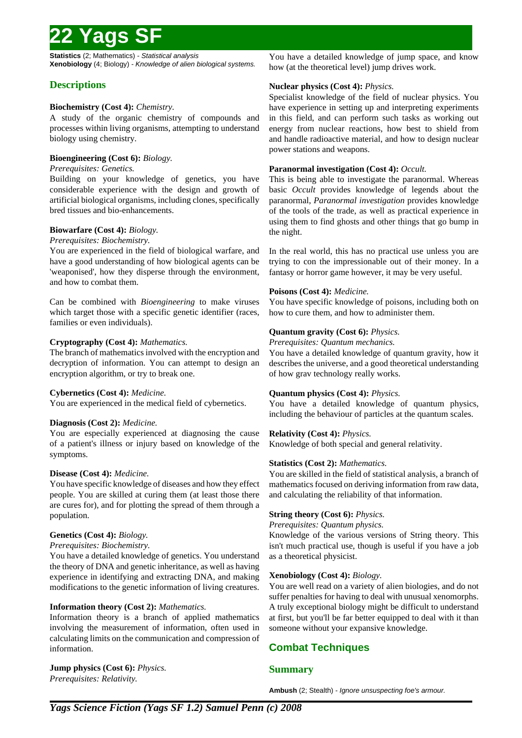**Statistics** (2; Mathematics) - *Statistical analysis*
**Xenobiology** (4; Biology) - *Knowledge of alien biological systems.*

## Descriptions

**Biochemistry (Cost 4):** *Chemistry.*
A study of the organic chemistry of compounds and processes within living organisms, attempting to understand biology using chemistry.

**Bioengineering (Cost 6):** *Biology.*
*Prerequisites: Genetics.*
Building on your knowledge of genetics, you have considerable experience with the design and growth of artificial biological organisms, including clones, specifically bred tissues and bio-enhancements.

**Biowarfare (Cost 4):** *Biology.*
*Prerequisites: Biochemistry.*
You are experienced in the field of biological warfare, and have a good understanding of how biological agents can be 'weaponised', how they disperse through the environment, and how to combat them.

Can be combined with *Bioengineering* to make viruses which target those with a specific genetic identifier (races, families or even individuals).

**Cryptography (Cost 4):** *Mathematics.*
The branch of mathematics involved with the encryption and decryption of information. You can attempt to design an encryption algorithm, or try to break one.

**Cybernetics (Cost 4):** *Medicine.*
You are experienced in the medical field of cybernetics.

**Diagnosis (Cost 2):** *Medicine.*
You are especially experienced at diagnosing the cause of a patient's illness or injury based on knowledge of the symptoms.

**Disease (Cost 4):** *Medicine.*
You have specific knowledge of diseases and how they effect people. You are skilled at curing them (at least those there are cures for), and for plotting the spread of them through a population.

**Genetics (Cost 4):** *Biology.*
*Prerequisites: Biochemistry.*
You have a detailed knowledge of genetics. You understand the theory of DNA and genetic inheritance, as well as having experience in identifying and extracting DNA, and making modifications to the genetic information of living creatures.

**Information theory (Cost 2):** *Mathematics.*
Information theory is a branch of applied mathematics involving the measurement of information, often used in calculating limits on the communication and compression of information.

**Jump physics (Cost 6):** *Physics.*
*Prerequisites: Relativity.*
You have a detailed knowledge of jump space, and know how (at the theoretical level) jump drives work.

**Nuclear physics (Cost 4):** *Physics.*
Specialist knowledge of the field of nuclear physics. You have experience in setting up and interpreting experiments in this field, and can perform such tasks as working out energy from nuclear reactions, how best to shield from and handle radioactive material, and how to design nuclear power stations and weapons.

**Paranormal investigation (Cost 4):** *Occult.*
This is being able to investigate the paranormal. Whereas basic *Occult* provides knowledge of legends about the paranormal, *Paranormal investigation* provides knowledge of the tools of the trade, as well as practical experience in using them to find ghosts and other things that go bump in the night.

In the real world, this has no practical use unless you are trying to con the impressionable out of their money. In a fantasy or horror game however, it may be very useful.

**Poisons (Cost 4):** *Medicine.*
You have specific knowledge of poisons, including both on how to cure them, and how to administer them.

**Quantum gravity (Cost 6):** *Physics.*
*Prerequisites: Quantum mechanics.*
You have a detailed knowledge of quantum gravity, how it describes the universe, and a good theoretical understanding of how grav technology really works.

**Quantum physics (Cost 4):** *Physics.*
You have a detailed knowledge of quantum physics, including the behaviour of particles at the quantum scales.

**Relativity (Cost 4):** *Physics.*
Knowledge of both special and general relativity.

**Statistics (Cost 2):** *Mathematics.*
You are skilled in the field of statistical analysis, a branch of mathematics focused on deriving information from raw data, and calculating the reliability of that information.

**String theory (Cost 6):** *Physics.*
*Prerequisites: Quantum physics.*
Knowledge of the various versions of String theory. This isn't much practical use, though is useful if you have a job as a theoretical physicist.

**Xenobiology (Cost 4):** *Biology.*
You are well read on a variety of alien biologies, and do not suffer penalties for having to deal with unusual xenomorphs. A truly exceptional biology might be difficult to understand at first, but you'll be far better equipped to deal with it than someone without your expansive knowledge.

# Combat Techniques

## Summary

**Ambush** (2; Stealth) - *Ignore unsuspecting foe's armour.*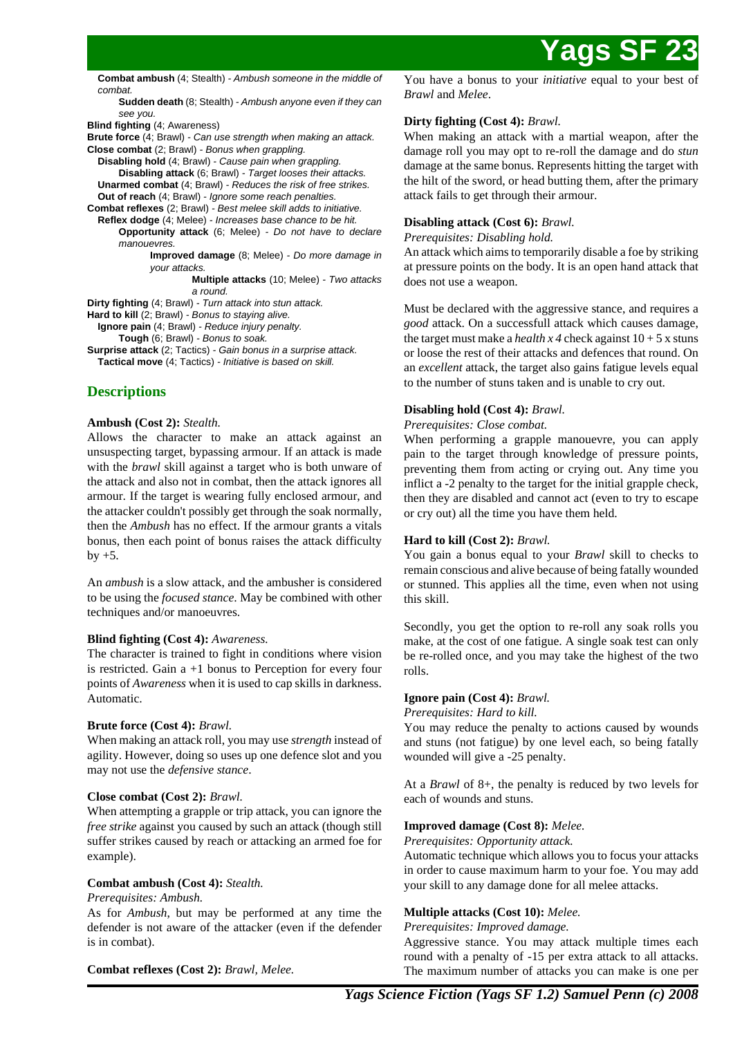**Combat ambush** (4; Stealth) - *Ambush someone in the middle of combat.*
- **Sudden death** (8; Stealth) - *Ambush anyone even if they can see you.*

**Blind fighting** (4; Awareness)
**Brute force** (4; Brawl) - *Can use strength when making an attack.*
**Close combat** (2; Brawl) - *Bonus when grappling.*
- **Disabling hold** (4; Brawl) - *Cause pain when grappling.*
  - **Disabling attack** (6; Brawl) - *Target looses their attacks.*
- **Unarmed combat** (4; Brawl) - *Reduces the risk of free strikes.*
- **Out of reach** (4; Brawl) - *Ignore some reach penalties.*

**Combat reflexes** (2; Brawl) - *Best melee skill adds to initiative.*
- **Reflex dodge** (4; Melee) - *Increases base chance to be hit.*
  - **Opportunity attack** (6; Melee) - *Do not have to declare manouevres.*
    - **Improved damage** (8; Melee) - *Do more damage in your attacks.*
      - **Multiple attacks** (10; Melee) - *Two attacks a round.*

**Dirty fighting** (4; Brawl) - *Turn attack into stun attack.*
**Hard to kill** (2; Brawl) - *Bonus to staying alive.*
- **Ignore pain** (4; Brawl) - *Reduce injury penalty.*
  - **Tough** (6; Brawl) - *Bonus to soak.*

**Surprise attack** (2; Tactics) - *Gain bonus in a surprise attack.*
- **Tactical move** (4; Tactics) - *Initiative is based on skill.*

## Descriptions

**Ambush (Cost 2):** *Stealth.*
Allows the character to make an attack against an unsuspecting target, bypassing armour. If an attack is made with the *brawl* skill against a target who is both unware of the attack and also not in combat, then the attack ignores all armour. If the target is wearing fully enclosed armour, and the attacker couldn't possibly get through the soak normally, then the *Ambush* has no effect. If the armour grants a vitals bonus, then each point of bonus raises the attack difficulty by +5.

An *ambush* is a slow attack, and the ambusher is considered to be using the *focused stance*. May be combined with other techniques and/or manoeuvres.

**Blind fighting (Cost 4):** *Awareness.*
The character is trained to fight in conditions where vision is restricted. Gain a +1 bonus to Perception for every four points of *Awareness* when it is used to cap skills in darkness. Automatic.

**Brute force (Cost 4):** *Brawl.*
When making an attack roll, you may use *strength* instead of agility. However, doing so uses up one defence slot and you may not use the *defensive stance*.

**Close combat (Cost 2):** *Brawl.*
When attempting a grapple or trip attack, you can ignore the *free strike* against you caused by such an attack (though still suffer strikes caused by reach or attacking an armed foe for example).

**Combat ambush (Cost 4):** *Stealth.*
*Prerequisites: Ambush.*
As for *Ambush*, but may be performed at any time the defender is not aware of the attacker (even if the defender is in combat).

**Combat reflexes (Cost 2):** *Brawl, Melee.*
You have a bonus to your *initiative* equal to your best of *Brawl* and *Melee*.

**Dirty fighting (Cost 4):** *Brawl.*
When making an attack with a martial weapon, after the damage roll you may opt to re-roll the damage and do *stun* damage at the same bonus. Represents hitting the target with the hilt of the sword, or head butting them, after the primary attack fails to get through their armour.

**Disabling attack (Cost 6):** *Brawl.*
*Prerequisites: Disabling hold.*
An attack which aims to temporarily disable a foe by striking at pressure points on the body. It is an open hand attack that does not use a weapon.

Must be declared with the aggressive stance, and requires a *good* attack. On a successfull attack which causes damage, the target must make a *health x 4* check against 10 + 5 x stuns or loose the rest of their attacks and defences that round. On an *excellent* attack, the target also gains fatigue levels equal to the number of stuns taken and is unable to cry out.

**Disabling hold (Cost 4):** *Brawl.*
*Prerequisites: Close combat.*
When performing a grapple manouevre, you can apply pain to the target through knowledge of pressure points, preventing them from acting or crying out. Any time you inflict a -2 penalty to the target for the initial grapple check, then they are disabled and cannot act (even to try to escape or cry out) all the time you have them held.

**Hard to kill (Cost 2):** *Brawl.*
You gain a bonus equal to your *Brawl* skill to checks to remain conscious and alive because of being fatally wounded or stunned. This applies all the time, even when not using this skill.

Secondly, you get the option to re-roll any soak rolls you make, at the cost of one fatigue. A single soak test can only be re-rolled once, and you may take the highest of the two rolls.

**Ignore pain (Cost 4):** *Brawl.*
*Prerequisites: Hard to kill.*
You may reduce the penalty to actions caused by wounds and stuns (not fatigue) by one level each, so being fatally wounded will give a -25 penalty.

At a *Brawl* of 8+, the penalty is reduced by two levels for each of wounds and stuns.

**Improved damage (Cost 8):** *Melee.*
*Prerequisites: Opportunity attack.*
Automatic technique which allows you to focus your attacks in order to cause maximum harm to your foe. You may add your skill to any damage done for all melee attacks.

**Multiple attacks (Cost 10):** *Melee.*
*Prerequisites: Improved damage.*
Aggressive stance. You may attack multiple times each round with a penalty of -15 per extra attack to all attacks. The maximum number of attacks you can make is one per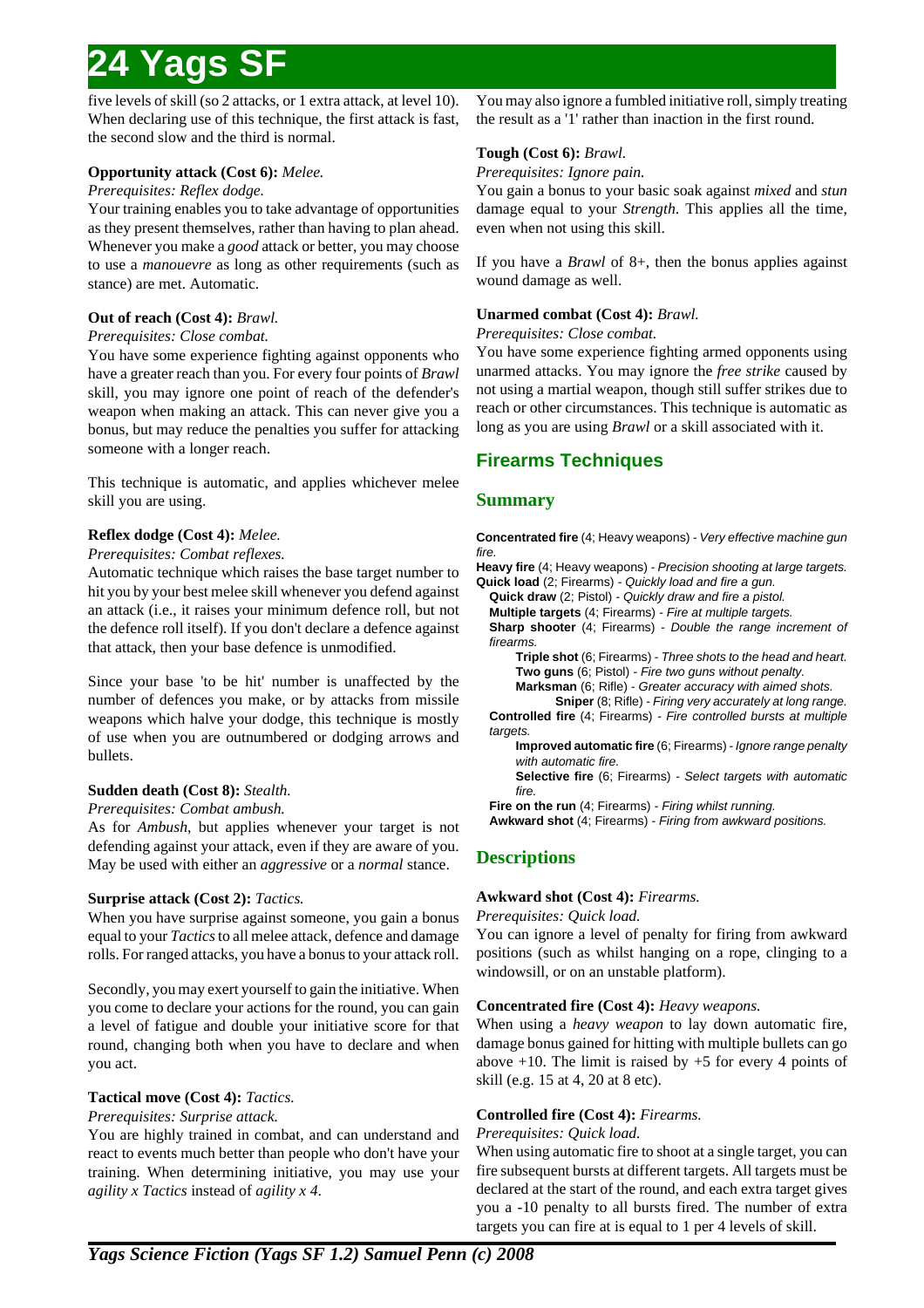five levels of skill (so 2 attacks, or 1 extra attack, at level 10). When declaring use of this technique, the first attack is fast, the second slow and the third is normal.

**Opportunity attack (Cost 6):** *Melee.*

*Prerequisites: Reflex dodge.*

Your training enables you to take advantage of opportunities as they present themselves, rather than having to plan ahead. Whenever you make a *good* attack or better, you may choose to use a *manouevre* as long as other requirements (such as stance) are met. Automatic.

**Out of reach (Cost 4):** *Brawl.*

*Prerequisites: Close combat.*

You have some experience fighting against opponents who have a greater reach than you. For every four points of *Brawl* skill, you may ignore one point of reach of the defender's weapon when making an attack. This can never give you a bonus, but may reduce the penalties you suffer for attacking someone with a longer reach.

This technique is automatic, and applies whichever melee skill you are using.

**Reflex dodge (Cost 4):** *Melee.*

*Prerequisites: Combat reflexes.*

Automatic technique which raises the base target number to hit you by your best melee skill whenever you defend against an attack (i.e., it raises your minimum defence roll, but not the defence roll itself). If you don't declare a defence against that attack, then your base defence is unmodified.

Since your base 'to be hit' number is unaffected by the number of defences you make, or by attacks from missile weapons which halve your dodge, this technique is mostly of use when you are outnumbered or dodging arrows and bullets.

**Sudden death (Cost 8):** *Stealth.*

*Prerequisites: Combat ambush.*

As for *Ambush*, but applies whenever your target is not defending against your attack, even if they are aware of you. May be used with either an *aggressive* or a *normal* stance.

**Surprise attack (Cost 2):** *Tactics.*

When you have surprise against someone, you gain a bonus equal to your *Tactics* to all melee attack, defence and damage rolls. For ranged attacks, you have a bonus to your attack roll.

Secondly, you may exert yourself to gain the initiative. When you come to declare your actions for the round, you can gain a level of fatigue and double your initiative score for that round, changing both when you have to declare and when you act.

**Tactical move (Cost 4):** *Tactics.*

*Prerequisites: Surprise attack.*

You are highly trained in combat, and can understand and react to events much better than people who don't have your training. When determining initiative, you may use your *agility x Tactics* instead of *agility x 4*.

You may also ignore a fumbled initiative roll, simply treating the result as a '1' rather than inaction in the first round.

**Tough (Cost 6):** *Brawl.*

*Prerequisites: Ignore pain.*

You gain a bonus to your basic soak against *mixed* and *stun* damage equal to your *Strength*. This applies all the time, even when not using this skill.

If you have a *Brawl* of 8+, then the bonus applies against wound damage as well.

**Unarmed combat (Cost 4):** *Brawl.*

*Prerequisites: Close combat.*

You have some experience fighting armed opponents using unarmed attacks. You may ignore the *free strike* caused by not using a martial weapon, though still suffer strikes due to reach or other circumstances. This technique is automatic as long as you are using *Brawl* or a skill associated with it.

## Firearms Techniques

### Summary

**Concentrated fire** (4; Heavy weapons) - *Very effective machine gun fire.*

**Heavy fire** (4; Heavy weapons) - *Precision shooting at large targets.*

**Quick load** (2; Firearms) - *Quickly load and fire a gun.*
- **Quick draw** (2; Pistol) - *Quickly draw and fire a pistol.*
- **Multiple targets** (4; Firearms) - *Fire at multiple targets.*
- **Sharp shooter** (4; Firearms) - *Double the range increment of firearms.*
  - **Triple shot** (6; Firearms) - *Three shots to the head and heart.*
  - **Two guns** (6; Pistol) - *Fire two guns without penalty.*
  - **Marksman** (6; Rifle) - *Greater accuracy with aimed shots.*
    - **Sniper** (8; Rifle) - *Firing very accurately at long range.*
- **Controlled fire** (4; Firearms) - *Fire controlled bursts at multiple targets.*
  - **Improved automatic fire** (6; Firearms) - *Ignore range penalty with automatic fire.*
  - **Selective fire** (6; Firearms) - *Select targets with automatic fire.*
- **Fire on the run** (4; Firearms) - *Firing whilst running.*
- **Awkward shot** (4; Firearms) - *Firing from awkward positions.*

### Descriptions

**Awkward shot (Cost 4):** *Firearms.*

*Prerequisites: Quick load.*

You can ignore a level of penalty for firing from awkward positions (such as whilst hanging on a rope, clinging to a windowsill, or on an unstable platform).

**Concentrated fire (Cost 4):** *Heavy weapons.*

When using a *heavy weapon* to lay down automatic fire, damage bonus gained for hitting with multiple bullets can go above +10. The limit is raised by +5 for every 4 points of skill (e.g. 15 at 4, 20 at 8 etc).

**Controlled fire (Cost 4):** *Firearms.*

*Prerequisites: Quick load.*

When using automatic fire to shoot at a single target, you can fire subsequent bursts at different targets. All targets must be declared at the start of the round, and each extra target gives you a -10 penalty to all bursts fired. The number of extra targets you can fire at is equal to 1 per 4 levels of skill.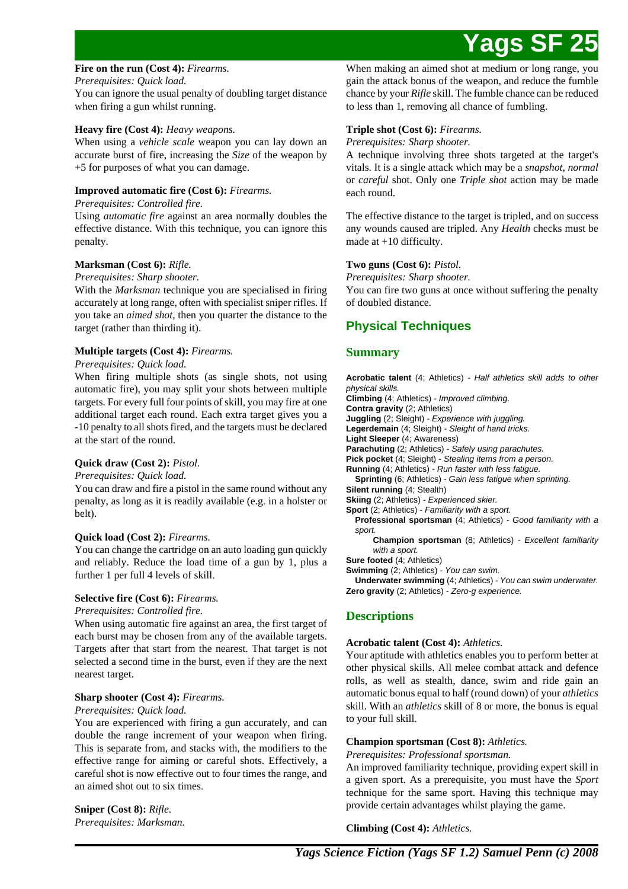**Fire on the run (Cost 4):** *Firearms.*

*Prerequisites: Quick load.*

You can ignore the usual penalty of doubling target distance when firing a gun whilst running.

**Heavy fire (Cost 4):** *Heavy weapons.*

When using a *vehicle scale* weapon you can lay down an accurate burst of fire, increasing the *Size* of the weapon by +5 for purposes of what you can damage.

**Improved automatic fire (Cost 6):** *Firearms.*

*Prerequisites: Controlled fire.*

Using *automatic fire* against an area normally doubles the effective distance. With this technique, you can ignore this penalty.

**Marksman (Cost 6):** *Rifle.*

*Prerequisites: Sharp shooter.*

With the *Marksman* technique you are specialised in firing accurately at long range, often with specialist sniper rifles. If you take an *aimed shot*, then you quarter the distance to the target (rather than thirding it).

**Multiple targets (Cost 4):** *Firearms.*

*Prerequisites: Quick load.*

When firing multiple shots (as single shots, not using automatic fire), you may split your shots between multiple targets. For every full four points of skill, you may fire at one additional target each round. Each extra target gives you a -10 penalty to all shots fired, and the targets must be declared at the start of the round.

**Quick draw (Cost 2):** *Pistol.*

*Prerequisites: Quick load.*

You can draw and fire a pistol in the same round without any penalty, as long as it is readily available (e.g. in a holster or belt).

**Quick load (Cost 2):** *Firearms.*

You can change the cartridge on an auto loading gun quickly and reliably. Reduce the load time of a gun by 1, plus a further 1 per full 4 levels of skill.

**Selective fire (Cost 6):** *Firearms.*

*Prerequisites: Controlled fire.*

When using automatic fire against an area, the first target of each burst may be chosen from any of the available targets. Targets after that start from the nearest. That target is not selected a second time in the burst, even if they are the next nearest target.

**Sharp shooter (Cost 4):** *Firearms.*

*Prerequisites: Quick load.*

You are experienced with firing a gun accurately, and can double the range increment of your weapon when firing. This is separate from, and stacks with, the modifiers to the effective range for aiming or careful shots. Effectively, a careful shot is now effective out to four times the range, and an aimed shot out to six times.

**Sniper (Cost 8):** *Rifle.*

*Prerequisites: Marksman.*

When making an aimed shot at medium or long range, you gain the attack bonus of the weapon, and reduce the fumble chance by your *Rifle* skill. The fumble chance can be reduced to less than 1, removing all chance of fumbling.

**Triple shot (Cost 6):** *Firearms.*

*Prerequisites: Sharp shooter.*

A technique involving three shots targeted at the target's vitals. It is a single attack which may be a *snapshot*, *normal* or *careful* shot. Only one *Triple shot* action may be made each round.

The effective distance to the target is tripled, and on success any wounds caused are tripled. Any *Health* checks must be made at +10 difficulty.

**Two guns (Cost 6):** *Pistol.*

*Prerequisites: Sharp shooter.*

You can fire two guns at once without suffering the penalty of doubled distance.

## Physical Techniques

### Summary

**Acrobatic talent** (4; Athletics) - *Half athletics skill adds to other physical skills.*
**Climbing** (4; Athletics) - *Improved climbing.*
**Contra gravity** (2; Athletics)
**Juggling** (2; Sleight) - *Experience with juggling.*
**Legerdemain** (4; Sleight) - *Sleight of hand tricks.*
**Light Sleeper** (4; Awareness)
**Parachuting** (2; Athletics) - *Safely using parachutes.*
**Pick pocket** (4; Sleight) - *Stealing items from a person.*
**Running** (4; Athletics) - *Run faster with less fatigue.*
- **Sprinting** (6; Athletics) - *Gain less fatigue when sprinting.*

**Silent running** (4; Stealth)
**Skiing** (2; Athletics) - *Experienced skier.*
**Sport** (2; Athletics) - *Familiarity with a sport.*
- **Professional sportsman** (4; Athletics) - *Good familiarity with a sport.*
  - **Champion sportsman** (8; Athletics) - *Excellent familiarity with a sport.*

**Sure footed** (4; Athletics)
**Swimming** (2; Athletics) - *You can swim.*
- **Underwater swimming** (4; Athletics) - *You can swim underwater.*

**Zero gravity** (2; Athletics) - *Zero-g experience.*

### Descriptions

**Acrobatic talent (Cost 4):** *Athletics.*

Your aptitude with athletics enables you to perform better at other physical skills. All melee combat attack and defence rolls, as well as stealth, dance, swim and ride gain an automatic bonus equal to half (round down) of your *athletics* skill. With an *athletics* skill of 8 or more, the bonus is equal to your full skill.

**Champion sportsman (Cost 8):** *Athletics.*

*Prerequisites: Professional sportsman.*

An improved familiarity technique, providing expert skill in a given sport. As a prerequisite, you must have the *Sport* technique for the same sport. Having this technique may provide certain advantages whilst playing the game.

**Climbing (Cost 4):** *Athletics.*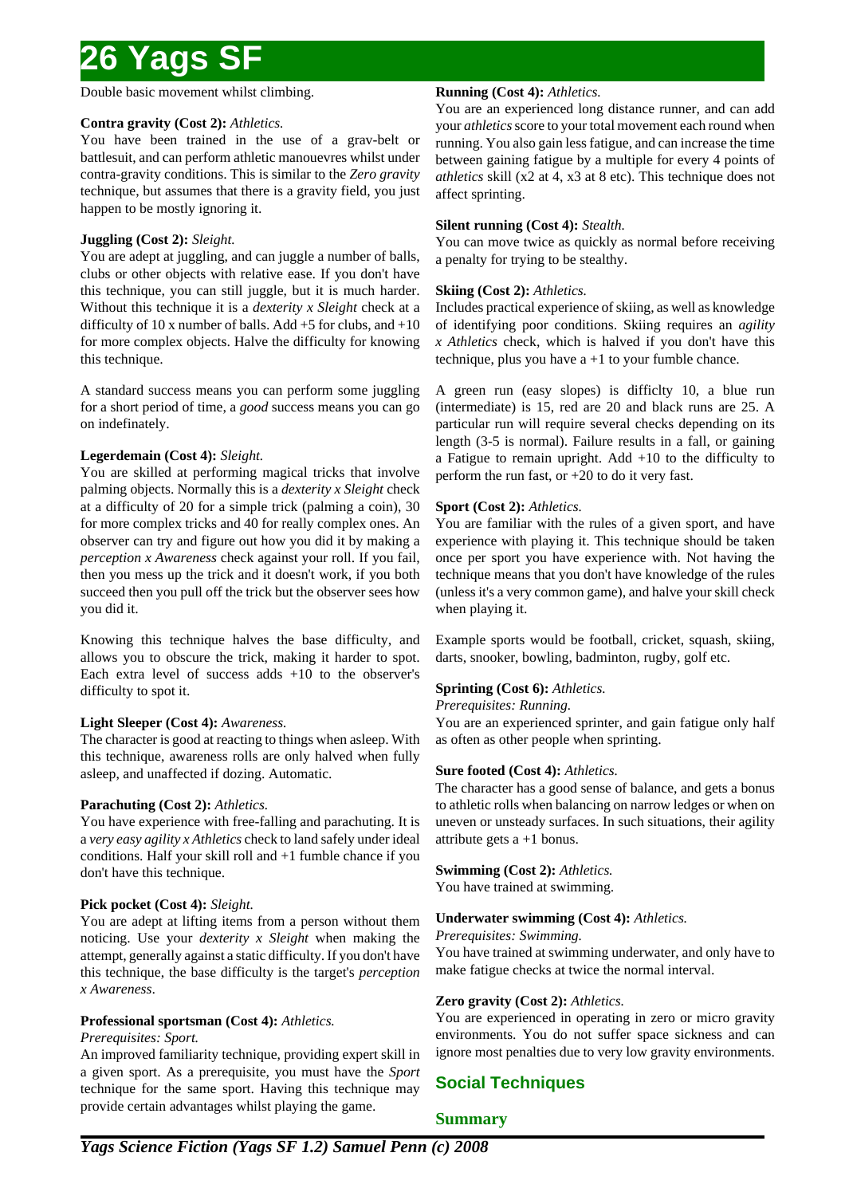Double basic movement whilst climbing.

**Contra gravity (Cost 2):** *Athletics.*
You have been trained in the use of a grav-belt or battlesuit, and can perform athletic manouevres whilst under contra-gravity conditions. This is similar to the *Zero gravity* technique, but assumes that there is a gravity field, you just happen to be mostly ignoring it.

**Juggling (Cost 2):** *Sleight.*
You are adept at juggling, and can juggle a number of balls, clubs or other objects with relative ease. If you don't have this technique, you can still juggle, but it is much harder. Without this technique it is a *dexterity x Sleight* check at a difficulty of 10 x number of balls. Add +5 for clubs, and +10 for more complex objects. Halve the difficulty for knowing this technique.

A standard success means you can perform some juggling for a short period of time, a *good* success means you can go on indefinately.

**Legerdemain (Cost 4):** *Sleight.*
You are skilled at performing magical tricks that involve palming objects. Normally this is a *dexterity x Sleight* check at a difficulty of 20 for a simple trick (palming a coin), 30 for more complex tricks and 40 for really complex ones. An observer can try and figure out how you did it by making a *perception x Awareness* check against your roll. If you fail, then you mess up the trick and it doesn't work, if you both succeed then you pull off the trick but the observer sees how you did it.

Knowing this technique halves the base difficulty, and allows you to obscure the trick, making it harder to spot. Each extra level of success adds +10 to the observer's difficulty to spot it.

**Light Sleeper (Cost 4):** *Awareness.*
The character is good at reacting to things when asleep. With this technique, awareness rolls are only halved when fully asleep, and unaffected if dozing. Automatic.

**Parachuting (Cost 2):** *Athletics.*
You have experience with free-falling and parachuting. It is a *very easy agility x Athletics* check to land safely under ideal conditions. Half your skill roll and +1 fumble chance if you don't have this technique.

**Pick pocket (Cost 4):** *Sleight.*
You are adept at lifting items from a person without them noticing. Use your *dexterity x Sleight* when making the attempt, generally against a static difficulty. If you don't have this technique, the base difficulty is the target's *perception x Awareness*.

**Professional sportsman (Cost 4):** *Athletics.*
*Prerequisites: Sport.*
An improved familiarity technique, providing expert skill in a given sport. As a prerequisite, you must have the *Sport* technique for the same sport. Having this technique may provide certain advantages whilst playing the game.

**Running (Cost 4):** *Athletics.*
You are an experienced long distance runner, and can add your *athletics* score to your total movement each round when running. You also gain less fatigue, and can increase the time between gaining fatigue by a multiple for every 4 points of *athletics* skill (x2 at 4, x3 at 8 etc). This technique does not affect sprinting.

**Silent running (Cost 4):** *Stealth.*
You can move twice as quickly as normal before receiving a penalty for trying to be stealthy.

**Skiing (Cost 2):** *Athletics.*
Includes practical experience of skiing, as well as knowledge of identifying poor conditions. Skiing requires an *agility x Athletics* check, which is halved if you don't have this technique, plus you have a +1 to your fumble chance.

A green run (easy slopes) is difficlty 10, a blue run (intermediate) is 15, red are 20 and black runs are 25. A particular run will require several checks depending on its length (3-5 is normal). Failure results in a fall, or gaining a Fatigue to remain upright. Add +10 to the difficulty to perform the run fast, or +20 to do it very fast.

**Sport (Cost 2):** *Athletics.*
You are familiar with the rules of a given sport, and have experience with playing it. This technique should be taken once per sport you have experience with. Not having the technique means that you don't have knowledge of the rules (unless it's a very common game), and halve your skill check when playing it.

Example sports would be football, cricket, squash, skiing, darts, snooker, bowling, badminton, rugby, golf etc.

**Sprinting (Cost 6):** *Athletics.*
*Prerequisites: Running.*
You are an experienced sprinter, and gain fatigue only half as often as other people when sprinting.

**Sure footed (Cost 4):** *Athletics.*
The character has a good sense of balance, and gets a bonus to athletic rolls when balancing on narrow ledges or when on uneven or unsteady surfaces. In such situations, their agility attribute gets a +1 bonus.

**Swimming (Cost 2):** *Athletics.*
You have trained at swimming.

**Underwater swimming (Cost 4):** *Athletics.*
*Prerequisites: Swimming.*
You have trained at swimming underwater, and only have to make fatigue checks at twice the normal interval.

**Zero gravity (Cost 2):** *Athletics.*
You are experienced in operating in zero or micro gravity environments. You do not suffer space sickness and can ignore most penalties due to very low gravity environments.

## Social Techniques

### Summary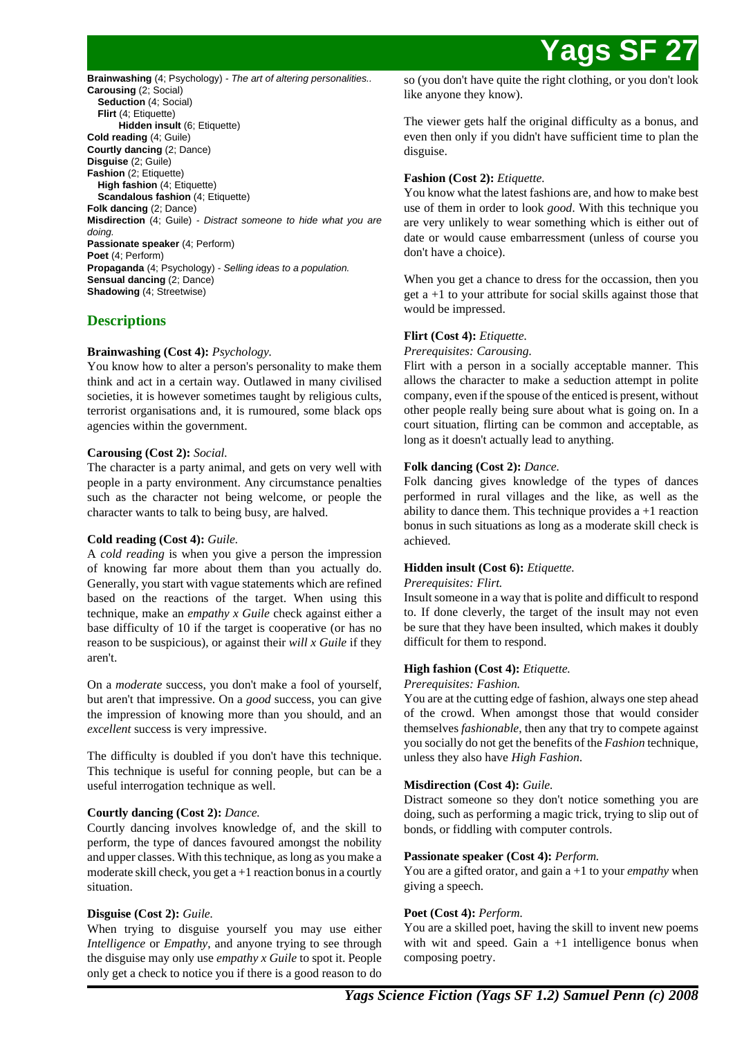**Brainwashing** (4; Psychology) - *The art of altering personalities..*
**Carousing** (2; Social)
  **Seduction** (4; Social)
  **Flirt** (4; Etiquette)
    **Hidden insult** (6; Etiquette)
**Cold reading** (4; Guile)
**Courtly dancing** (2; Dance)
**Disguise** (2; Guile)
**Fashion** (2; Etiquette)
  **High fashion** (4; Etiquette)
  **Scandalous fashion** (4; Etiquette)
**Folk dancing** (2; Dance)
**Misdirection** (4; Guile) - *Distract someone to hide what you are doing.*
**Passionate speaker** (4; Perform)
**Poet** (4; Perform)
**Propaganda** (4; Psychology) - *Selling ideas to a population.*
**Sensual dancing** (2; Dance)
**Shadowing** (4; Streetwise)

## Descriptions

**Brainwashing (Cost 4):** *Psychology.*
You know how to alter a person's personality to make them think and act in a certain way. Outlawed in many civilised societies, it is however sometimes taught by religious cults, terrorist organisations and, it is rumoured, some black ops agencies within the government.

**Carousing (Cost 2):** *Social.*
The character is a party animal, and gets on very well with people in a party environment. Any circumstance penalties such as the character not being welcome, or people the character wants to talk to being busy, are halved.

**Cold reading (Cost 4):** *Guile.*
A *cold reading* is when you give a person the impression of knowing far more about them than you actually do. Generally, you start with vague statements which are refined based on the reactions of the target. When using this technique, make an *empathy x Guile* check against either a base difficulty of 10 if the target is cooperative (or has no reason to be suspicious), or against their *will x Guile* if they aren't.

On a *moderate* success, you don't make a fool of yourself, but aren't that impressive. On a *good* success, you can give the impression of knowing more than you should, and an *excellent* success is very impressive.

The difficulty is doubled if you don't have this technique. This technique is useful for conning people, but can be a useful interrogation technique as well.

**Courtly dancing (Cost 2):** *Dance.*
Courtly dancing involves knowledge of, and the skill to perform, the type of dances favoured amongst the nobility and upper classes. With this technique, as long as you make a moderate skill check, you get a +1 reaction bonus in a courtly situation.

**Disguise (Cost 2):** *Guile.*
When trying to disguise yourself you may use either *Intelligence* or *Empathy*, and anyone trying to see through the disguise may only use *empathy x Guile* to spot it. People only get a check to notice you if there is a good reason to do so (you don't have quite the right clothing, or you don't look like anyone they know).

The viewer gets half the original difficulty as a bonus, and even then only if you didn't have sufficient time to plan the disguise.

**Fashion (Cost 2):** *Etiquette.*
You know what the latest fashions are, and how to make best use of them in order to look *good*. With this technique you are very unlikely to wear something which is either out of date or would cause embarressment (unless of course you don't have a choice).

When you get a chance to dress for the occassion, then you get a +1 to your attribute for social skills against those that would be impressed.

**Flirt (Cost 4):** *Etiquette.*
*Prerequisites: Carousing.*
Flirt with a person in a socially acceptable manner. This allows the character to make a seduction attempt in polite company, even if the spouse of the enticed is present, without other people really being sure about what is going on. In a court situation, flirting can be common and acceptable, as long as it doesn't actually lead to anything.

**Folk dancing (Cost 2):** *Dance.*
Folk dancing gives knowledge of the types of dances performed in rural villages and the like, as well as the ability to dance them. This technique provides a +1 reaction bonus in such situations as long as a moderate skill check is achieved.

**Hidden insult (Cost 6):** *Etiquette.*
*Prerequisites: Flirt.*
Insult someone in a way that is polite and difficult to respond to. If done cleverly, the target of the insult may not even be sure that they have been insulted, which makes it doubly difficult for them to respond.

**High fashion (Cost 4):** *Etiquette.*
*Prerequisites: Fashion.*
You are at the cutting edge of fashion, always one step ahead of the crowd. When amongst those that would consider themselves *fashionable*, then any that try to compete against you socially do not get the benefits of the *Fashion* technique, unless they also have *High Fashion*.

**Misdirection (Cost 4):** *Guile.*
Distract someone so they don't notice something you are doing, such as performing a magic trick, trying to slip out of bonds, or fiddling with computer controls.

**Passionate speaker (Cost 4):** *Perform.*
You are a gifted orator, and gain a +1 to your *empathy* when giving a speech.

**Poet (Cost 4):** *Perform.*
You are a skilled poet, having the skill to invent new poems with wit and speed. Gain a +1 intelligence bonus when composing poetry.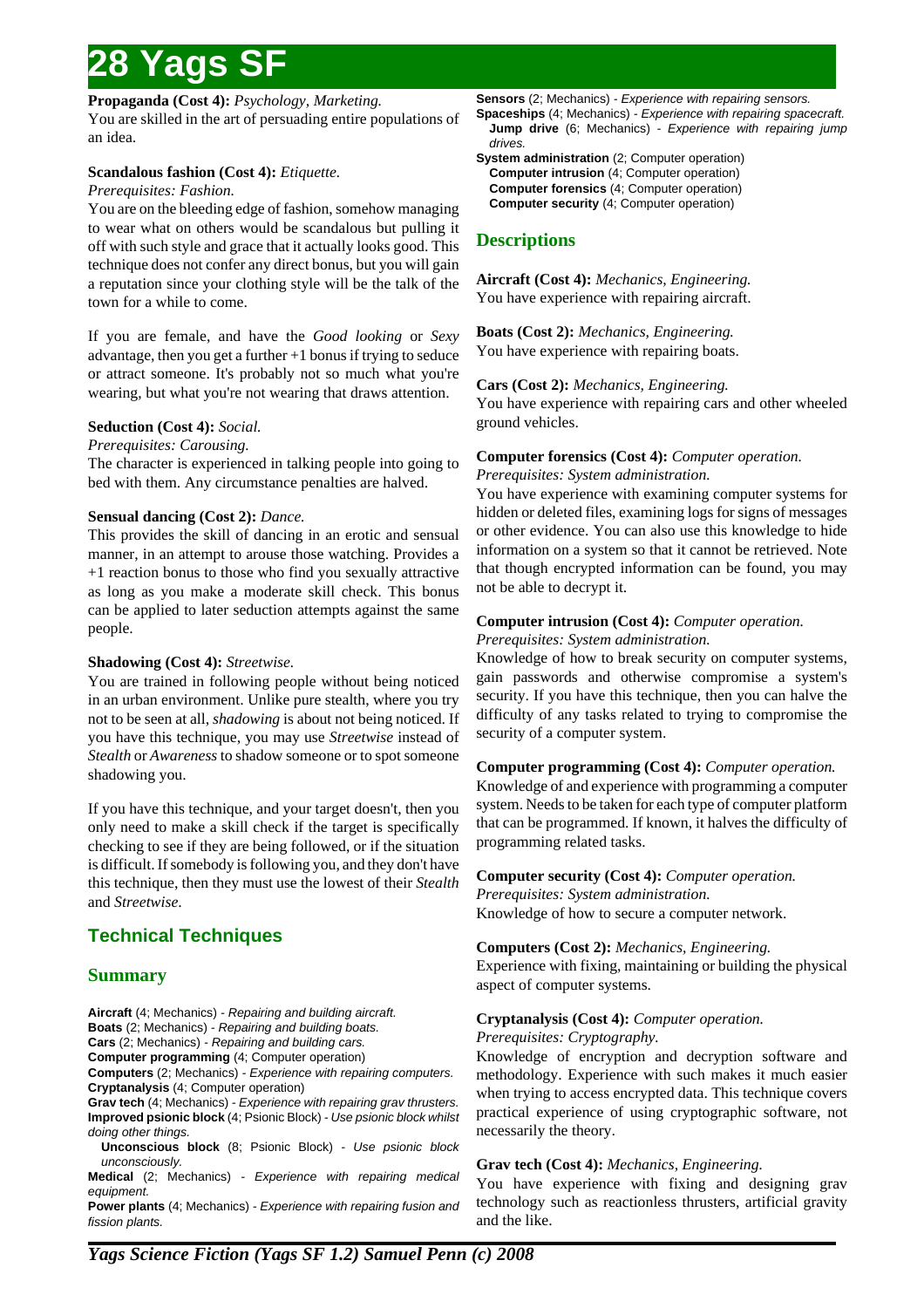**Propaganda (Cost 4):** *Psychology, Marketing.*
You are skilled in the art of persuading entire populations of an idea.

**Scandalous fashion (Cost 4):** *Etiquette.*
*Prerequisites: Fashion.*
You are on the bleeding edge of fashion, somehow managing to wear what on others would be scandalous but pulling it off with such style and grace that it actually looks good. This technique does not confer any direct bonus, but you will gain a reputation since your clothing style will be the talk of the town for a while to come.

If you are female, and have the *Good looking* or *Sexy* advantage, then you get a further +1 bonus if trying to seduce or attract someone. It's probably not so much what you're wearing, but what you're not wearing that draws attention.

**Seduction (Cost 4):** *Social.*
*Prerequisites: Carousing.*
The character is experienced in talking people into going to bed with them. Any circumstance penalties are halved.

**Sensual dancing (Cost 2):** *Dance.*
This provides the skill of dancing in an erotic and sensual manner, in an attempt to arouse those watching. Provides a +1 reaction bonus to those who find you sexually attractive as long as you make a moderate skill check. This bonus can be applied to later seduction attempts against the same people.

**Shadowing (Cost 4):** *Streetwise.*
You are trained in following people without being noticed in an urban environment. Unlike pure stealth, where you try not to be seen at all, *shadowing* is about not being noticed. If you have this technique, you may use *Streetwise* instead of *Stealth* or *Awareness* to shadow someone or to spot someone shadowing you.

If you have this technique, and your target doesn't, then you only need to make a skill check if the target is specifically checking to see if they are being followed, or if the situation is difficult. If somebody is following you, and they don't have this technique, then they must use the lowest of their *Stealth* and *Streetwise*.

## Technical Techniques

### Summary

**Aircraft** (4; Mechanics) - *Repairing and building aircraft.*
**Boats** (2; Mechanics) - *Repairing and building boats.*
**Cars** (2; Mechanics) - *Repairing and building cars.*
**Computer programming** (4; Computer operation)
**Computers** (2; Mechanics) - *Experience with repairing computers.*
**Cryptanalysis** (4; Computer operation)
**Grav tech** (4; Mechanics) - *Experience with repairing grav thrusters.*
**Improved psionic block** (4; Psionic Block) - *Use psionic block whilst doing other things.*
- **Unconscious block** (8; Psionic Block) - *Use psionic block unconsciously.*

**Medical** (2; Mechanics) - *Experience with repairing medical equipment.*
**Power plants** (4; Mechanics) - *Experience with repairing fusion and fission plants.*
**Sensors** (2; Mechanics) - *Experience with repairing sensors.*
**Spaceships** (4; Mechanics) - *Experience with repairing spacecraft.*
- **Jump drive** (6; Mechanics) - *Experience with repairing jump drives.*

**System administration** (2; Computer operation)
- **Computer intrusion** (4; Computer operation)
- **Computer forensics** (4; Computer operation)
- **Computer security** (4; Computer operation)

### Descriptions

**Aircraft (Cost 4):** *Mechanics, Engineering.*
You have experience with repairing aircraft.

**Boats (Cost 2):** *Mechanics, Engineering.*
You have experience with repairing boats.

**Cars (Cost 2):** *Mechanics, Engineering.*
You have experience with repairing cars and other wheeled ground vehicles.

**Computer forensics (Cost 4):** *Computer operation.*
*Prerequisites: System administration.*
You have experience with examining computer systems for hidden or deleted files, examining logs for signs of messages or other evidence. You can also use this knowledge to hide information on a system so that it cannot be retrieved. Note that though encrypted information can be found, you may not be able to decrypt it.

**Computer intrusion (Cost 4):** *Computer operation.*
*Prerequisites: System administration.*
Knowledge of how to break security on computer systems, gain passwords and otherwise compromise a system's security. If you have this technique, then you can halve the difficulty of any tasks related to trying to compromise the security of a computer system.

**Computer programming (Cost 4):** *Computer operation.*
Knowledge of and experience with programming a computer system. Needs to be taken for each type of computer platform that can be programmed. If known, it halves the difficulty of programming related tasks.

**Computer security (Cost 4):** *Computer operation.*
*Prerequisites: System administration.*
Knowledge of how to secure a computer network.

**Computers (Cost 2):** *Mechanics, Engineering.*
Experience with fixing, maintaining or building the physical aspect of computer systems.

**Cryptanalysis (Cost 4):** *Computer operation.*
*Prerequisites: Cryptography.*
Knowledge of encryption and decryption software and methodology. Experience with such makes it much easier when trying to access encrypted data. This technique covers practical experience of using cryptographic software, not necessarily the theory.

**Grav tech (Cost 4):** *Mechanics, Engineering.*
You have experience with fixing and designing grav technology such as reactionless thrusters, artificial gravity and the like.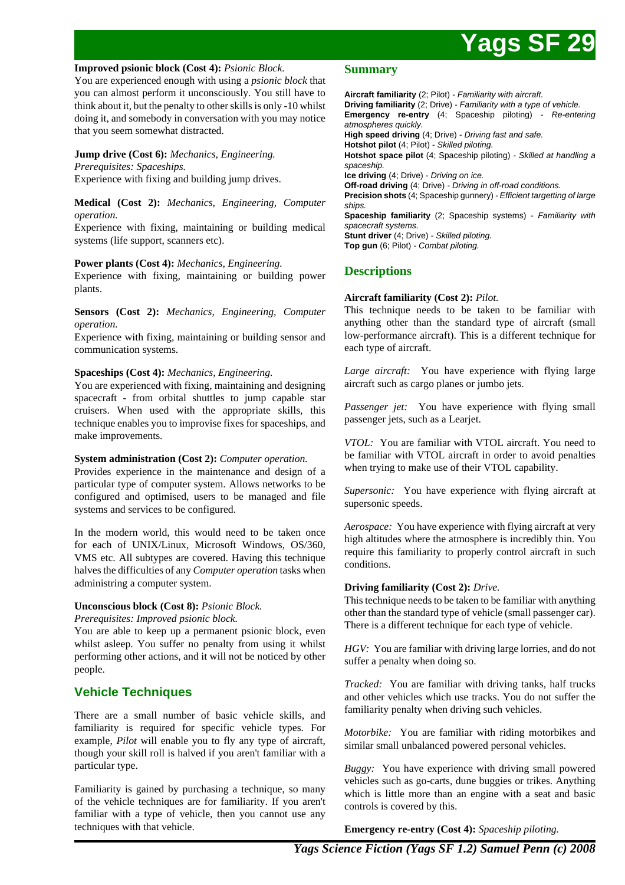**Improved psionic block (Cost 4):** *Psionic Block.*
You are experienced enough with using a *psionic block* that you can almost perform it unconsciously. You still have to think about it, but the penalty to other skills is only -10 whilst doing it, and somebody in conversation with you may notice that you seem somewhat distracted.

**Jump drive (Cost 6):** *Mechanics, Engineering.*
*Prerequisites: Spaceships.*
Experience with fixing and building jump drives.

**Medical (Cost 2):** *Mechanics, Engineering, Computer operation.*
Experience with fixing, maintaining or building medical systems (life support, scanners etc).

**Power plants (Cost 4):** *Mechanics, Engineering.*
Experience with fixing, maintaining or building power plants.

**Sensors (Cost 2):** *Mechanics, Engineering, Computer operation.*
Experience with fixing, maintaining or building sensor and communication systems.

**Spaceships (Cost 4):** *Mechanics, Engineering.*
You are experienced with fixing, maintaining and designing spacecraft - from orbital shuttles to jump capable star cruisers. When used with the appropriate skills, this technique enables you to improvise fixes for spaceships, and make improvements.

**System administration (Cost 2):** *Computer operation.*
Provides experience in the maintenance and design of a particular type of computer system. Allows networks to be configured and optimised, users to be managed and file systems and services to be configured.

In the modern world, this would need to be taken once for each of UNIX/Linux, Microsoft Windows, OS/360, VMS etc. All subtypes are covered. Having this technique halves the difficulties of any *Computer operation* tasks when administring a computer system.

**Unconscious block (Cost 8):** *Psionic Block.*
*Prerequisites: Improved psionic block.*
You are able to keep up a permanent psionic block, even whilst asleep. You suffer no penalty from using it whilst performing other actions, and it will not be noticed by other people.

## Vehicle Techniques

There are a small number of basic vehicle skills, and familiarity is required for specific vehicle types. For example, *Pilot* will enable you to fly any type of aircraft, though your skill roll is halved if you aren't familiar with a particular type.

Familiarity is gained by purchasing a technique, so many of the vehicle techniques are for familiarity. If you aren't familiar with a type of vehicle, then you cannot use any techniques with that vehicle.

### Summary

**Aircraft familiarity** (2; Pilot) - *Familiarity with aircraft.*
**Driving familiarity** (2; Drive) - *Familiarity with a type of vehicle.*
**Emergency re-entry** (4; Spaceship piloting) - *Re-entering atmospheres quickly.*
**High speed driving** (4; Drive) - *Driving fast and safe.*
**Hotshot pilot** (4; Pilot) - *Skilled piloting.*
**Hotshot space pilot** (4; Spaceship piloting) - *Skilled at handling a spaceship.*
**Ice driving** (4; Drive) - *Driving on ice.*
**Off-road driving** (4; Drive) - *Driving in off-road conditions.*
**Precision shots** (4; Spaceship gunnery) - *Efficient targetting of large ships.*
**Spaceship familiarity** (2; Spaceship systems) - *Familiarity with spacecraft systems.*
**Stunt driver** (4; Drive) - *Skilled piloting.*
**Top gun** (6; Pilot) - *Combat piloting.*

### Descriptions

**Aircraft familiarity (Cost 2):** *Pilot.*
This technique needs to be taken to be familiar with anything other than the standard type of aircraft (small low-performance aircraft). This is a different technique for each type of aircraft.

*Large aircraft:* You have experience with flying large aircraft such as cargo planes or jumbo jets.

*Passenger jet:* You have experience with flying small passenger jets, such as a Learjet.

*VTOL:* You are familiar with VTOL aircraft. You need to be familiar with VTOL aircraft in order to avoid penalties when trying to make use of their VTOL capability.

*Supersonic:* You have experience with flying aircraft at supersonic speeds.

*Aerospace:* You have experience with flying aircraft at very high altitudes where the atmosphere is incredibly thin. You require this familiarity to properly control aircraft in such conditions.

**Driving familiarity (Cost 2):** *Drive.*
This technique needs to be taken to be familiar with anything other than the standard type of vehicle (small passenger car). There is a different technique for each type of vehicle.

*HGV:* You are familiar with driving large lorries, and do not suffer a penalty when doing so.

*Tracked:* You are familiar with driving tanks, half trucks and other vehicles which use tracks. You do not suffer the familiarity penalty when driving such vehicles.

*Motorbike:* You are familiar with riding motorbikes and similar small unbalanced powered personal vehicles.

*Buggy:* You have experience with driving small powered vehicles such as go-carts, dune buggies or trikes. Anything which is little more than an engine with a seat and basic controls is covered by this.

**Emergency re-entry (Cost 4):** *Spaceship piloting.*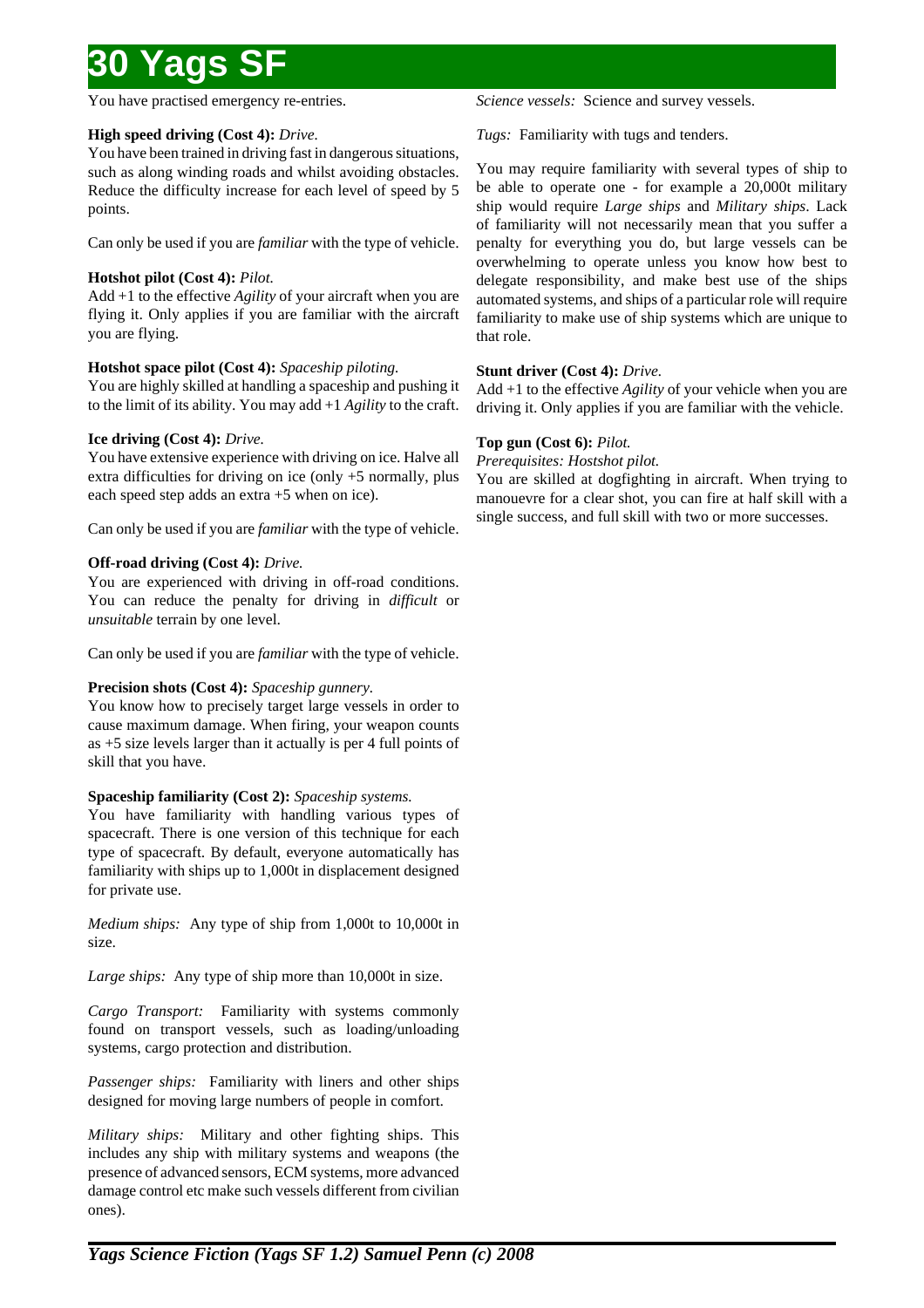You have practised emergency re-entries.

**High speed driving (Cost 4):** *Drive.*
You have been trained in driving fast in dangerous situations, such as along winding roads and whilst avoiding obstacles. Reduce the difficulty increase for each level of speed by 5 points.

Can only be used if you are *familiar* with the type of vehicle.

**Hotshot pilot (Cost 4):** *Pilot.*
Add +1 to the effective *Agility* of your aircraft when you are flying it. Only applies if you are familiar with the aircraft you are flying.

**Hotshot space pilot (Cost 4):** *Spaceship piloting.*
You are highly skilled at handling a spaceship and pushing it to the limit of its ability. You may add +1 *Agility* to the craft.

**Ice driving (Cost 4):** *Drive.*
You have extensive experience with driving on ice. Halve all extra difficulties for driving on ice (only +5 normally, plus each speed step adds an extra +5 when on ice).

Can only be used if you are *familiar* with the type of vehicle.

**Off-road driving (Cost 4):** *Drive.*
You are experienced with driving in off-road conditions. You can reduce the penalty for driving in *difficult* or *unsuitable* terrain by one level.

Can only be used if you are *familiar* with the type of vehicle.

**Precision shots (Cost 4):** *Spaceship gunnery.*
You know how to precisely target large vessels in order to cause maximum damage. When firing, your weapon counts as +5 size levels larger than it actually is per 4 full points of skill that you have.

**Spaceship familiarity (Cost 2):** *Spaceship systems.*
You have familiarity with handling various types of spacecraft. There is one version of this technique for each type of spacecraft. By default, everyone automatically has familiarity with ships up to 1,000t in displacement designed for private use.

*Medium ships:* Any type of ship from 1,000t to 10,000t in size.

*Large ships:* Any type of ship more than 10,000t in size.

*Cargo Transport:* Familiarity with systems commonly found on transport vessels, such as loading/unloading systems, cargo protection and distribution.

*Passenger ships:* Familiarity with liners and other ships designed for moving large numbers of people in comfort.

*Military ships:* Military and other fighting ships. This includes any ship with military systems and weapons (the presence of advanced sensors, ECM systems, more advanced damage control etc make such vessels different from civilian ones).

*Science vessels:* Science and survey vessels.

*Tugs:* Familiarity with tugs and tenders.

You may require familiarity with several types of ship to be able to operate one - for example a 20,000t military ship would require *Large ships* and *Military ships*. Lack of familiarity will not necessarily mean that you suffer a penalty for everything you do, but large vessels can be overwhelming to operate unless you know how best to delegate responsibility, and make best use of the ships automated systems, and ships of a particular role will require familiarity to make use of ship systems which are unique to that role.

**Stunt driver (Cost 4):** *Drive.*
Add +1 to the effective *Agility* of your vehicle when you are driving it. Only applies if you are familiar with the vehicle.

**Top gun (Cost 6):** *Pilot.*
*Prerequisites: Hostshot pilot.*
You are skilled at dogfighting in aircraft. When trying to manouevre for a clear shot, you can fire at half skill with a single success, and full skill with two or more successes.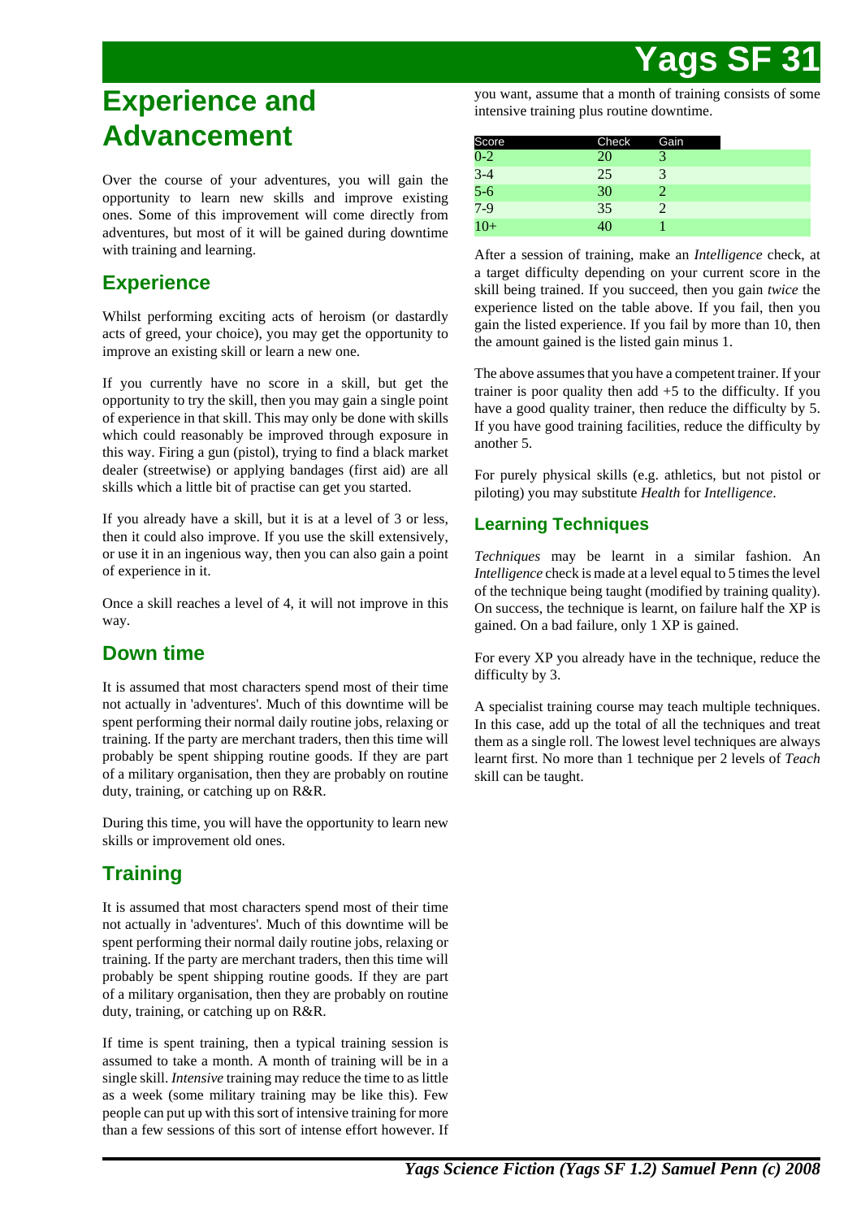# Experience and Advancement

Over the course of your adventures, you will gain the opportunity to learn new skills and improve existing ones. Some of this improvement will come directly from adventures, but most of it will be gained during downtime with training and learning.

## Experience

Whilst performing exciting acts of heroism (or dastardly acts of greed, your choice), you may get the opportunity to improve an existing skill or learn a new one.

If you currently have no score in a skill, but get the opportunity to try the skill, then you may gain a single point of experience in that skill. This may only be done with skills which could reasonably be improved through exposure in this way. Firing a gun (pistol), trying to find a black market dealer (streetwise) or applying bandages (first aid) are all skills which a little bit of practise can get you started.

If you already have a skill, but it is at a level of 3 or less, then it could also improve. If you use the skill extensively, or use it in an ingenious way, then you can also gain a point of experience in it.

Once a skill reaches a level of 4, it will not improve in this way.

## Down time

It is assumed that most characters spend most of their time not actually in 'adventures'. Much of this downtime will be spent performing their normal daily routine jobs, relaxing or training. If the party are merchant traders, then this time will probably be spent shipping routine goods. If they are part of a military organisation, then they are probably on routine duty, training, or catching up on R&R.

During this time, you will have the opportunity to learn new skills or improvement old ones.

## Training

It is assumed that most characters spend most of their time not actually in 'adventures'. Much of this downtime will be spent performing their normal daily routine jobs, relaxing or training. If the party are merchant traders, then this time will probably be spent shipping routine goods. If they are part of a military organisation, then they are probably on routine duty, training, or catching up on R&R.

If time is spent training, then a typical training session is assumed to take a month. A month of training will be in a single skill. *Intensive* training may reduce the time to as little as a week (some military training may be like this). Few people can put up with this sort of intensive training for more than a few sessions of this sort of intense effort however. If you want, assume that a month of training consists of some intensive training plus routine downtime.

| Score | Check | Gain |
|---|---|---|
| 0-2 | 20 | 3 |
| 3-4 | 25 | 3 |
| 5-6 | 30 | 2 |
| 7-9 | 35 | 2 |
| 10+ | 40 | 1 |

After a session of training, make an *Intelligence* check, at a target difficulty depending on your current score in the skill being trained. If you succeed, then you gain *twice* the experience listed on the table above. If you fail, then you gain the listed experience. If you fail by more than 10, then the amount gained is the listed gain minus 1.

The above assumes that you have a competent trainer. If your trainer is poor quality then add +5 to the difficulty. If you have a good quality trainer, then reduce the difficulty by 5. If you have good training facilities, reduce the difficulty by another 5.

For purely physical skills (e.g. athletics, but not pistol or piloting) you may substitute *Health* for *Intelligence*.

### Learning Techniques

*Techniques* may be learnt in a similar fashion. An *Intelligence* check is made at a level equal to 5 times the level of the technique being taught (modified by training quality). On success, the technique is learnt, on failure half the XP is gained. On a bad failure, only 1 XP is gained.

For every XP you already have in the technique, reduce the difficulty by 3.

A specialist training course may teach multiple techniques. In this case, add up the total of all the techniques and treat them as a single roll. The lowest level techniques are always learnt first. No more than 1 technique per 2 levels of *Teach* skill can be taught.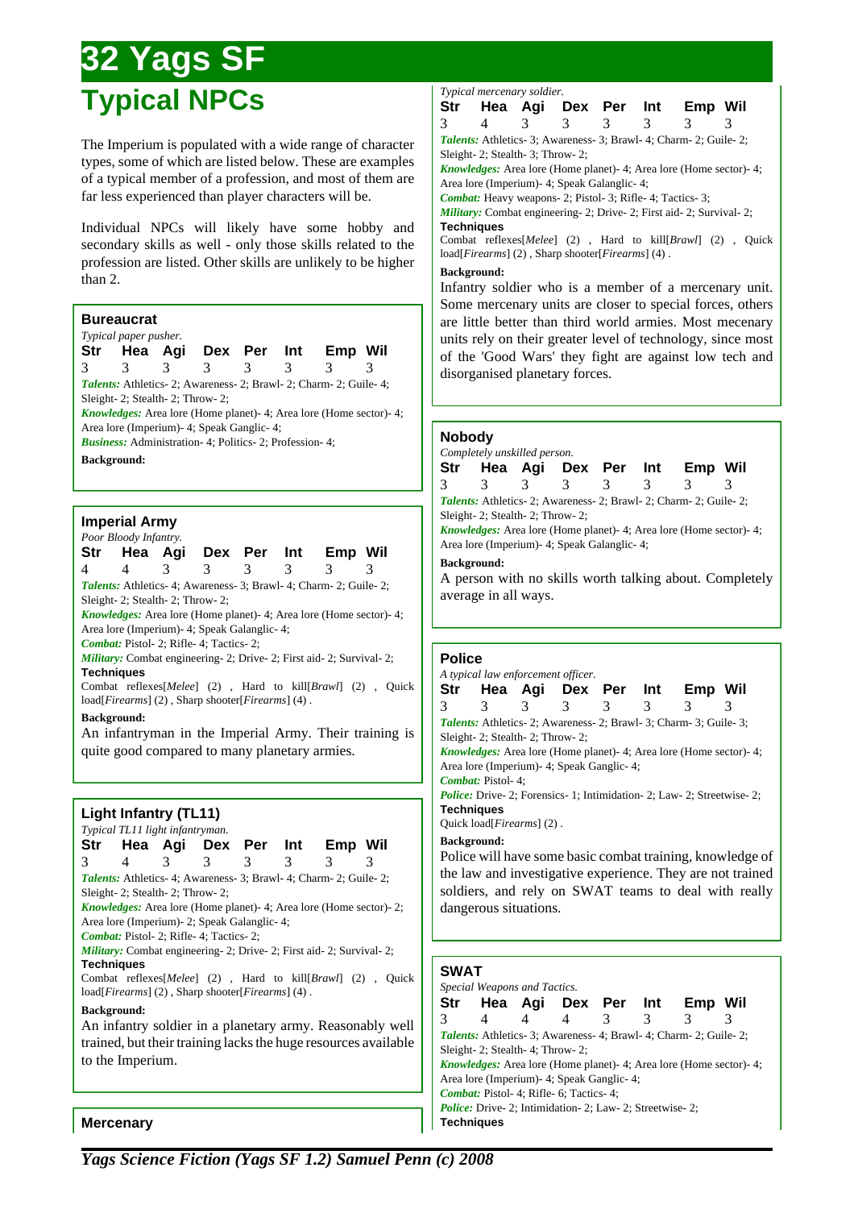# Typical NPCs

The Imperium is populated with a wide range of character types, some of which are listed below. These are examples of a typical member of a profession, and most of them are far less experienced than player characters will be.

Individual NPCs will likely have some hobby and secondary skills as well - only those skills related to the profession are listed. Other skills are unlikely to be higher than 2.

### Bureaucrat

*Typical paper pusher.*

| Str | Hea | Agi | Dex | Per | Int | Emp | Wil |
|---|---|---|---|---|---|---|---|
| 3 | 3 | 3 | 3 | 3 | 3 | 3 | 3 |

***Talents:*** Athletics- 2; Awareness- 2; Brawl- 2; Charm- 2; Guile- 4; Sleight- 2; Stealth- 2; Throw- 2;

***Knowledges:*** Area lore (Home planet)- 4; Area lore (Home sector)- 4; Area lore (Imperium)- 4; Speak Ganglic- 4;

***Business:*** Administration- 4; Politics- 2; Profession- 4;

**Background:**

### Imperial Army

*Poor Bloody Infantry.*

| Str | Hea | Agi | Dex | Per | Int | Emp | Wil |
|---|---|---|---|---|---|---|---|
| 4 | 4 | 3 | 3 | 3 | 3 | 3 | 3 |

***Talents:*** Athletics- 4; Awareness- 3; Brawl- 4; Charm- 2; Guile- 2; Sleight- 2; Stealth- 2; Throw- 2;

***Knowledges:*** Area lore (Home planet)- 4; Area lore (Home sector)- 4; Area lore (Imperium)- 4; Speak Galanglic- 4;

***Combat:*** Pistol- 2; Rifle- 4; Tactics- 2;

***Military:*** Combat engineering- 2; Drive- 2; First aid- 2; Survival- 2;

**Techniques**

Combat reflexes[*Melee*] (2) , Hard to kill[*Brawl*] (2) , Quick load[*Firearms*] (2) , Sharp shooter[*Firearms*] (4) .

**Background:**

An infantryman in the Imperial Army. Their training is quite good compared to many planetary armies.

### Light Infantry (TL11)

*Typical TL11 light infantryman.*

| Str | Hea | Agi | Dex | Per | Int | Emp | Wil |
|---|---|---|---|---|---|---|---|
| 3 | 4 | 3 | 3 | 3 | 3 | 3 | 3 |

***Talents:*** Athletics- 4; Awareness- 3; Brawl- 4; Charm- 2; Guile- 2; Sleight- 2; Stealth- 2; Throw- 2;

***Knowledges:*** Area lore (Home planet)- 4; Area lore (Home sector)- 2; Area lore (Imperium)- 2; Speak Galanglic- 4;

***Combat:*** Pistol- 2; Rifle- 4; Tactics- 2;

***Military:*** Combat engineering- 2; Drive- 2; First aid- 2; Survival- 2;

**Techniques**

Combat reflexes[*Melee*] (2) , Hard to kill[*Brawl*] (2) , Quick load[*Firearms*] (2) , Sharp shooter[*Firearms*] (4) .

**Background:**

An infantry soldier in a planetary army. Reasonably well trained, but their training lacks the huge resources available to the Imperium.

### Mercenary

*Typical mercenary soldier.*

| Str | Hea | Agi | Dex | Per | Int | Emp | Wil |
|---|---|---|---|---|---|---|---|
| 3 | 4 | 3 | 3 | 3 | 3 | 3 | 3 |

***Talents:*** Athletics- 3; Awareness- 3; Brawl- 4; Charm- 2; Guile- 2; Sleight- 2; Stealth- 3; Throw- 2;

***Knowledges:*** Area lore (Home planet)- 4; Area lore (Home sector)- 4; Area lore (Imperium)- 4; Speak Galanglic- 4;

***Combat:*** Heavy weapons- 2; Pistol- 3; Rifle- 4; Tactics- 3;

***Military:*** Combat engineering- 2; Drive- 2; First aid- 2; Survival- 2;

**Techniques**

Combat reflexes[*Melee*] (2) , Hard to kill[*Brawl*] (2) , Quick load[*Firearms*] (2) , Sharp shooter[*Firearms*] (4) .

**Background:**

Infantry soldier who is a member of a mercenary unit. Some mercenary units are closer to special forces, others are little better than third world armies. Most mecenary units rely on their greater level of technology, since most of the 'Good Wars' they fight are against low tech and disorganised planetary forces.

### Nobody

*Completely unskilled person.*

| Str | Hea | Agi | Dex | Per | Int | Emp | Wil |
|---|---|---|---|---|---|---|---|
| 3 | 3 | 3 | 3 | 3 | 3 | 3 | 3 |

***Talents:*** Athletics- 2; Awareness- 2; Brawl- 2; Charm- 2; Guile- 2; Sleight- 2; Stealth- 2; Throw- 2;

***Knowledges:*** Area lore (Home planet)- 4; Area lore (Home sector)- 4; Area lore (Imperium)- 4; Speak Galanglic- 4;

**Background:**

A person with no skills worth talking about. Completely average in all ways.

### Police

*A typical law enforcement officer.*

| Str | Hea | Agi | Dex | Per | Int | Emp | Wil |
|---|---|---|---|---|---|---|---|
| 3 | 3 | 3 | 3 | 3 | 3 | 3 | 3 |

***Talents:*** Athletics- 2; Awareness- 2; Brawl- 3; Charm- 3; Guile- 3; Sleight- 2; Stealth- 2; Throw- 2;

***Knowledges:*** Area lore (Home planet)- 4; Area lore (Home sector)- 4; Area lore (Imperium)- 4; Speak Ganglic- 4;

***Combat:*** Pistol- 4;

***Police:*** Drive- 2; Forensics- 1; Intimidation- 2; Law- 2; Streetwise- 2;

**Techniques**

Quick load[*Firearms*] (2) .

**Background:**

Police will have some basic combat training, knowledge of the law and investigative experience. They are not trained soldiers, and rely on SWAT teams to deal with really dangerous situations.

### SWAT

*Special Weapons and Tactics.*

| Str | Hea | Agi | Dex | Per | Int | Emp | Wil |
|---|---|---|---|---|---|---|---|
| 3 | 4 | 4 | 4 | 3 | 3 | 3 | 3 |

***Talents:*** Athletics- 3; Awareness- 4; Brawl- 4; Charm- 2; Guile- 2; Sleight- 2; Stealth- 4; Throw- 2;

***Knowledges:*** Area lore (Home planet)- 4; Area lore (Home sector)- 4; Area lore (Imperium)- 4; Speak Ganglic- 4;

***Combat:*** Pistol- 4; Rifle- 6; Tactics- 4;

***Police:*** Drive- 2; Intimidation- 2; Law- 2; Streetwise- 2;

**Techniques**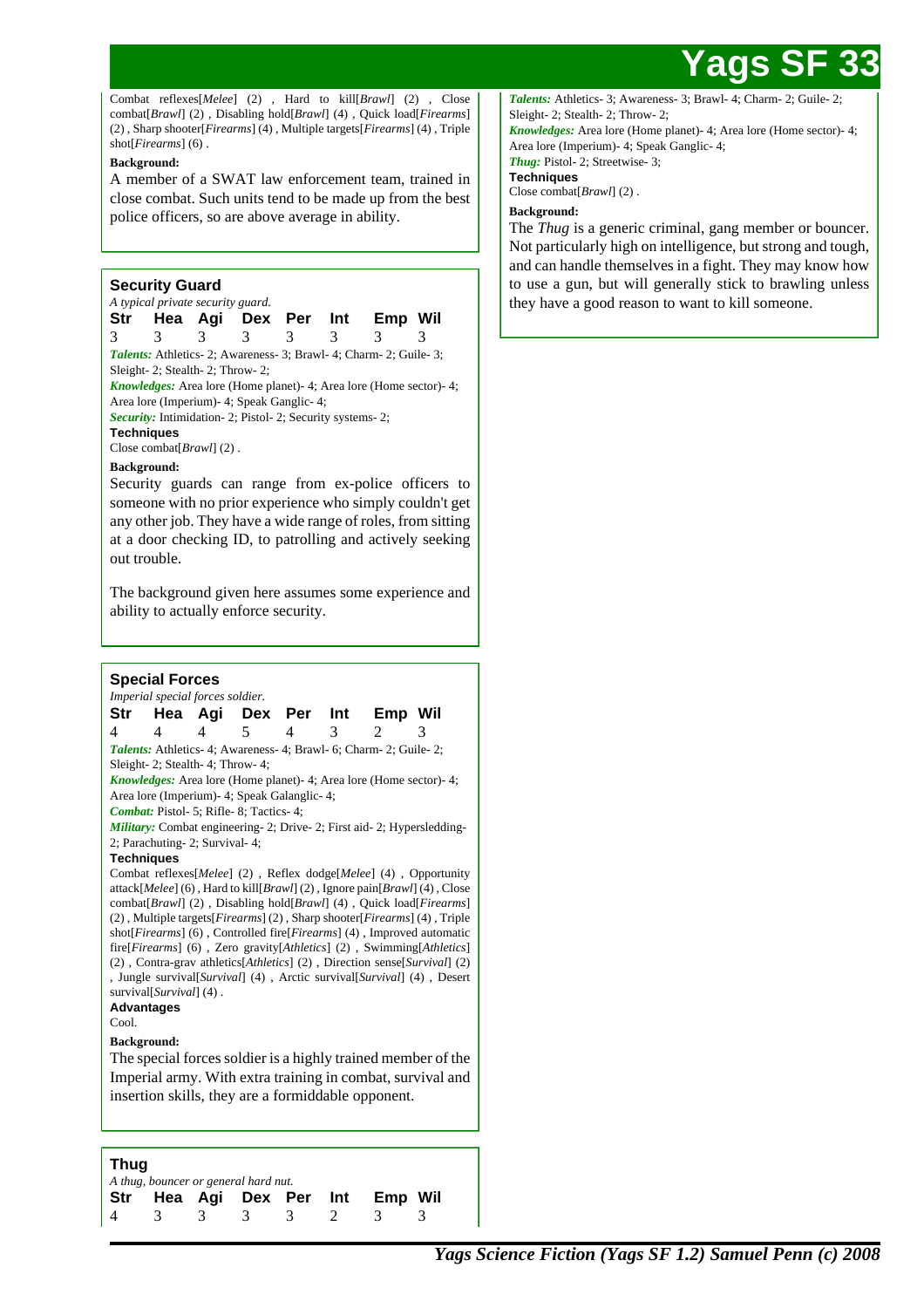Combat reflexes[*Melee*] (2) , Hard to kill[*Brawl*] (2) , Close combat[*Brawl*] (2) , Disabling hold[*Brawl*] (4) , Quick load[*Firearms*] (2) , Sharp shooter[*Firearms*] (4) , Multiple targets[*Firearms*] (4) , Triple shot[*Firearms*] (6) .

**Background:**

A member of a SWAT law enforcement team, trained in close combat. Such units tend to be made up from the best police officers, so are above average in ability.

### Security Guard

*A typical private security guard.*

| Str | Hea | Agi | Dex | Per | Int | Emp | Wil |
|---|---|---|---|---|---|---|---|
| 3 | 3 | 3 | 3 | 3 | 3 | 3 | 3 |

***Talents:*** Athletics- 2; Awareness- 3; Brawl- 4; Charm- 2; Guile- 3; Sleight- 2; Stealth- 2; Throw- 2;

***Knowledges:*** Area lore (Home planet)- 4; Area lore (Home sector)- 4; Area lore (Imperium)- 4; Speak Ganglic- 4;

***Security:*** Intimidation- 2; Pistol- 2; Security systems- 2;

**Techniques**

Close combat[*Brawl*] (2) .

**Background:**

Security guards can range from ex-police officers to someone with no prior experience who simply couldn't get any other job. They have a wide range of roles, from sitting at a door checking ID, to patrolling and actively seeking out trouble.

The background given here assumes some experience and ability to actually enforce security.

### Special Forces

*Imperial special forces soldier.*

| Str | Hea | Agi | Dex | Per | Int | Emp | Wil |
|---|---|---|---|---|---|---|---|
| 4 | 4 | 4 | 5 | 4 | 3 | 2 | 3 |

***Talents:*** Athletics- 4; Awareness- 4; Brawl- 6; Charm- 2; Guile- 2; Sleight- 2; Stealth- 4; Throw- 4;

***Knowledges:*** Area lore (Home planet)- 4; Area lore (Home sector)- 4; Area lore (Imperium)- 4; Speak Galanglic- 4;

***Combat:*** Pistol- 5; Rifle- 8; Tactics- 4;

***Military:*** Combat engineering- 2; Drive- 2; First aid- 2; Hypersledding- 2; Parachuting- 2; Survival- 4;

**Techniques**

Combat reflexes[*Melee*] (2) , Reflex dodge[*Melee*] (4) , Opportunity attack[*Melee*] (6) , Hard to kill[*Brawl*] (2) , Ignore pain[*Brawl*] (4) , Close combat[*Brawl*] (2) , Disabling hold[*Brawl*] (4) , Quick load[*Firearms*] (2) , Multiple targets[*Firearms*] (2) , Sharp shooter[*Firearms*] (4) , Triple shot[*Firearms*] (6) , Controlled fire[*Firearms*] (4) , Improved automatic fire[*Firearms*] (6) , Zero gravity[*Athletics*] (2) , Swimming[*Athletics*] (2) , Contra-grav athletics[*Athletics*] (2) , Direction sense[*Survival*] (2) , Jungle survival[*Survival*] (4) , Arctic survival[*Survival*] (4) , Desert survival[*Survival*] (4) .

**Advantages**

Cool.

**Background:**

The special forces soldier is a highly trained member of the Imperial army. With extra training in combat, survival and insertion skills, they are a formiddable opponent.

### Thug

*A thug, bouncer or general hard nut.*

| Str | Hea | Agi | Dex | Per | Int | Emp | Wil |
|---|---|---|---|---|---|---|---|
| 4 | 3 | 3 | 3 | 3 | 2 | 3 | 3 |

***Talents:*** Athletics- 3; Awareness- 3; Brawl- 4; Charm- 2; Guile- 2; Sleight- 2; Stealth- 2; Throw- 2;

***Knowledges:*** Area lore (Home planet)- 4; Area lore (Home sector)- 4; Area lore (Imperium)- 4; Speak Ganglic- 4;

***Thug:*** Pistol- 2; Streetwise- 3;

**Techniques**

Close combat[*Brawl*] (2) .

**Background:**

The *Thug* is a generic criminal, gang member or bouncer. Not particularly high on intelligence, but strong and tough, and can handle themselves in a fight. They may know how to use a gun, but will generally stick to brawling unless they have a good reason to want to kill someone.